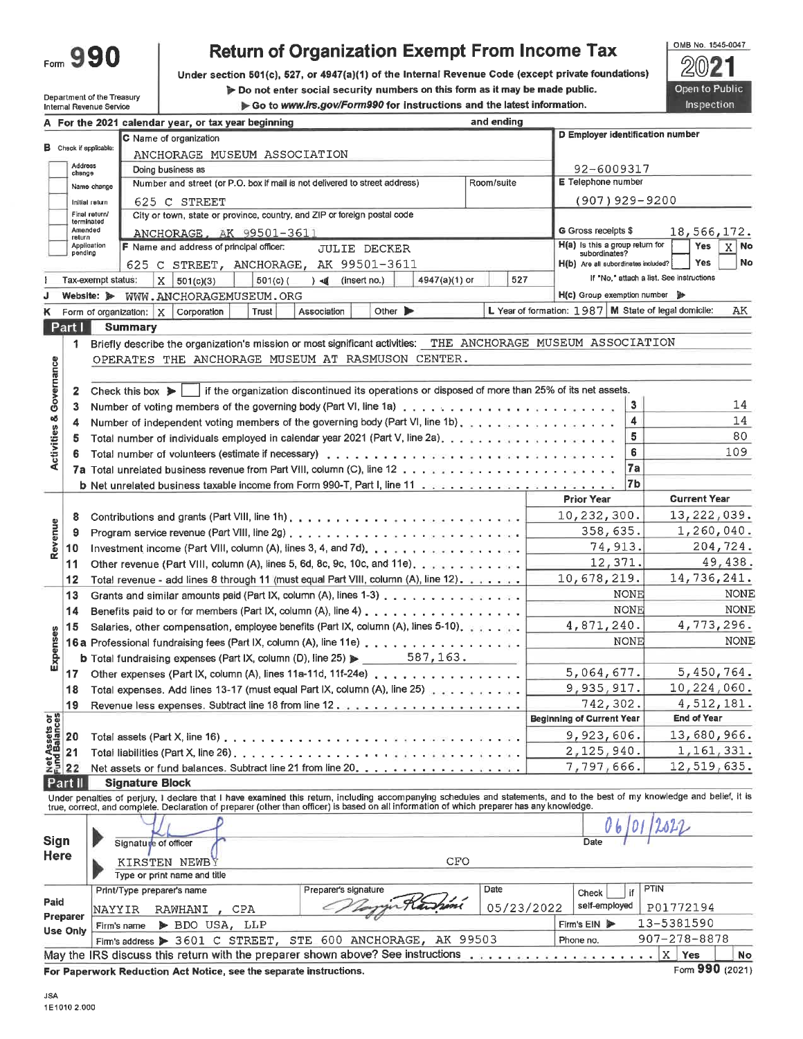# Form 990 — Return of Organization Exempt From Income Tax

**2021**

Under section 501(c), 527, or 4947(a)(1) of the Internal Revenue Code (except private foundations)

Do not enter social security numbers on this form as it may be made public.

Go to www.irs.gov/Form990 for instructions and the latest information.

OMB No. 1545-0047

Open to Public Inspection

Department of the Treasury
Internal Revenue Service

**A** For the 2021 calendar year, or tax year beginning and ending

**B** Check if applicable: Address change; Name change; Initial return; Final return/terminated; Amended return; Application pending

**C** Name of organization: ANCHORAGE MUSEUM ASSOCIATION

Doing business as

Number and street (or P.O. box if mail is not delivered to street address): 625 C STREET — Room/suite

City or town, state or province, country, and ZIP or foreign postal code: ANCHORAGE, AK 99501-3611

**D** Employer identification number: 92-6009317

**E** Telephone number: (907)929-9200

**G** Gross receipts $ 18,566,172.

**F** Name and address of principal officer: JULIE DECKER, 625 C STREET, ANCHORAGE, AK 99501-3611

**H(a)** Is this a group return for subordinates? Yes [ ] No [X]

**H(b)** Are all subordinates included? Yes [ ] No [ ] If "No," attach a list. See instructions

**I** Tax-exempt status: [X] 501(c)(3) [ ] 501(c) ( ) (insert no.) [ ] 4947(a)(1) or [ ] 527

**J** Website: WWW.ANCHORAGEMUSEUM.ORG

**H(c)** Group exemption number

**K** Form of organization: [X] Corporation [ ] Trust [ ] Association [ ] Other

**L** Year of formation: 1987 **M** State of legal domicile: AK

## Part I Summary

**Activities & Governance**

1 Briefly describe the organization's mission or most significant activities: THE ANCHORAGE MUSEUM ASSOCIATION OPERATES THE ANCHORAGE MUSEUM AT RASMUSON CENTER.

2 Check this box [ ] if the organization discontinued its operations or disposed of more than 25% of its net assets.

| | | | |
|---|---|---|---|
| 3 | Number of voting members of the governing body (Part VI, line 1a) | 3 | 14 |
| 4 | Number of independent voting members of the governing body (Part VI, line 1b) | 4 | 14 |
| 5 | Total number of individuals employed in calendar year 2021 (Part V, line 2a) | 5 | 80 |
| 6 | Total number of volunteers (estimate if necessary) | 6 | 109 |
| 7a | Total unrelated business revenue from Part VIII, column (C), line 12 | 7a | |
| b | Net unrelated business taxable income from Form 990-T, Part I, line 11 | 7b | |

| | | Prior Year | Current Year |
|---|---|---|---|
| **Revenue** | | | |
| 8 | Contributions and grants (Part VIII, line 1h) | 10,232,300. | 13,222,039. |
| 9 | Program service revenue (Part VIII, line 2g) | 358,635. | 1,260,040. |
| 10 | Investment income (Part VIII, column (A), lines 3, 4, and 7d) | 74,913. | 204,724. |
| 11 | Other revenue (Part VIII, column (A), lines 5, 6d, 8c, 9c, 10c, and 11e) | 12,371. | 49,438. |
| 12 | Total revenue - add lines 8 through 11 (must equal Part VIII, column (A), line 12) | 10,678,219. | 14,736,241. |
| **Expenses** | | | |
| 13 | Grants and similar amounts paid (Part IX, column (A), lines 1-3) | NONE | NONE |
| 14 | Benefits paid to or for members (Part IX, column (A), line 4) | NONE | NONE |
| 15 | Salaries, other compensation, employee benefits (Part IX, column (A), lines 5-10) | 4,871,240. | 4,773,296. |
| 16a | Professional fundraising fees (Part IX, column (A), line 11e) | NONE | NONE |
| b | Total fundraising expenses (Part IX, column (D), line 25) 587,163. | | |
| 17 | Other expenses (Part IX, column (A), lines 11a-11d, 11f-24e) | 5,064,677. | 5,450,764. |
| 18 | Total expenses. Add lines 13-17 (must equal Part IX, column (A), line 25) | 9,935,917. | 10,224,060. |
| 19 | Revenue less expenses. Subtract line 18 from line 12 | 742,302. | 4,512,181. |

| **Net Assets or Fund Balances** | | Beginning of Current Year | End of Year |
|---|---|---|---|
| 20 | Total assets (Part X, line 16) | 9,923,606. | 13,680,966. |
| 21 | Total liabilities (Part X, line 26) | 2,125,940. | 1,161,331. |
| 22 | Net assets or fund balances. Subtract line 21 from line 20 | 7,797,666. | 12,519,635. |

## Part II Signature Block

Under penalties of perjury, I declare that I have examined this return, including accompanying schedules and statements, and to the best of my knowledge and belief, it is true, correct, and complete. Declaration of preparer (other than officer) is based on all information of which preparer has any knowledge.

**Sign Here**

Signature of officer — Date: 06/01/2022

KIRSTEN NEWBY, CFO

Type or print name and title

**Paid Preparer Use Only**

| Print/Type preparer's name | Preparer's signature | Date | Check [ ] if self-employed | PTIN |
|---|---|---|---|---|
| NAYYIR RAWHANI, CPA | | 05/23/2022 | | P01772194 |

Firm's name: BDO USA, LLP — Firm's EIN: 13-5381590

Firm's address: 3601 C STREET, STE 600 ANCHORAGE, AK 99503 — Phone no. 907-278-8878

May the IRS discuss this return with the preparer shown above? See instructions [X] Yes [ ] No

For Paperwork Reduction Act Notice, see the separate instructions. Form **990** (2021)

JSA
1E1010 2.000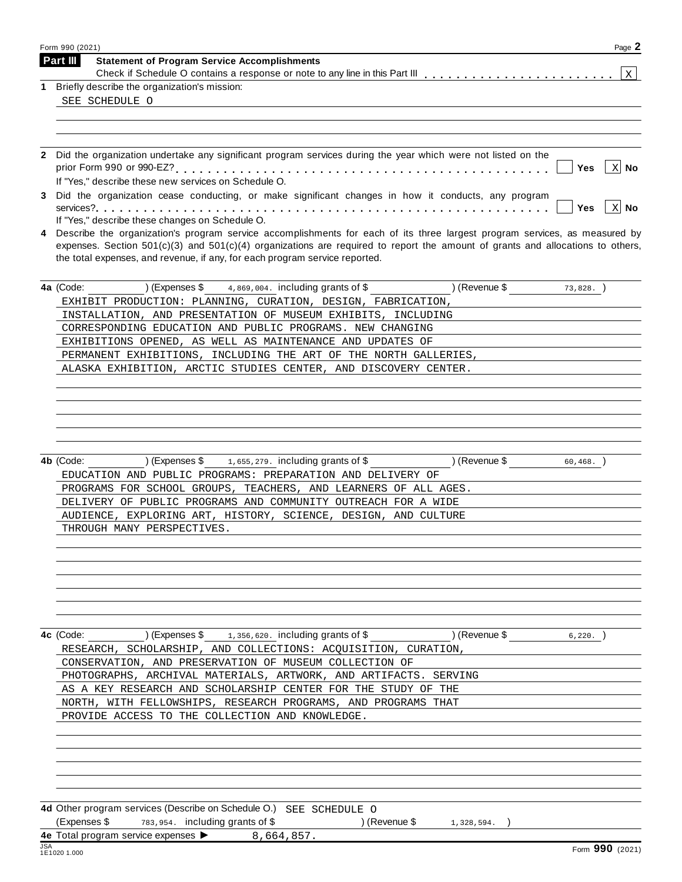Form 990 (2021)

## Part III Statement of Program Service Accomplishments

Check if Schedule O contains a response or note to any line in this Part III . . . . . . . . . . . . . . . . . . . . . . . [X]

**1** Briefly describe the organization's mission:

SEE SCHEDULE O

**2** Did the organization undertake any significant program services during the year which were not listed on the prior Form 990 or 990-EZ? . . . . . . . . . . . . . . . . . . . . . . . . . . . . . . . . . . . . . . . . . [ ] Yes [X] No

If "Yes," describe these new services on Schedule O.

**3** Did the organization cease conducting, or make significant changes in how it conducts, any program services? . . . . . . . . . . . . . . . . . . . . . . . . . . . . . . . . . . . . . . . . . . . . . . . . . . . . . [ ] Yes [X] No

If "Yes," describe these changes on Schedule O.

**4** Describe the organization's program service accomplishments for each of its three largest program services, as measured by expenses. Section 501(c)(3) and 501(c)(4) organizations are required to report the amount of grants and allocations to others, the total expenses, and revenue, if any, for each program service reported.

**4a** (Code: ) (Expenses $ 4,869,004. including grants of $ ) (Revenue $ 73,828. )

EXHIBIT PRODUCTION: PLANNING, CURATION, DESIGN, FABRICATION, INSTALLATION, AND PRESENTATION OF MUSEUM EXHIBITS, INCLUDING CORRESPONDING EDUCATION AND PUBLIC PROGRAMS. NEW CHANGING EXHIBITIONS OPENED, AS WELL AS MAINTENANCE AND UPDATES OF PERMANENT EXHIBITIONS, INCLUDING THE ART OF THE NORTH GALLERIES, ALASKA EXHIBITION, ARCTIC STUDIES CENTER, AND DISCOVERY CENTER.

**4b** (Code: ) (Expenses $ 1,655,279. including grants of $ ) (Revenue $ 60,468. )

EDUCATION AND PUBLIC PROGRAMS: PREPARATION AND DELIVERY OF PROGRAMS FOR SCHOOL GROUPS, TEACHERS, AND LEARNERS OF ALL AGES. DELIVERY OF PUBLIC PROGRAMS AND COMMUNITY OUTREACH FOR A WIDE AUDIENCE, EXPLORING ART, HISTORY, SCIENCE, DESIGN, AND CULTURE THROUGH MANY PERSPECTIVES.

**4c** (Code: ) (Expenses $ 1,356,620. including grants of $ ) (Revenue $ 6,220. )

RESEARCH, SCHOLARSHIP, AND COLLECTIONS: ACQUISITION, CURATION, CONSERVATION, AND PRESERVATION OF MUSEUM COLLECTION OF PHOTOGRAPHS, ARCHIVAL MATERIALS, ARTWORK, AND ARTIFACTS. SERVING AS A KEY RESEARCH AND SCHOLARSHIP CENTER FOR THE STUDY OF THE NORTH, WITH FELLOWSHIPS, RESEARCH PROGRAMS, AND PROGRAMS THAT PROVIDE ACCESS TO THE COLLECTION AND KNOWLEDGE.

**4d** Other program services (Describe on Schedule O.) SEE SCHEDULE O

(Expenses $ 783,954. including grants of $ ) (Revenue $ 1,328,594. )

**4e** Total program service expenses ► 8,664,857.

Form **990** (2021)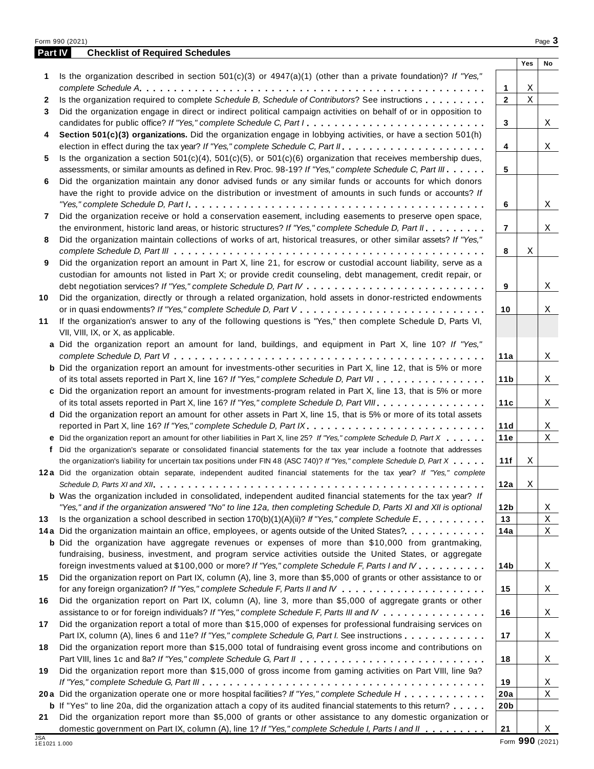## Part IV Checklist of Required Schedules

| | | | Yes | No |
|---|---|---|---|---|
| 1 | Is the organization described in section 501(c)(3) or 4947(a)(1) (other than a private foundation)? *If "Yes," complete Schedule A* | 1 | X | |
| 2 | Is the organization required to complete *Schedule B, Schedule of Contributors*? See instructions | 2 | X | |
| 3 | Did the organization engage in direct or indirect political campaign activities on behalf of or in opposition to candidates for public office? *If "Yes," complete Schedule C, Part I* | 3 | | X |
| 4 | **Section 501(c)(3) organizations.** Did the organization engage in lobbying activities, or have a section 501(h) election in effect during the tax year? *If "Yes," complete Schedule C, Part II* | 4 | | X |
| 5 | Is the organization a section 501(c)(4), 501(c)(5), or 501(c)(6) organization that receives membership dues, assessments, or similar amounts as defined in Rev. Proc. 98-19? *If "Yes," complete Schedule C, Part III* | 5 | | |
| 6 | Did the organization maintain any donor advised funds or any similar funds or accounts for which donors have the right to provide advice on the distribution or investment of amounts in such funds or accounts? *If "Yes," complete Schedule D, Part I* | 6 | | X |
| 7 | Did the organization receive or hold a conservation easement, including easements to preserve open space, the environment, historic land areas, or historic structures? *If "Yes," complete Schedule D, Part II* | 7 | | X |
| 8 | Did the organization maintain collections of works of art, historical treasures, or other similar assets? *If "Yes," complete Schedule D, Part III* | 8 | X | |
| 9 | Did the organization report an amount in Part X, line 21, for escrow or custodial account liability, serve as a custodian for amounts not listed in Part X; or provide credit counseling, debt management, credit repair, or debt negotiation services? *If "Yes," complete Schedule D, Part IV* | 9 | | X |
| 10 | Did the organization, directly or through a related organization, hold assets in donor-restricted endowments or in quasi endowments? *If "Yes," complete Schedule D, Part V* | 10 | | X |
| 11 | If the organization's answer to any of the following questions is "Yes," then complete Schedule D, Parts VI, VII, VIII, IX, or X, as applicable. | | | |
| a | Did the organization report an amount for land, buildings, and equipment in Part X, line 10? *If "Yes," complete Schedule D, Part VI* | 11a | | X |
| b | Did the organization report an amount for investments-other securities in Part X, line 12, that is 5% or more of its total assets reported in Part X, line 16? *If "Yes," complete Schedule D, Part VII* | 11b | | X |
| c | Did the organization report an amount for investments-program related in Part X, line 13, that is 5% or more of its total assets reported in Part X, line 16? *If "Yes," complete Schedule D, Part VIII* | 11c | | X |
| d | Did the organization report an amount for other assets in Part X, line 15, that is 5% or more of its total assets reported in Part X, line 16? *If "Yes," complete Schedule D, Part IX* | 11d | | X |
| e | Did the organization report an amount for other liabilities in Part X, line 25? *If "Yes," complete Schedule D, Part X* | 11e | | X |
| f | Did the organization's separate or consolidated financial statements for the tax year include a footnote that addresses the organization's liability for uncertain tax positions under FIN 48 (ASC 740)? *If "Yes," complete Schedule D, Part X* | 11f | X | |
| 12a | Did the organization obtain separate, independent audited financial statements for the tax year? *If "Yes," complete Schedule D, Parts XI and XII* | 12a | X | |
| b | Was the organization included in consolidated, independent audited financial statements for the tax year? *If "Yes," and if the organization answered "No" to line 12a, then completing Schedule D, Parts XI and XII is optional* | 12b | | X |
| 13 | Is the organization a school described in section 170(b)(1)(A)(ii)? *If "Yes," complete Schedule E* | 13 | | X |
| 14a | Did the organization maintain an office, employees, or agents outside of the United States? | 14a | | X |
| b | Did the organization have aggregate revenues or expenses of more than $10,000 from grantmaking, fundraising, business, investment, and program service activities outside the United States, or aggregate foreign investments valued at $100,000 or more? *If "Yes," complete Schedule F, Parts I and IV* | 14b | | X |
| 15 | Did the organization report on Part IX, column (A), line 3, more than $5,000 of grants or other assistance to or for any foreign organization? *If "Yes," complete Schedule F, Parts II and IV* | 15 | | X |
| 16 | Did the organization report on Part IX, column (A), line 3, more than $5,000 of aggregate grants or other assistance to or for foreign individuals? *If "Yes," complete Schedule F, Parts III and IV* | 16 | | X |
| 17 | Did the organization report a total of more than $15,000 of expenses for professional fundraising services on Part IX, column (A), lines 6 and 11e? *If "Yes," complete Schedule G, Part I.* See instructions | 17 | | X |
| 18 | Did the organization report more than $15,000 total of fundraising event gross income and contributions on Part VIII, lines 1c and 8a? *If "Yes," complete Schedule G, Part II* | 18 | | X |
| 19 | Did the organization report more than $15,000 of gross income from gaming activities on Part VIII, line 9a? *If "Yes," complete Schedule G, Part III* | 19 | | X |
| 20a | Did the organization operate one or more hospital facilities? *If "Yes," complete Schedule H* | 20a | | X |
| b | If "Yes" to line 20a, did the organization attach a copy of its audited financial statements to this return? | 20b | | |
| 21 | Did the organization report more than $5,000 of grants or other assistance to any domestic organization or domestic government on Part IX, column (A), line 1? *If "Yes," complete Schedule I, Parts I and II* | 21 | | X |

JSA
1E1021 1.000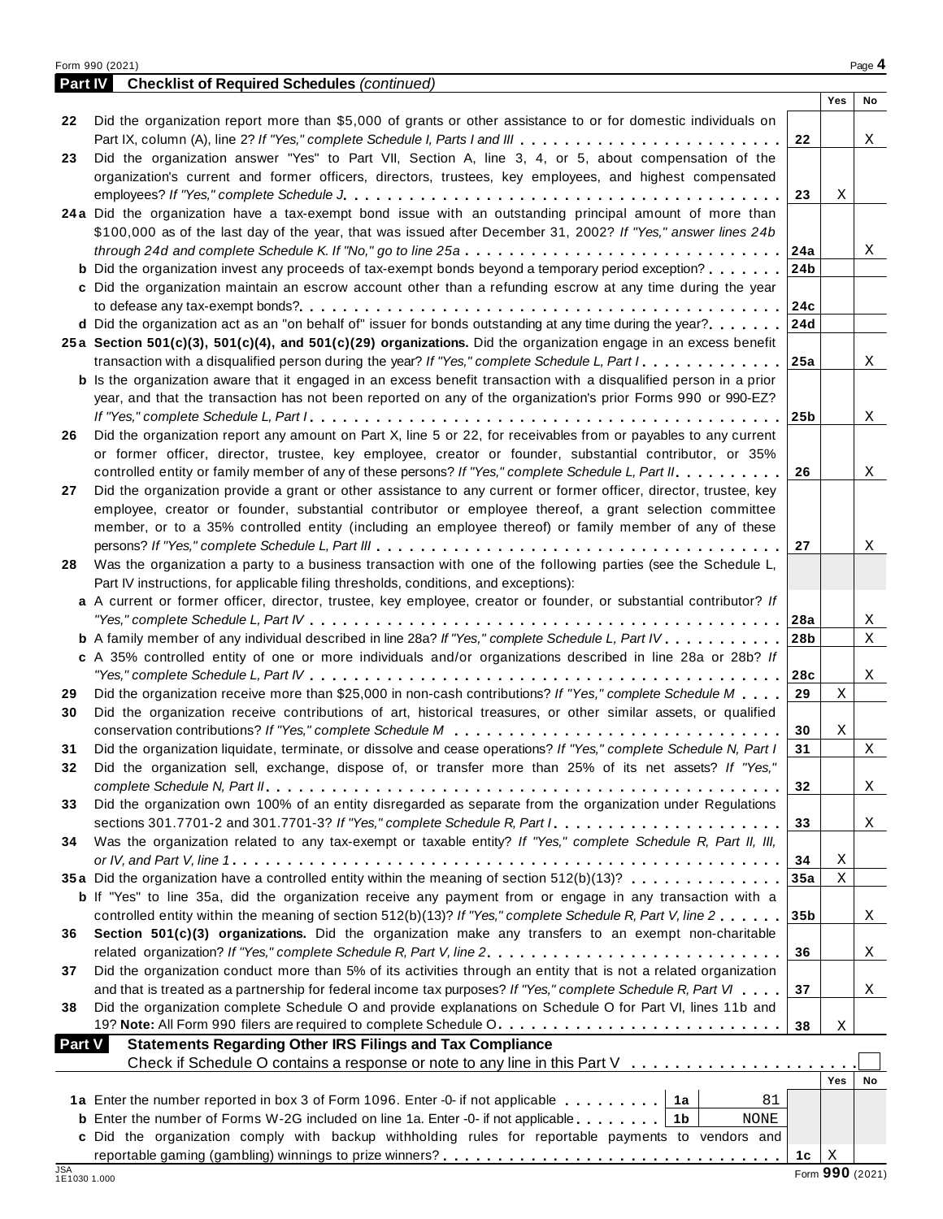## Part IV Checklist of Required Schedules *(continued)*

| | | Line | Yes | No |
|---|---|---|---|---|
| 22 | Did the organization report more than $5,000 of grants or other assistance to or for domestic individuals on Part IX, column (A), line 2? *If "Yes," complete Schedule I, Parts I and III* | 22 | | X |
| 23 | Did the organization answer "Yes" to Part VII, Section A, line 3, 4, or 5, about compensation of the organization's current and former officers, directors, trustees, key employees, and highest compensated employees? *If "Yes," complete Schedule J* | 23 | X | |
| 24a | Did the organization have a tax-exempt bond issue with an outstanding principal amount of more than $100,000 as of the last day of the year, that was issued after December 31, 2002? *If "Yes," answer lines 24b through 24d and complete Schedule K. If "No," go to line 25a* | 24a | | X |
| b | Did the organization invest any proceeds of tax-exempt bonds beyond a temporary period exception? | 24b | | |
| c | Did the organization maintain an escrow account other than a refunding escrow at any time during the year to defease any tax-exempt bonds? | 24c | | |
| d | Did the organization act as an "on behalf of" issuer for bonds outstanding at any time during the year? | 24d | | |
| 25a | **Section 501(c)(3), 501(c)(4), and 501(c)(29) organizations.** Did the organization engage in an excess benefit transaction with a disqualified person during the year? *If "Yes," complete Schedule L, Part I* | 25a | | X |
| b | Is the organization aware that it engaged in an excess benefit transaction with a disqualified person in a prior year, and that the transaction has not been reported on any of the organization's prior Forms 990 or 990-EZ? *If "Yes," complete Schedule L, Part I* | 25b | | X |
| 26 | Did the organization report any amount on Part X, line 5 or 22, for receivables from or payables to any current or former officer, director, trustee, key employee, creator or founder, substantial contributor, or 35% controlled entity or family member of any of these persons? *If "Yes," complete Schedule L, Part II* | 26 | | X |
| 27 | Did the organization provide a grant or other assistance to any current or former officer, director, trustee, key employee, creator or founder, substantial contributor or employee thereof, a grant selection committee member, or to a 35% controlled entity (including an employee thereof) or family member of any of these persons? *If "Yes," complete Schedule L, Part III* | 27 | | X |
| 28 | Was the organization a party to a business transaction with one of the following parties (see the Schedule L, Part IV instructions, for applicable filing thresholds, conditions, and exceptions): | | | |
| a | A current or former officer, director, trustee, key employee, creator or founder, or substantial contributor? *If "Yes," complete Schedule L, Part IV* | 28a | | X |
| b | A family member of any individual described in line 28a? *If "Yes," complete Schedule L, Part IV* | 28b | | X |
| c | A 35% controlled entity of one or more individuals and/or organizations described in line 28a or 28b? *If "Yes," complete Schedule L, Part IV* | 28c | | X |
| 29 | Did the organization receive more than $25,000 in non-cash contributions? *If "Yes," complete Schedule M* | 29 | X | |
| 30 | Did the organization receive contributions of art, historical treasures, or other similar assets, or qualified conservation contributions? *If "Yes," complete Schedule M* | 30 | X | |
| 31 | Did the organization liquidate, terminate, or dissolve and cease operations? *If "Yes," complete Schedule N, Part I* | 31 | | X |
| 32 | Did the organization sell, exchange, dispose of, or transfer more than 25% of its net assets? *If "Yes," complete Schedule N, Part II* | 32 | | X |
| 33 | Did the organization own 100% of an entity disregarded as separate from the organization under Regulations sections 301.7701-2 and 301.7701-3? *If "Yes," complete Schedule R, Part I* | 33 | | X |
| 34 | Was the organization related to any tax-exempt or taxable entity? *If "Yes," complete Schedule R, Part II, III, or IV, and Part V, line 1* | 34 | X | |
| 35a | Did the organization have a controlled entity within the meaning of section 512(b)(13)? | 35a | X | |
| b | If "Yes" to line 35a, did the organization receive any payment from or engage in any transaction with a controlled entity within the meaning of section 512(b)(13)? *If "Yes," complete Schedule R, Part V, line 2* | 35b | | X |
| 36 | **Section 501(c)(3) organizations.** Did the organization make any transfers to an exempt non-charitable related organization? *If "Yes," complete Schedule R, Part V, line 2* | 36 | | X |
| 37 | Did the organization conduct more than 5% of its activities through an entity that is not a related organization and that is treated as a partnership for federal income tax purposes? *If "Yes," complete Schedule R, Part VI* | 37 | | X |
| 38 | Did the organization complete Schedule O and provide explanations on Schedule O for Part VI, lines 11b and 19? **Note:** All Form 990 filers are required to complete Schedule O. | 38 | X | |

## Part V Statements Regarding Other IRS Filings and Tax Compliance

Check if Schedule O contains a response or note to any line in this Part V ☐

| | | | | Line | Yes | No |
|---|---|---|---|---|---|---|
| 1a | Enter the number reported in box 3 of Form 1096. Enter -0- if not applicable | 1a | 81 | | | |
| b | Enter the number of Forms W-2G included on line 1a. Enter -0- if not applicable | 1b | NONE | | | |
| c | Did the organization comply with backup withholding rules for reportable payments to vendors and reportable gaming (gambling) winnings to prize winners? | | | 1c | X | |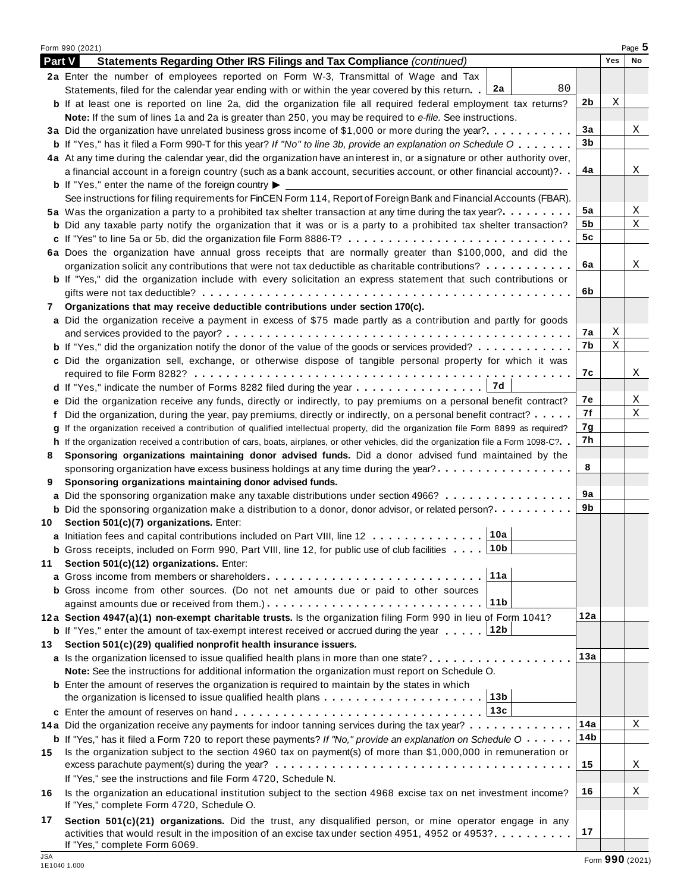## Part V Statements Regarding Other IRS Filings and Tax Compliance *(continued)*

| | | | Yes | No |
|---|---|---|---|---|
| **2a** | Enter the number of employees reported on Form W-3, Transmittal of Wage and Tax Statements, filed for the calendar year ending with or within the year covered by this return . . **2a** 80 | | | |
| **b** | If at least one is reported on line 2a, did the organization file all required federal employment tax returns? | **2b** | X | |
| | **Note:** If the sum of lines 1a and 2a is greater than 250, you may be required to *e-file.* See instructions. | | | |
| **3a** | Did the organization have unrelated business gross income of $1,000 or more during the year? | **3a** | | X |
| **b** | If "Yes," has it filed a Form 990-T for this year? *If "No" to line 3b, provide an explanation on Schedule O* | **3b** | | |
| **4a** | At any time during the calendar year, did the organization have an interest in, or a signature or other authority over, a financial account in a foreign country (such as a bank account, securities account, or other financial account)? | **4a** | | X |
| **b** | If "Yes," enter the name of the foreign country ▶ | | | |
| | See instructions for filing requirements for FinCEN Form 114, Report of Foreign Bank and Financial Accounts (FBAR). | | | |
| **5a** | Was the organization a party to a prohibited tax shelter transaction at any time during the tax year? | **5a** | | X |
| **b** | Did any taxable party notify the organization that it was or is a party to a prohibited tax shelter transaction? | **5b** | | X |
| **c** | If "Yes" to line 5a or 5b, did the organization file Form 8886-T? | **5c** | | |
| **6a** | Does the organization have annual gross receipts that are normally greater than $100,000, and did the organization solicit any contributions that were not tax deductible as charitable contributions? | **6a** | | X |
| **b** | If "Yes," did the organization include with every solicitation an express statement that such contributions or gifts were not tax deductible? | **6b** | | |
| **7** | **Organizations that may receive deductible contributions under section 170(c).** | | | |
| **a** | Did the organization receive a payment in excess of $75 made partly as a contribution and partly for goods and services provided to the payor? | **7a** | X | |
| **b** | If "Yes," did the organization notify the donor of the value of the goods or services provided? | **7b** | X | |
| **c** | Did the organization sell, exchange, or otherwise dispose of tangible personal property for which it was required to file Form 8282? | **7c** | | X |
| **d** | If "Yes," indicate the number of Forms 8282 filed during the year . . . **7d** | | | |
| **e** | Did the organization receive any funds, directly or indirectly, to pay premiums on a personal benefit contract? | **7e** | | X |
| **f** | Did the organization, during the year, pay premiums, directly or indirectly, on a personal benefit contract? | **7f** | | X |
| **g** | If the organization received a contribution of qualified intellectual property, did the organization file Form 8899 as required? | **7g** | | |
| **h** | If the organization received a contribution of cars, boats, airplanes, or other vehicles, did the organization file a Form 1098-C? | **7h** | | |
| **8** | **Sponsoring organizations maintaining donor advised funds.** Did a donor advised fund maintained by the sponsoring organization have excess business holdings at any time during the year? | **8** | | |
| **9** | **Sponsoring organizations maintaining donor advised funds.** | | | |
| **a** | Did the sponsoring organization make any taxable distributions under section 4966? | **9a** | | |
| **b** | Did the sponsoring organization make a distribution to a donor, donor advisor, or related person? | **9b** | | |
| **10** | **Section 501(c)(7) organizations.** Enter: | | | |
| **a** | Initiation fees and capital contributions included on Part VIII, line 12 . . . **10a** | | | |
| **b** | Gross receipts, included on Form 990, Part VIII, line 12, for public use of club facilities . . . **10b** | | | |
| **11** | **Section 501(c)(12) organizations.** Enter: | | | |
| **a** | Gross income from members or shareholders . . . **11a** | | | |
| **b** | Gross income from other sources. (Do not net amounts due or paid to other sources against amounts due or received from them.) . . . **11b** | | | |
| **12a** | **Section 4947(a)(1) non-exempt charitable trusts.** Is the organization filing Form 990 in lieu of Form 1041? | **12a** | | |
| **b** | If "Yes," enter the amount of tax-exempt interest received or accrued during the year . . . **12b** | | | |
| **13** | **Section 501(c)(29) qualified nonprofit health insurance issuers.** | | | |
| **a** | Is the organization licensed to issue qualified health plans in more than one state? | **13a** | | |
| | **Note:** See the instructions for additional information the organization must report on Schedule O. | | | |
| **b** | Enter the amount of reserves the organization is required to maintain by the states in which the organization is licensed to issue qualified health plans . . . **13b** | | | |
| **c** | Enter the amount of reserves on hand . . . **13c** | | | |
| **14a** | Did the organization receive any payments for indoor tanning services during the tax year? | **14a** | | X |
| **b** | If "Yes," has it filed a Form 720 to report these payments? *If "No," provide an explanation on Schedule O* | **14b** | | |
| **15** | Is the organization subject to the section 4960 tax on payment(s) of more than $1,000,000 in remuneration or excess parachute payment(s) during the year? | **15** | | X |
| | If "Yes," see the instructions and file Form 4720, Schedule N. | | | |
| **16** | Is the organization an educational institution subject to the section 4968 excise tax on net investment income? If "Yes," complete Form 4720, Schedule O. | **16** | | X |
| **17** | **Section 501(c)(21) organizations.** Did the trust, any disqualified person, or mine operator engage in any activities that would result in the imposition of an excise tax under section 4951, 4952 or 4953? If "Yes," complete Form 6069. | **17** | | |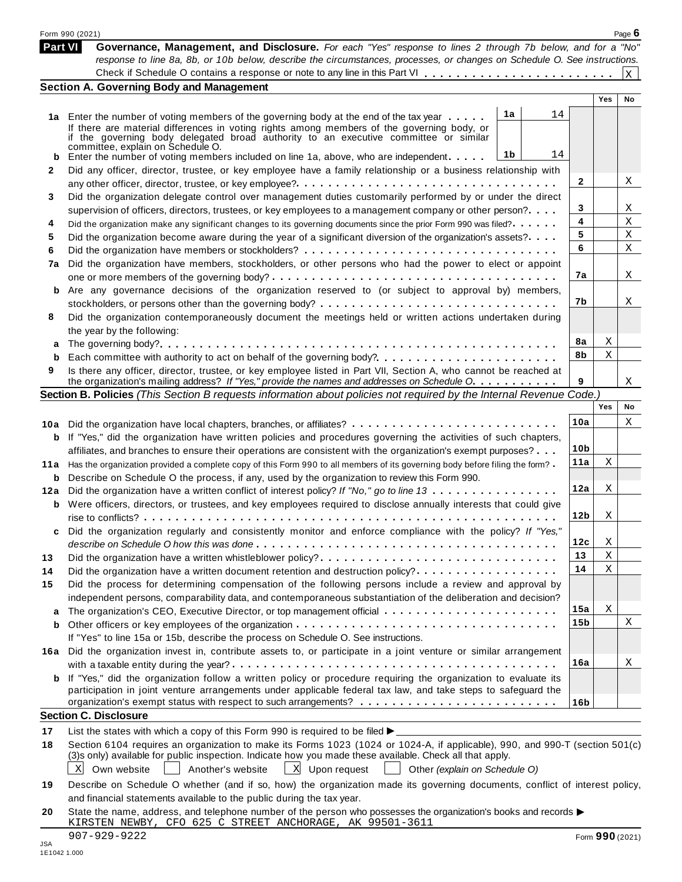## Part VI Governance, Management, and Disclosure.

*For each "Yes" response to lines 2 through 7b below, and for a "No" response to line 8a, 8b, or 10b below, describe the circumstances, processes, or changes on Schedule O. See instructions.*

Check if Schedule O contains a response or note to any line in this Part VI . . . . . . . . . . . . . . . . . . . . . . . . . [X]

### Section A. Governing Body and Management

| | | | | Yes | No |
|---|---|---|---|---|---|
| **1a** | Enter the number of voting members of the governing body at the end of the tax year . . . . . If there are material differences in voting rights among members of the governing body, or if the governing body delegated broad authority to an executive committee or similar committee, explain on Schedule O. | 1a: 14 | | | |
| **b** | Enter the number of voting members included on line 1a, above, who are independent . . . . . | 1b: 14 | | | |
| **2** | Did any officer, director, trustee, or key employee have a family relationship or a business relationship with any other officer, director, trustee, or key employee? | | 2 | | X |
| **3** | Did the organization delegate control over management duties customarily performed by or under the direct supervision of officers, directors, trustees, or key employees to a management company or other person? | | 3 | | X |
| **4** | Did the organization make any significant changes to its governing documents since the prior Form 990 was filed? | | 4 | | X |
| **5** | Did the organization become aware during the year of a significant diversion of the organization's assets? | | 5 | | X |
| **6** | Did the organization have members or stockholders? | | 6 | | X |
| **7a** | Did the organization have members, stockholders, or other persons who had the power to elect or appoint one or more members of the governing body? | | 7a | | X |
| **b** | Are any governance decisions of the organization reserved to (or subject to approval by) members, stockholders, or persons other than the governing body? | | 7b | | X |
| **8** | Did the organization contemporaneously document the meetings held or written actions undertaken during the year by the following: | | | | |
| **a** | The governing body? | | 8a | X | |
| **b** | Each committee with authority to act on behalf of the governing body? | | 8b | X | |
| **9** | Is there any officer, director, trustee, or key employee listed in Part VII, Section A, who cannot be reached at the organization's mailing address? *If "Yes," provide the names and addresses on Schedule O* | | 9 | | X |

### Section B. Policies *(This Section B requests information about policies not required by the Internal Revenue Code.)*

| | | | Yes | No |
|---|---|---|---|---|
| **10a** | Did the organization have local chapters, branches, or affiliates? | 10a | | X |
| **b** | If "Yes," did the organization have written policies and procedures governing the activities of such chapters, affiliates, and branches to ensure their operations are consistent with the organization's exempt purposes? | 10b | | |
| **11a** | Has the organization provided a complete copy of this Form 990 to all members of its governing body before filing the form? | 11a | X | |
| **b** | Describe on Schedule O the process, if any, used by the organization to review this Form 990. | | | |
| **12a** | Did the organization have a written conflict of interest policy? *If "No," go to line 13* | 12a | X | |
| **b** | Were officers, directors, or trustees, and key employees required to disclose annually interests that could give rise to conflicts? | 12b | X | |
| **c** | Did the organization regularly and consistently monitor and enforce compliance with the policy? *If "Yes," describe on Schedule O how this was done* | 12c | X | |
| **13** | Did the organization have a written whistleblower policy? | 13 | X | |
| **14** | Did the organization have a written document retention and destruction policy? | 14 | X | |
| **15** | Did the process for determining compensation of the following persons include a review and approval by independent persons, comparability data, and contemporaneous substantiation of the deliberation and decision? | | | |
| **a** | The organization's CEO, Executive Director, or top management official | 15a | X | |
| **b** | Other officers or key employees of the organization | 15b | | X |
| | If "Yes" to line 15a or 15b, describe the process on Schedule O. See instructions. | | | |
| **16a** | Did the organization invest in, contribute assets to, or participate in a joint venture or similar arrangement with a taxable entity during the year? | 16a | | X |
| **b** | If "Yes," did the organization follow a written policy or procedure requiring the organization to evaluate its participation in joint venture arrangements under applicable federal tax law, and take steps to safeguard the organization's exempt status with respect to such arrangements? | 16b | | |

### Section C. Disclosure

**17** List the states with which a copy of this Form 990 is required to be filed ▶

**18** Section 6104 requires an organization to make its Forms 1023 (1024 or 1024-A, if applicable), 990, and 990-T (section 501(c)(3)s only) available for public inspection. Indicate how you made these available. Check all that apply.

[X] Own website [ ] Another's website [X] Upon request [ ] Other *(explain on Schedule O)*

**19** Describe on Schedule O whether (and if so, how) the organization made its governing documents, conflict of interest policy, and financial statements available to the public during the tax year.

**20** State the name, address, and telephone number of the person who possesses the organization's books and records ▶
KIRSTEN NEWBY, CFO 625 C STREET ANCHORAGE, AK 99501-3611
907-929-9222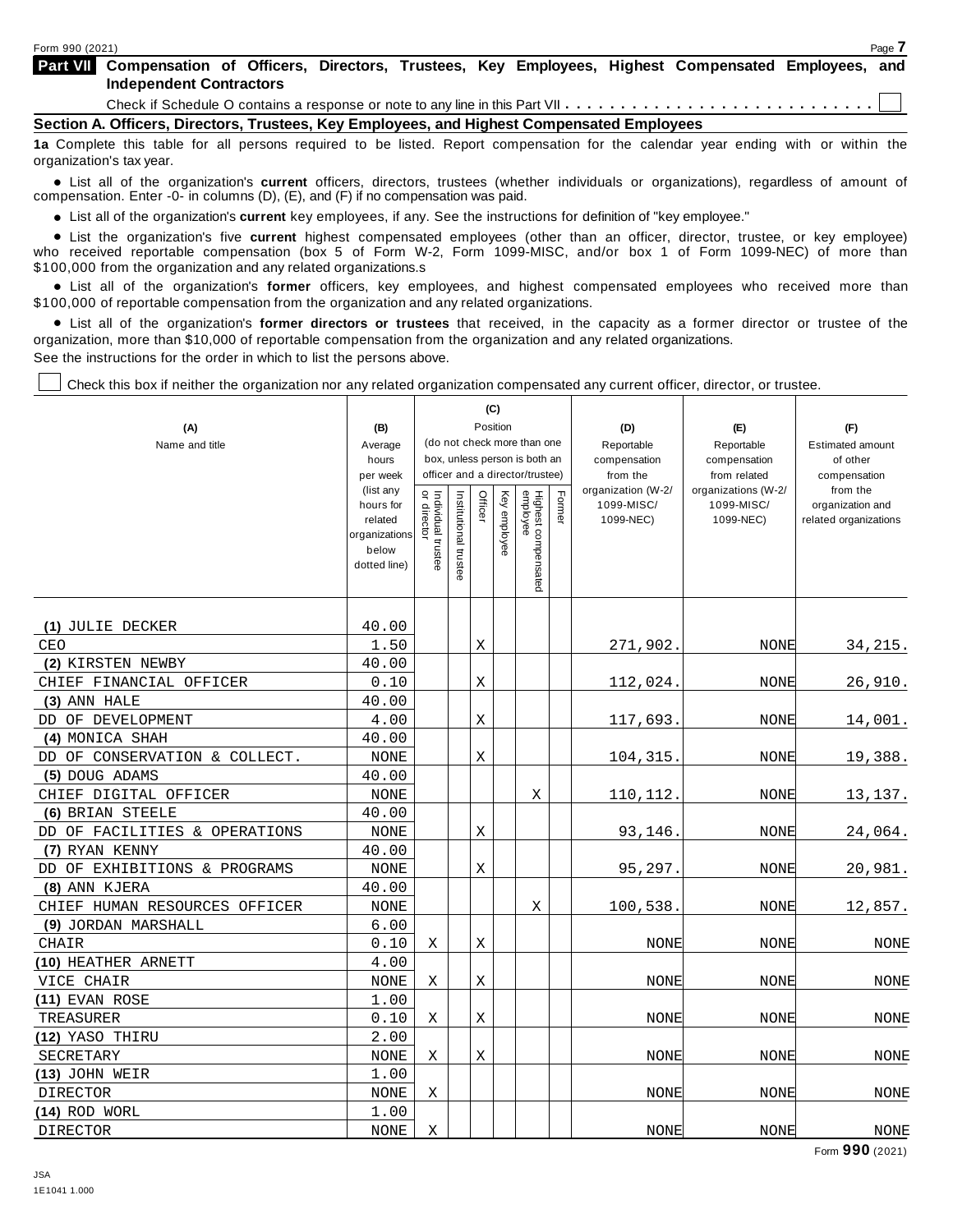## Part VII Compensation of Officers, Directors, Trustees, Key Employees, Highest Compensated Employees, and Independent Contractors

Check if Schedule O contains a response or note to any line in this Part VII . . . . . . . . . . . . . . . . . . . . . . . . . . . ☐

### Section A. Officers, Directors, Trustees, Key Employees, and Highest Compensated Employees

**1a** Complete this table for all persons required to be listed. Report compensation for the calendar year ending with or within the organization's tax year.

- List all of the organization's **current** officers, directors, trustees (whether individuals or organizations), regardless of amount of compensation. Enter -0- in columns (D), (E), and (F) if no compensation was paid.
- List all of the organization's **current** key employees, if any. See the instructions for definition of "key employee."
- List the organization's five **current** highest compensated employees (other than an officer, director, trustee, or key employee) who received reportable compensation (box 5 of Form W-2, Form 1099-MISC, and/or box 1 of Form 1099-NEC) of more than $100,000 from the organization and any related organizations.s
- List all of the organization's **former** officers, key employees, and highest compensated employees who received more than $100,000 of reportable compensation from the organization and any related organizations.
- List all of the organization's **former directors or trustees** that received, in the capacity as a former director or trustee of the organization, more than $10,000 of reportable compensation from the organization and any related organizations.

See the instructions for the order in which to list the persons above.

☐ Check this box if neither the organization nor any related organization compensated any current officer, director, or trustee.

| (A) Name and title | (B) Average hours per week (list any hours for related organizations below dotted line) | (C) Position (do not check more than one box, unless person is both an officer and a director/trustee) | | | | | | (D) Reportable compensation from the organization (W-2/ 1099-MISC/ 1099-NEC) | (E) Reportable compensation from related organizations (W-2/ 1099-MISC/ 1099-NEC) | (F) Estimated amount of other compensation from the organization and related organizations |
|---|---|---|---|---|---|---|---|---|---|---|
| | | Individual trustee or director | Institutional trustee | Officer | Key employee | Highest compensated employee | Former | | | |
| (1) JULIE DECKER<br>CEO | 40.00<br>1.50 | | | X | | | | 271,902. | NONE | 34,215. |
| (2) KIRSTEN NEWBY<br>CHIEF FINANCIAL OFFICER | 40.00<br>0.10 | | | X | | | | 112,024. | NONE | 26,910. |
| (3) ANN HALE<br>DD OF DEVELOPMENT | 40.00<br>4.00 | | | X | | | | 117,693. | NONE | 14,001. |
| (4) MONICA SHAH<br>DD OF CONSERVATION & COLLECT. | 40.00<br>NONE | | | X | | | | 104,315. | NONE | 19,388. |
| (5) DOUG ADAMS<br>CHIEF DIGITAL OFFICER | 40.00<br>NONE | | | | | X | | 110,112. | NONE | 13,137. |
| (6) BRIAN STEELE<br>DD OF FACILITIES & OPERATIONS | 40.00<br>NONE | | | X | | | | 93,146. | NONE | 24,064. |
| (7) RYAN KENNY<br>DD OF EXHIBITIONS & PROGRAMS | 40.00<br>NONE | | | X | | | | 95,297. | NONE | 20,981. |
| (8) ANN KJERA<br>CHIEF HUMAN RESOURCES OFFICER | 40.00<br>NONE | | | | | X | | 100,538. | NONE | 12,857. |
| (9) JORDAN MARSHALL<br>CHAIR | 6.00<br>0.10 | X | | X | | | | NONE | NONE | NONE |
| (10) HEATHER ARNETT<br>VICE CHAIR | 4.00<br>NONE | X | | X | | | | NONE | NONE | NONE |
| (11) EVAN ROSE<br>TREASURER | 1.00<br>0.10 | X | | X | | | | NONE | NONE | NONE |
| (12) YASO THIRU<br>SECRETARY | 2.00<br>NONE | X | | X | | | | NONE | NONE | NONE |
| (13) JOHN WEIR<br>DIRECTOR | 1.00<br>NONE | X | | | | | | NONE | NONE | NONE |
| (14) ROD WORL<br>DIRECTOR | 1.00<br>NONE | X | | | | | | NONE | NONE | NONE |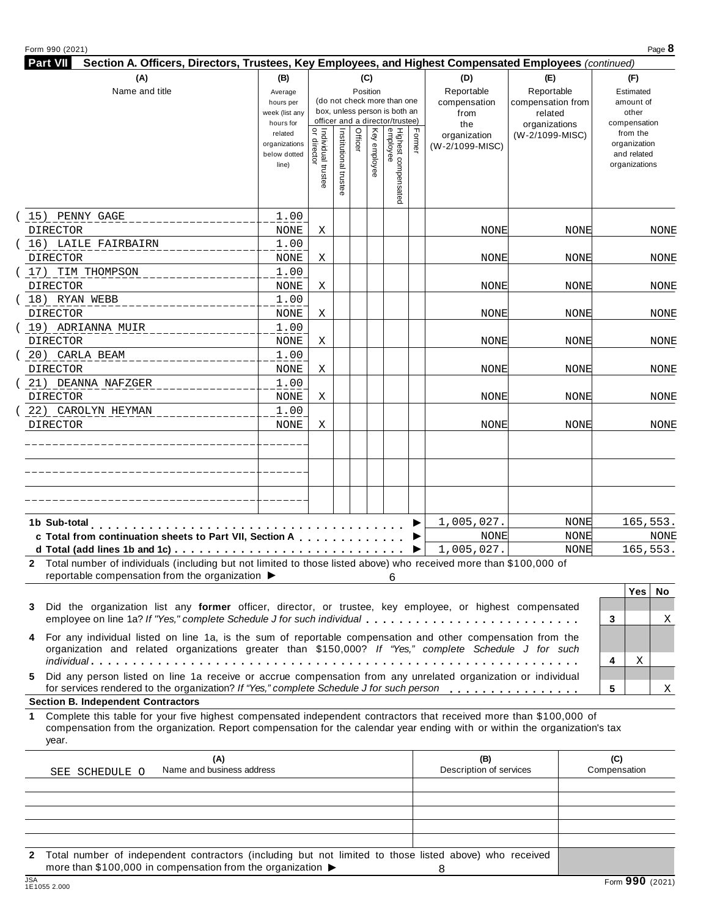Form 990 (2021)

## Part VII Section A. Officers, Directors, Trustees, Key Employees, and Highest Compensated Employees *(continued)*

| (A) Name and title | (B) Average hours per week (list any hours for related organizations below dotted line) | (C) Position: Individual trustee or director | Institutional trustee | Officer | Key employee | Highest compensated employee | Former | (D) Reportable compensation from the organization (W-2/1099-MISC) | (E) Reportable compensation from related organizations (W-2/1099-MISC) | (F) Estimated amount of other compensation from the organization and related organizations |
|---|---|---|---|---|---|---|---|---|---|---|
| (15) PENNY GAGE<br>DIRECTOR | 1.00<br>NONE | X | | | | | | NONE | NONE | NONE |
| (16) LAILE FAIRBAIRN<br>DIRECTOR | 1.00<br>NONE | X | | | | | | NONE | NONE | NONE |
| (17) TIM THOMPSON<br>DIRECTOR | 1.00<br>NONE | X | | | | | | NONE | NONE | NONE |
| (18) RYAN WEBB<br>DIRECTOR | 1.00<br>NONE | X | | | | | | NONE | NONE | NONE |
| (19) ADRIANNA MUIR<br>DIRECTOR | 1.00<br>NONE | X | | | | | | NONE | NONE | NONE |
| (20) CARLA BEAM<br>DIRECTOR | 1.00<br>NONE | X | | | | | | NONE | NONE | NONE |
| (21) DEANNA NAFZGER<br>DIRECTOR | 1.00<br>NONE | X | | | | | | NONE | NONE | NONE |
| (22) CAROLYN HEYMAN<br>DIRECTOR | 1.00<br>NONE | X | | | | | | NONE | NONE | NONE |
| | | | | | | | | | | |
| | | | | | | | | | | |
| | | | | | | | | | | |

| | (D) | (E) | (F) |
|---|---|---|---|
| **1b Sub-total** ▶ | 1,005,027. | NONE | 165,553. |
| **c Total from continuation sheets to Part VII, Section A** ▶ | NONE | NONE | NONE |
| **d Total (add lines 1b and 1c)** ▶ | 1,005,027. | NONE | 165,553. |

**2** Total number of individuals (including but not limited to those listed above) who received more than $100,000 of reportable compensation from the organization ▶ 6

| | | Yes | No |
|---|---|---|---|
| **3** Did the organization list any **former** officer, director, or trustee, key employee, or highest compensated employee on line 1a? *If "Yes," complete Schedule J for such individual* | 3 | | X |
| **4** For any individual listed on line 1a, is the sum of reportable compensation and other compensation from the organization and related organizations greater than $150,000? *If "Yes," complete Schedule J for such individual* | 4 | X | |
| **5** Did any person listed on line 1a receive or accrue compensation from any unrelated organization or individual for services rendered to the organization? *If "Yes," complete Schedule J for such person* | 5 | | X |

### Section B. Independent Contractors

**1** Complete this table for your five highest compensated independent contractors that received more than $100,000 of compensation from the organization. Report compensation for the calendar year ending with or within the organization's tax year.

| (A) Name and business address | (B) Description of services | (C) Compensation |
|---|---|---|
| SEE SCHEDULE O | | |
| | | |
| | | |
| | | |
| | | |

**2** Total number of independent contractors (including but not limited to those listed above) who received more than $100,000 in compensation from the organization ▶ 8

JSA 1E1055 2.000

Form **990** (2021)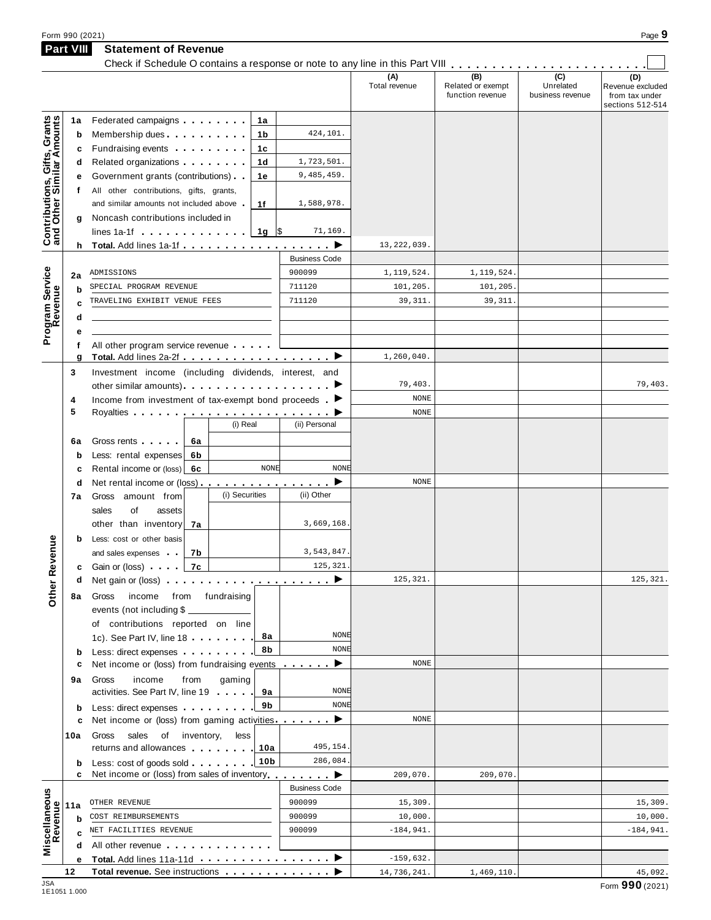Form 990 (2021)

**Part VIII Statement of Revenue**

Check if Schedule O contains a response or note to any line in this Part VIII . . . . . . . . . . . . . . . . . . . . . . ☐

| | | | | | (A) Total revenue | (B) Related or exempt function revenue | (C) Unrelated business revenue | (D) Revenue excluded from tax under sections 512-514 |
|---|---|---|---|---|---|---|---|---|
| **Contributions, Gifts, Grants and Other Similar Amounts** | 1a | Federated campaigns | 1a | | | | | |
| | b | Membership dues | 1b | 424,101. | | | | |
| | c | Fundraising events | 1c | | | | | |
| | d | Related organizations | 1d | 1,723,501. | | | | |
| | e | Government grants (contributions) | 1e | 9,485,459. | | | | |
| | f | All other contributions, gifts, grants, and similar amounts not included above | 1f | 1,588,978. | | | | |
| | g | Noncash contributions included in lines 1a-1f | 1g | $ 71,169. | | | | |
| | h | **Total.** Add lines 1a-1f | | ▶ | 13,222,039. | | | |
| **Program Service Revenue** | | | | Business Code | | | | |
| | 2a | ADMISSIONS | | 900099 | 1,119,524. | 1,119,524. | | |
| | b | SPECIAL PROGRAM REVENUE | | 711120 | 101,205. | 101,205. | | |
| | c | TRAVELING EXHIBIT VENUE FEES | | 711120 | 39,311. | 39,311. | | |
| | d | | | | | | | |
| | e | | | | | | | |
| | f | All other program service revenue | | | | | | |
| | g | **Total.** Add lines 2a-2f | | ▶ | 1,260,040. | | | |
| **Other Revenue** | 3 | Investment income (including dividends, interest, and other similar amounts) | | ▶ | 79,403. | | | 79,403. |
| | 4 | Income from investment of tax-exempt bond proceeds | | ▶ | NONE | | | |
| | 5 | Royalties | | ▶ | NONE | | | |
| | | | (i) Real | (ii) Personal | | | | |
| | 6a | Gross rents | 6a | | | | | |
| | b | Less: rental expenses | 6b | | | | | |
| | c | Rental income or (loss) | 6c NONE | NONE | | | | |
| | d | Net rental income or (loss) | | ▶ | NONE | | | |
| | | | (i) Securities | (ii) Other | | | | |
| | 7a | Gross amount from sales of assets other than inventory | 7a | 3,669,168. | | | | |
| | b | Less: cost or other basis and sales expenses | 7b | 3,543,847. | | | | |
| | c | Gain or (loss) | 7c | 125,321. | | | | |
| | d | Net gain or (loss) | | ▶ | 125,321. | | | 125,321. |
| | 8a | Gross income from fundraising events (not including $ ______ of contributions reported on line 1c). See Part IV, line 18 | 8a | NONE | | | | |
| | b | Less: direct expenses | 8b | NONE | | | | |
| | c | Net income or (loss) from fundraising events | | ▶ | NONE | | | |
| | 9a | Gross income from gaming activities. See Part IV, line 19 | 9a | NONE | | | | |
| | b | Less: direct expenses | 9b | NONE | | | | |
| | c | Net income or (loss) from gaming activities | | ▶ | NONE | | | |
| | 10a | Gross sales of inventory, less returns and allowances | 10a | 495,154. | | | | |
| | b | Less: cost of goods sold | 10b | 286,084. | | | | |
| | c | Net income or (loss) from sales of inventory | | ▶ | 209,070. | 209,070. | | |
| **Miscellaneous Revenue** | | | | Business Code | | | | |
| | 11a | OTHER REVENUE | | 900099 | 15,309. | | | 15,309. |
| | b | COST REIMBURSEMENTS | | 900099 | 10,000. | | | 10,000. |
| | c | NET FACILITIES REVENUE | | 900099 | -184,941. | | | -184,941. |
| | d | All other revenue | | | | | | |
| | e | **Total.** Add lines 11a-11d | | ▶ | -159,632. | | | |
| | 12 | **Total revenue.** See instructions | | ▶ | 14,736,241. | 1,469,110. | | 45,092. |

JSA 1E1051 1.000

Form **990** (2021)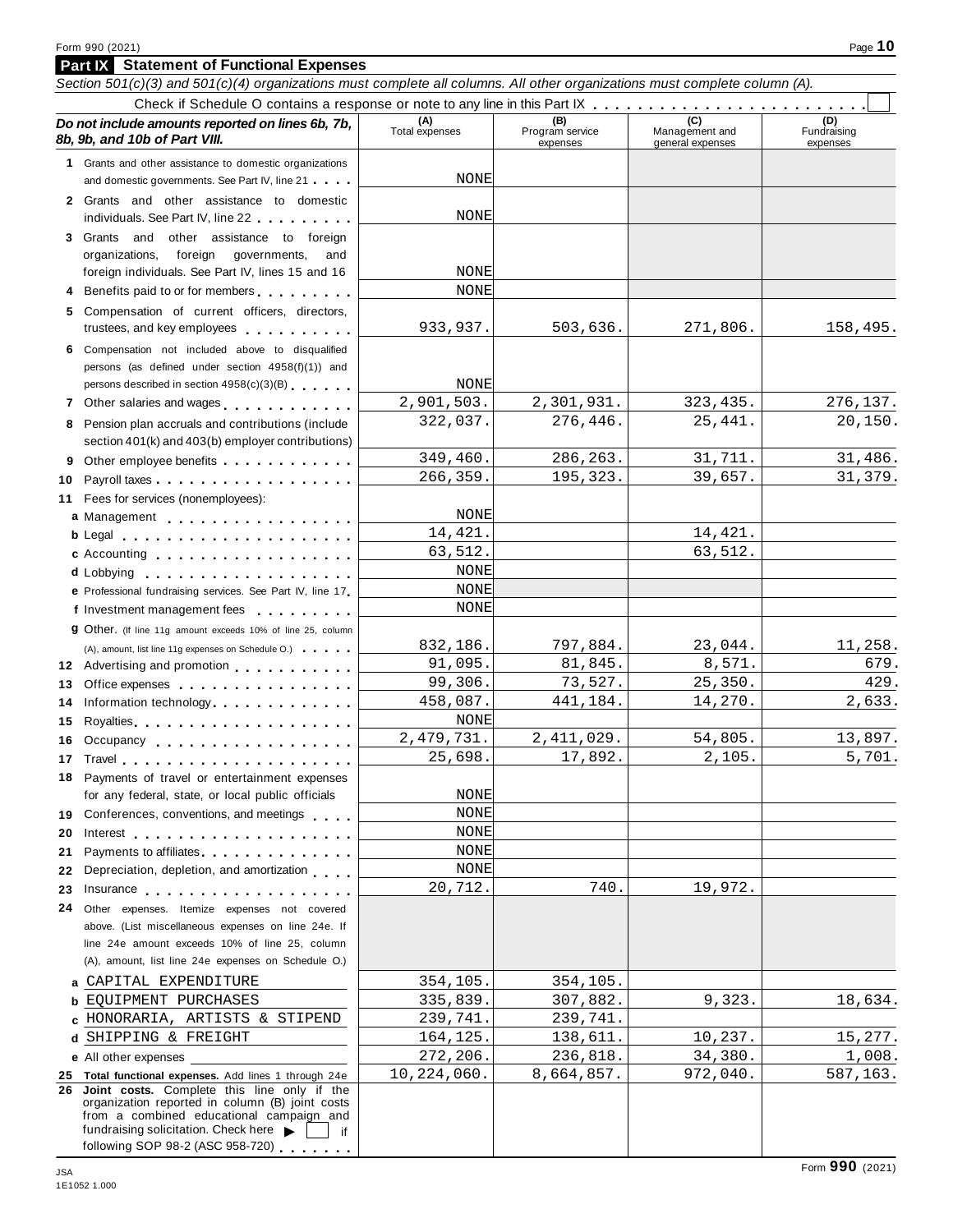Form 990 (2021) Page **10**

## Part IX Statement of Functional Expenses

*Section 501(c)(3) and 501(c)(4) organizations must complete all columns. All other organizations must complete column (A).*

Check if Schedule O contains a response or note to any line in this Part IX . . . . . . . . . . . . . . . . . . . . . . . . ☐

| *Do not include amounts reported on lines 6b, 7b, 8b, 9b, and 10b of Part VIII.* | (A) Total expenses | (B) Program service expenses | (C) Management and general expenses | (D) Fundraising expenses |
|---|---|---|---|---|
| **1** Grants and other assistance to domestic organizations and domestic governments. See Part IV, line 21 | NONE | | | |
| **2** Grants and other assistance to domestic individuals. See Part IV, line 22 | NONE | | | |
| **3** Grants and other assistance to foreign organizations, foreign governments, and foreign individuals. See Part IV, lines 15 and 16 | NONE | | | |
| **4** Benefits paid to or for members | NONE | | | |
| **5** Compensation of current officers, directors, trustees, and key employees | 933,937. | 503,636. | 271,806. | 158,495. |
| **6** Compensation not included above to disqualified persons (as defined under section 4958(f)(1)) and persons described in section 4958(c)(3)(B) | NONE | | | |
| **7** Other salaries and wages | 2,901,503. | 2,301,931. | 323,435. | 276,137. |
| **8** Pension plan accruals and contributions (include section 401(k) and 403(b) employer contributions) | 322,037. | 276,446. | 25,441. | 20,150. |
| **9** Other employee benefits | 349,460. | 286,263. | 31,711. | 31,486. |
| **10** Payroll taxes | 266,359. | 195,323. | 39,657. | 31,379. |
| **11** Fees for services (nonemployees): | | | | |
| **a** Management | NONE | | | |
| **b** Legal | 14,421. | | 14,421. | |
| **c** Accounting | 63,512. | | 63,512. | |
| **d** Lobbying | NONE | | | |
| **e** Professional fundraising services. See Part IV, line 17 | NONE | | | |
| **f** Investment management fees | NONE | | | |
| **g** Other. (If line 11g amount exceeds 10% of line 25, column (A), amount, list line 11g expenses on Schedule O.) | 832,186. | 797,884. | 23,044. | 11,258. |
| **12** Advertising and promotion | 91,095. | 81,845. | 8,571. | 679. |
| **13** Office expenses | 99,306. | 73,527. | 25,350. | 429. |
| **14** Information technology | 458,087. | 441,184. | 14,270. | 2,633. |
| **15** Royalties | NONE | | | |
| **16** Occupancy | 2,479,731. | 2,411,029. | 54,805. | 13,897. |
| **17** Travel | 25,698. | 17,892. | 2,105. | 5,701. |
| **18** Payments of travel or entertainment expenses for any federal, state, or local public officials | NONE | | | |
| **19** Conferences, conventions, and meetings | NONE | | | |
| **20** Interest | NONE | | | |
| **21** Payments to affiliates | NONE | | | |
| **22** Depreciation, depletion, and amortization | NONE | | | |
| **23** Insurance | 20,712. | 740. | 19,972. | |
| **24** Other expenses. Itemize expenses not covered above. (List miscellaneous expenses on line 24e. If line 24e amount exceeds 10% of line 25, column (A), amount, list line 24e expenses on Schedule O.) | | | | |
| **a** CAPITAL EXPENDITURE | 354,105. | 354,105. | | |
| **b** EQUIPMENT PURCHASES | 335,839. | 307,882. | 9,323. | 18,634. |
| **c** HONORARIA, ARTISTS & STIPEND | 239,741. | 239,741. | | |
| **d** SHIPPING & FREIGHT | 164,125. | 138,611. | 10,237. | 15,277. |
| **e** All other expenses | 272,206. | 236,818. | 34,380. | 1,008. |
| **25** **Total functional expenses.** Add lines 1 through 24e | 10,224,060. | 8,664,857. | 972,040. | 587,163. |
| **26** **Joint costs.** Complete this line only if the organization reported in column (B) joint costs from a combined educational campaign and fundraising solicitation. Check here ▶ ☐ if following SOP 98-2 (ASC 958-720) | | | | |

JSA
1E1052 1.000

Form **990** (2021)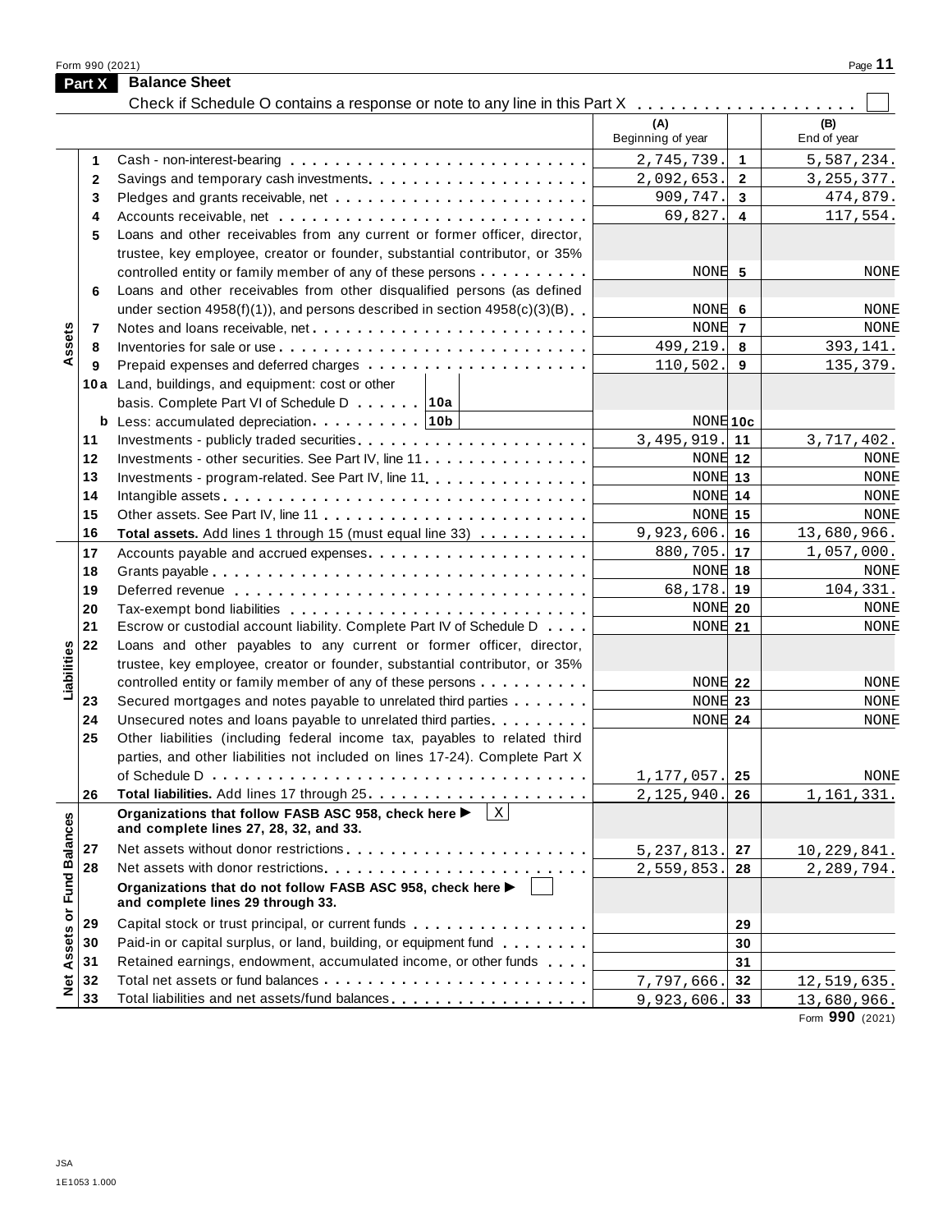Form 990 (2021)

## Part X Balance Sheet

Check if Schedule O contains a response or note to any line in this Part X . . . . . . . . . . . . . . . . . . . . ☐

| | | | (A) Beginning of year | | (B) End of year |
|---|---|---|---|---|---|
| Assets | 1 | Cash - non-interest-bearing | 2,745,739. | 1 | 5,587,234. |
| | 2 | Savings and temporary cash investments | 2,092,653. | 2 | 3,255,377. |
| | 3 | Pledges and grants receivable, net | 909,747. | 3 | 474,879. |
| | 4 | Accounts receivable, net | 69,827. | 4 | 117,554. |
| | 5 | Loans and other receivables from any current or former officer, director, trustee, key employee, creator or founder, substantial contributor, or 35% controlled entity or family member of any of these persons | NONE | 5 | NONE |
| | 6 | Loans and other receivables from other disqualified persons (as defined under section 4958(f)(1)), and persons described in section 4958(c)(3)(B) | NONE | 6 | NONE |
| | 7 | Notes and loans receivable, net | NONE | 7 | NONE |
| | 8 | Inventories for sale or use | 499,219. | 8 | 393,141. |
| | 9 | Prepaid expenses and deferred charges | 110,502. | 9 | 135,379. |
| | 10a | Land, buildings, and equipment: cost or other basis. Complete Part VI of Schedule D . . . . . . 10a | | | |
| | b | Less: accumulated depreciation . . . . . . . . . 10b | NONE | 10c | |
| | 11 | Investments - publicly traded securities | 3,495,919. | 11 | 3,717,402. |
| | 12 | Investments - other securities. See Part IV, line 11 | NONE | 12 | NONE |
| | 13 | Investments - program-related. See Part IV, line 11 | NONE | 13 | NONE |
| | 14 | Intangible assets | NONE | 14 | NONE |
| | 15 | Other assets. See Part IV, line 11 | NONE | 15 | NONE |
| | 16 | **Total assets.** Add lines 1 through 15 (must equal line 33) | 9,923,606. | 16 | 13,680,966. |
| Liabilities | 17 | Accounts payable and accrued expenses | 880,705. | 17 | 1,057,000. |
| | 18 | Grants payable | NONE | 18 | NONE |
| | 19 | Deferred revenue | 68,178. | 19 | 104,331. |
| | 20 | Tax-exempt bond liabilities | NONE | 20 | NONE |
| | 21 | Escrow or custodial account liability. Complete Part IV of Schedule D | NONE | 21 | NONE |
| | 22 | Loans and other payables to any current or former officer, director, trustee, key employee, creator or founder, substantial contributor, or 35% controlled entity or family member of any of these persons | NONE | 22 | NONE |
| | 23 | Secured mortgages and notes payable to unrelated third parties | NONE | 23 | NONE |
| | 24 | Unsecured notes and loans payable to unrelated third parties | NONE | 24 | NONE |
| | 25 | Other liabilities (including federal income tax, payables to related third parties, and other liabilities not included on lines 17-24). Complete Part X of Schedule D | 1,177,057. | 25 | NONE |
| | 26 | **Total liabilities.** Add lines 17 through 25 | 2,125,940. | 26 | 1,161,331. |
| Net Assets or Fund Balances | | **Organizations that follow FASB ASC 958, check here ▶ [X] and complete lines 27, 28, 32, and 33.** | | | |
| | 27 | Net assets without donor restrictions | 5,237,813. | 27 | 10,229,841. |
| | 28 | Net assets with donor restrictions | 2,559,853. | 28 | 2,289,794. |
| | | **Organizations that do not follow FASB ASC 958, check here ▶ [ ] and complete lines 29 through 33.** | | | |
| | 29 | Capital stock or trust principal, or current funds | | 29 | |
| | 30 | Paid-in or capital surplus, or land, building, or equipment fund | | 30 | |
| | 31 | Retained earnings, endowment, accumulated income, or other funds | | 31 | |
| | 32 | Total net assets or fund balances | 7,797,666. | 32 | 12,519,635. |
| | 33 | Total liabilities and net assets/fund balances | 9,923,606. | 33 | 13,680,966. |

Form **990** (2021)

JSA
1E1053 1.000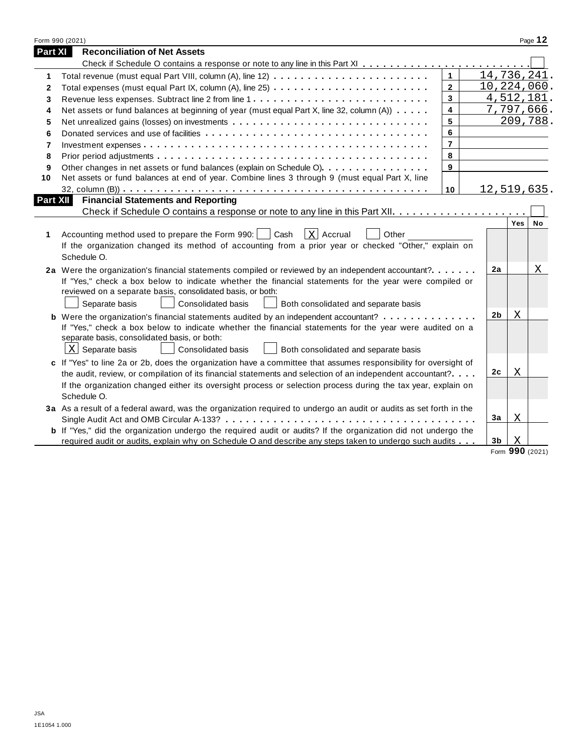Form 990 (2021)

## Part XI Reconciliation of Net Assets

Check if Schedule O contains a response or note to any line in this Part XI . . . . . . . . . . . . . . . . . . . . . . . . ☐

| | | | |
|---|---|---|---|
| 1 | Total revenue (must equal Part VIII, column (A), line 12) | 1 | 14,736,241. |
| 2 | Total expenses (must equal Part IX, column (A), line 25) | 2 | 10,224,060. |
| 3 | Revenue less expenses. Subtract line 2 from line 1 | 3 | 4,512,181. |
| 4 | Net assets or fund balances at beginning of year (must equal Part X, line 32, column (A)) | 4 | 7,797,666. |
| 5 | Net unrealized gains (losses) on investments | 5 | 209,788. |
| 6 | Donated services and use of facilities | 6 | |
| 7 | Investment expenses | 7 | |
| 8 | Prior period adjustments | 8 | |
| 9 | Other changes in net assets or fund balances (explain on Schedule O) | 9 | |
| 10 | Net assets or fund balances at end of year. Combine lines 3 through 9 (must equal Part X, line 32, column (B)) | 10 | 12,519,635. |

## Part XII Financial Statements and Reporting

Check if Schedule O contains a response or note to any line in this Part XII . . . . . . . . . . . . . . . . . . . . ☐

| | | | Yes | No |
|---|---|---|---|---|
| 1 | Accounting method used to prepare the Form 990: ☐ Cash ☒ Accrual ☐ Other<br>If the organization changed its method of accounting from a prior year or checked "Other," explain on Schedule O. | | | |
| 2a | Were the organization's financial statements compiled or reviewed by an independent accountant?<br>If "Yes," check a box below to indicate whether the financial statements for the year were compiled or reviewed on a separate basis, consolidated basis, or both:<br>☐ Separate basis ☐ Consolidated basis ☐ Both consolidated and separate basis | 2a | | X |
| b | Were the organization's financial statements audited by an independent accountant?<br>If "Yes," check a box below to indicate whether the financial statements for the year were audited on a separate basis, consolidated basis, or both:<br>☒ Separate basis ☐ Consolidated basis ☐ Both consolidated and separate basis | 2b | X | |
| c | If "Yes" to line 2a or 2b, does the organization have a committee that assumes responsibility for oversight of the audit, review, or compilation of its financial statements and selection of an independent accountant?<br>If the organization changed either its oversight process or selection process during the tax year, explain on Schedule O. | 2c | X | |
| 3a | As a result of a federal award, was the organization required to undergo an audit or audits as set forth in the Single Audit Act and OMB Circular A-133? | 3a | X | |
| b | If "Yes," did the organization undergo the required audit or audits? If the organization did not undergo the required audit or audits, explain why on Schedule O and describe any steps taken to undergo such audits | 3b | X | |

Form 990 (2021)

JSA
1E1054 1.000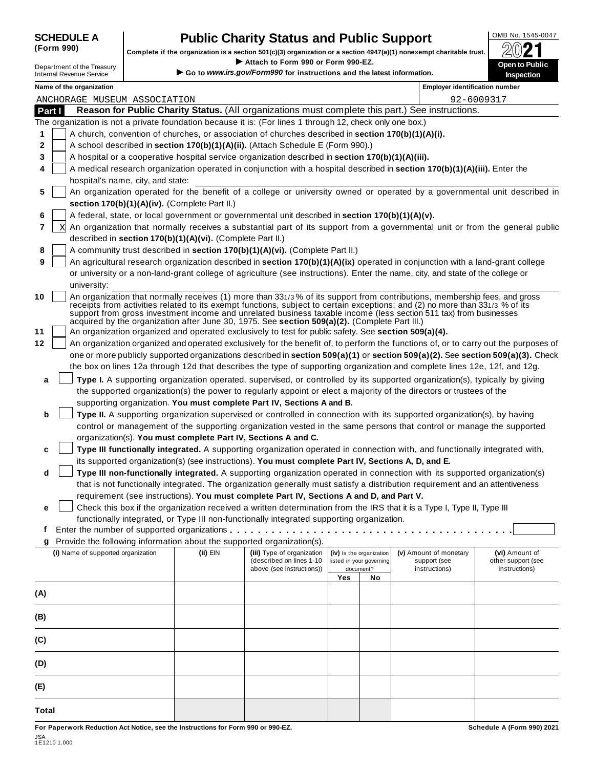**SCHEDULE A (Form 990)**

Department of the Treasury
Internal Revenue Service

# Public Charity Status and Public Support

**Complete if the organization is a section 501(c)(3) organization or a section 4947(a)(1) nonexempt charitable trust.**

▶ **Attach to Form 990 or Form 990-EZ.**

▶ **Go to *www.irs.gov/Form990* for instructions and the latest information.**

OMB No. 1545-0047

**2021**

**Open to Public Inspection**

**Name of the organization**
ANCHORAGE MUSEUM ASSOCIATION

**Employer identification number**
92-6009317

**Part I** **Reason for Public Charity Status.** (All organizations must complete this part.) See instructions.

The organization is not a private foundation because it is: (For lines 1 through 12, check only one box.)

1. [ ] A church, convention of churches, or association of churches described in **section 170(b)(1)(A)(i).**
2. [ ] A school described in **section 170(b)(1)(A)(ii).** (Attach Schedule E (Form 990).)
3. [ ] A hospital or a cooperative hospital service organization described in **section 170(b)(1)(A)(iii).**
4. [ ] A medical research organization operated in conjunction with a hospital described in **section 170(b)(1)(A)(iii).** Enter the hospital's name, city, and state:
5. [ ] An organization operated for the benefit of a college or university owned or operated by a governmental unit described in **section 170(b)(1)(A)(iv).** (Complete Part II.)
6. [ ] A federal, state, or local government or governmental unit described in **section 170(b)(1)(A)(v).**
7. [X] An organization that normally receives a substantial part of its support from a governmental unit or from the general public described in **section 170(b)(1)(A)(vi).** (Complete Part II.)
8. [ ] A community trust described in **section 170(b)(1)(A)(vi).** (Complete Part II.)
9. [ ] An agricultural research organization described in **section 170(b)(1)(A)(ix)** operated in conjunction with a land-grant college or university or a non-land-grant college of agriculture (see instructions). Enter the name, city, and state of the college or university:
10. [ ] An organization that normally receives (1) more than 33 1/3 % of its support from contributions, membership fees, and gross receipts from activities related to its exempt functions, subject to certain exceptions; and (2) no more than 33 1/3 % of its support from gross investment income and unrelated business taxable income (less section 511 tax) from businesses acquired by the organization after June 30, 1975. See **section 509(a)(2).** (Complete Part III.)
11. [ ] An organization organized and operated exclusively to test for public safety. See **section 509(a)(4).**
12. [ ] An organization organized and operated exclusively for the benefit of, to perform the functions of, or to carry out the purposes of one or more publicly supported organizations described in **section 509(a)(1)** or **section 509(a)(2).** See **section 509(a)(3).** Check the box on lines 12a through 12d that describes the type of supporting organization and complete lines 12e, 12f, and 12g.
   - **a** [ ] **Type I.** A supporting organization operated, supervised, or controlled by its supported organization(s), typically by giving the supported organization(s) the power to regularly appoint or elect a majority of the directors or trustees of the supporting organization. **You must complete Part IV, Sections A and B.**
   - **b** [ ] **Type II.** A supporting organization supervised or controlled in connection with its supported organization(s), by having control or management of the supporting organization vested in the same persons that control or manage the supported organization(s). **You must complete Part IV, Sections A and C.**
   - **c** [ ] **Type III functionally integrated.** A supporting organization operated in connection with, and functionally integrated with, its supported organization(s) (see instructions). **You must complete Part IV, Sections A, D, and E.**
   - **d** [ ] **Type III non-functionally integrated.** A supporting organization operated in connection with its supported organization(s) that is not functionally integrated. The organization generally must satisfy a distribution requirement and an attentiveness requirement (see instructions). **You must complete Part IV, Sections A and D, and Part V.**
   - **e** [ ] Check this box if the organization received a written determination from the IRS that it is a Type I, Type II, Type III functionally integrated, or Type III non-functionally integrated supporting organization.
   - **f** Enter the number of supported organizations . . . . . . . . . . . . . . . . . . . . . . . . . . . . . . . . . . . . . .
   - **g** Provide the following information about the supported organization(s).

| (i) Name of supported organization | (ii) EIN | (iii) Type of organization (described on lines 1-10 above (see instructions)) | (iv) Is the organization listed in your governing document? Yes | No | (v) Amount of monetary support (see instructions) | (vi) Amount of other support (see instructions) |
|---|---|---|---|---|---|---|
| (A) | | | | | | |
| (B) | | | | | | |
| (C) | | | | | | |
| (D) | | | | | | |
| (E) | | | | | | |
| Total | | | | | | |

**For Paperwork Reduction Act Notice, see the Instructions for Form 990 or 990-EZ.** **Schedule A (Form 990) 2021**

JSA
1E1210 1.000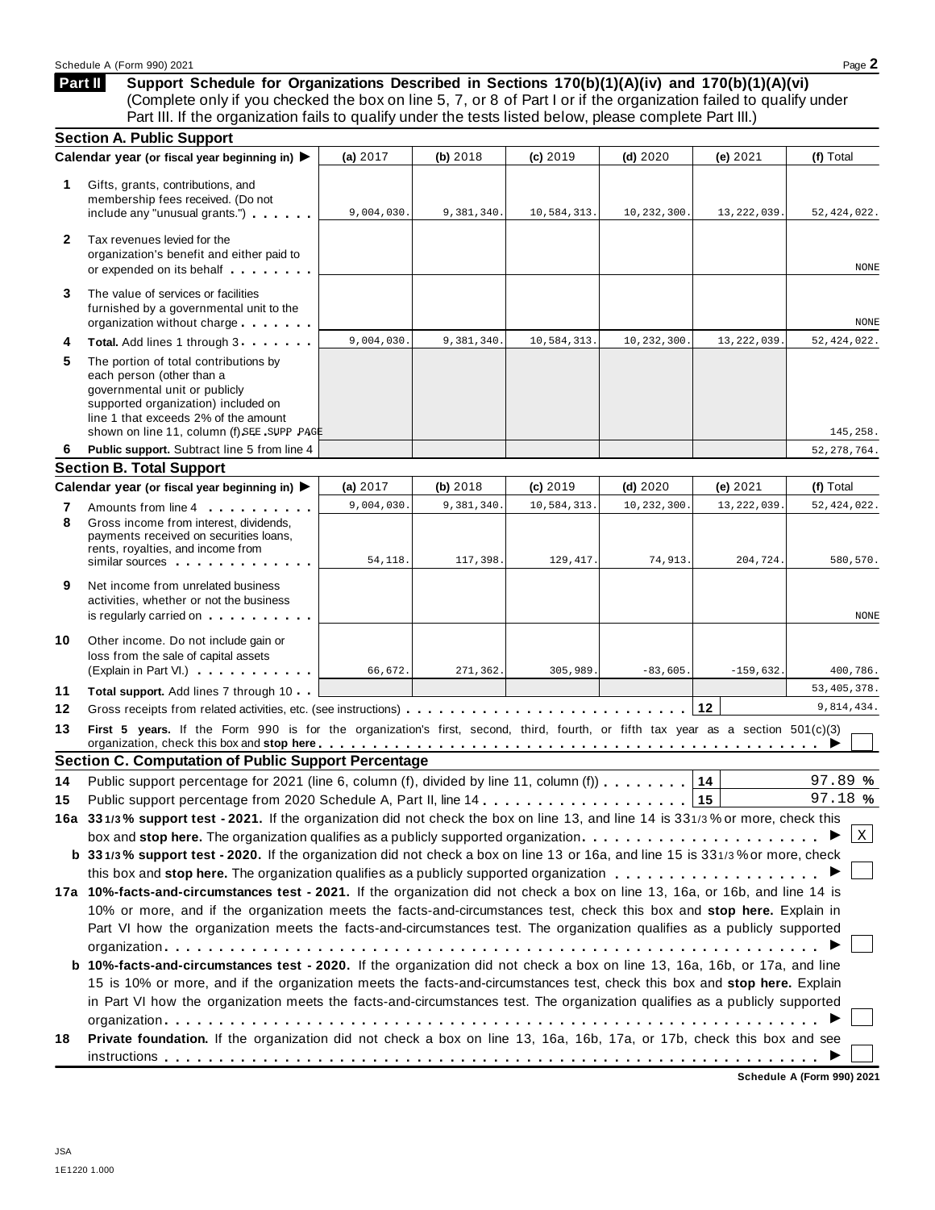Schedule A (Form 990) 2021 Page **2**

## Part II Support Schedule for Organizations Described in Sections 170(b)(1)(A)(iv) and 170(b)(1)(A)(vi)

(Complete only if you checked the box on line 5, 7, or 8 of Part I or if the organization failed to qualify under Part III. If the organization fails to qualify under the tests listed below, please complete Part III.)

### Section A. Public Support

| Calendar year (or fiscal year beginning in) ▶ | (a) 2017 | (b) 2018 | (c) 2019 | (d) 2020 | (e) 2021 | (f) Total |
|---|---|---|---|---|---|---|
| **1** Gifts, grants, contributions, and membership fees received. (Do not include any "unusual grants.") | 9,004,030. | 9,381,340. | 10,584,313. | 10,232,300. | 13,222,039. | 52,424,022. |
| **2** Tax revenues levied for the organization's benefit and either paid to or expended on its behalf | | | | | | NONE |
| **3** The value of services or facilities furnished by a governmental unit to the organization without charge | | | | | | NONE |
| **4 Total.** Add lines 1 through 3 | 9,004,030. | 9,381,340. | 10,584,313. | 10,232,300. | 13,222,039. | 52,424,022. |
| **5** The portion of total contributions by each person (other than a governmental unit or publicly supported organization) included on line 1 that exceeds 2% of the amount shown on line 11, column (f) SEE SUPP PAGE | | | | | | 145,258. |
| **6 Public support.** Subtract line 5 from line 4 | | | | | | 52,278,764. |

### Section B. Total Support

| Calendar year (or fiscal year beginning in) ▶ | (a) 2017 | (b) 2018 | (c) 2019 | (d) 2020 | (e) 2021 | (f) Total |
|---|---|---|---|---|---|---|
| **7** Amounts from line 4 | 9,004,030. | 9,381,340. | 10,584,313. | 10,232,300. | 13,222,039. | 52,424,022. |
| **8** Gross income from interest, dividends, payments received on securities loans, rents, royalties, and income from similar sources | 54,118. | 117,398. | 129,417. | 74,913. | 204,724. | 580,570. |
| **9** Net income from unrelated business activities, whether or not the business is regularly carried on | | | | | | NONE |
| **10** Other income. Do not include gain or loss from the sale of capital assets (Explain in Part VI.) | 66,672. | 271,362. | 305,989. | -83,605. | -159,632. | 400,786. |
| **11 Total support.** Add lines 7 through 10 | | | | | | 53,405,378. |
| **12** Gross receipts from related activities, etc. (see instructions) | | | | | 12 | 9,814,434. |

**13 First 5 years.** If the Form 990 is for the organization's first, second, third, fourth, or fifth tax year as a section 501(c)(3) organization, check this box and **stop here** ▶ ☐

### Section C. Computation of Public Support Percentage

**14** Public support percentage for 2021 (line 6, column (f), divided by line 11, column (f)) **14** 97.89 %

**15** Public support percentage from 2020 Schedule A, Part II, line 14 **15** 97.18 %

**16a 33 1/3 % support test - 2021.** If the organization did not check the box on line 13, and line 14 is 33 1/3 % or more, check this box and **stop here.** The organization qualifies as a publicly supported organization ▶ ☒

**b 33 1/3 % support test - 2020.** If the organization did not check a box on line 13 or 16a, and line 15 is 33 1/3 % or more, check this box and **stop here.** The organization qualifies as a publicly supported organization ▶ ☐

**17a 10%-facts-and-circumstances test - 2021.** If the organization did not check a box on line 13, 16a, or 16b, and line 14 is 10% or more, and if the organization meets the facts-and-circumstances test, check this box and **stop here.** Explain in Part VI how the organization meets the facts-and-circumstances test. The organization qualifies as a publicly supported organization ▶ ☐

**b 10%-facts-and-circumstances test - 2020.** If the organization did not check a box on line 13, 16a, 16b, or 17a, and line 15 is 10% or more, and if the organization meets the facts-and-circumstances test, check this box and **stop here.** Explain in Part VI how the organization meets the facts-and-circumstances test. The organization qualifies as a publicly supported organization ▶ ☐

**18 Private foundation.** If the organization did not check a box on line 13, 16a, 16b, 17a, or 17b, check this box and see instructions ▶ ☐

**Schedule A (Form 990) 2021**

JSA
1E1220 1.000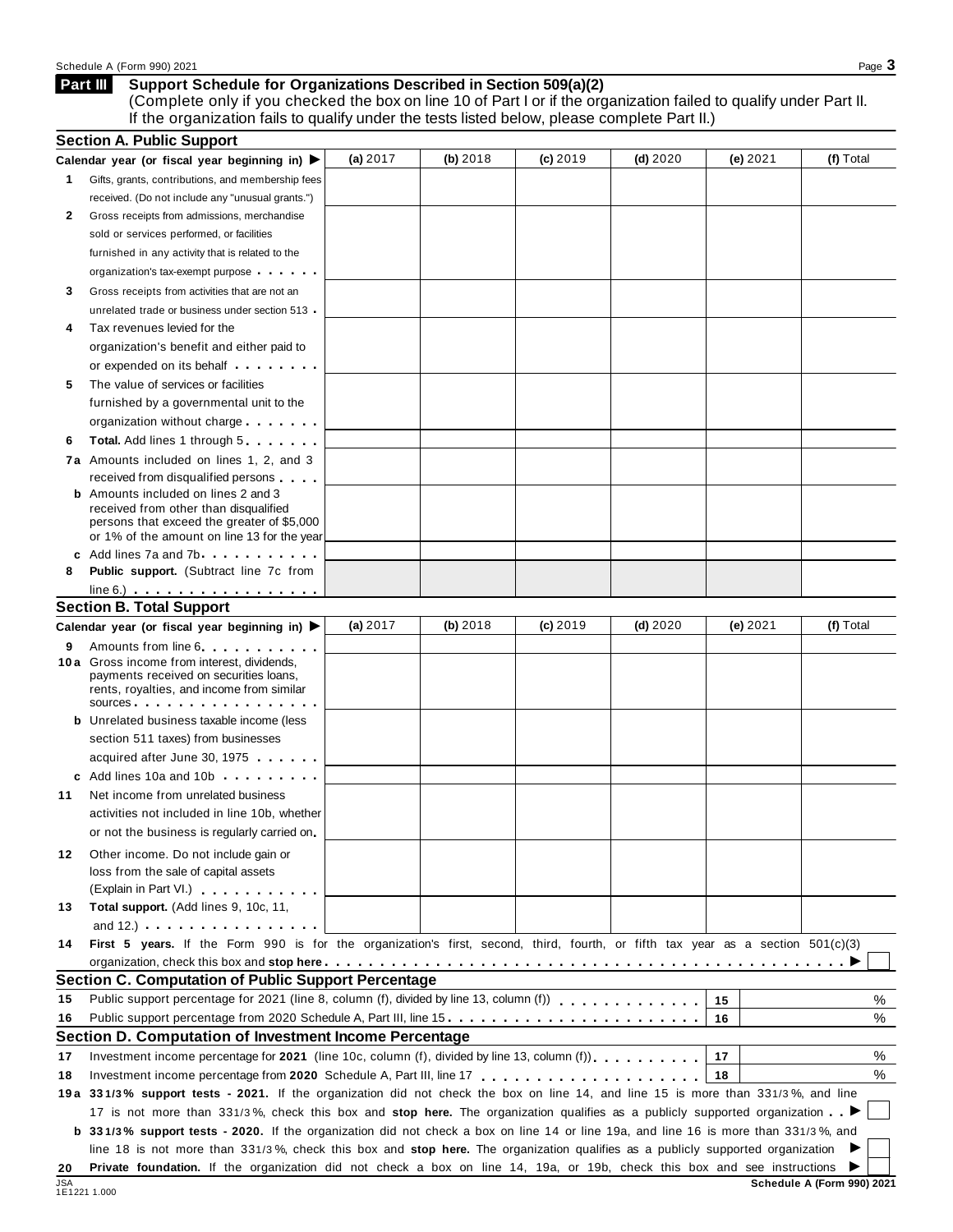Schedule A (Form 990) 2021

## Part III Support Schedule for Organizations Described in Section 509(a)(2)

(Complete only if you checked the box on line 10 of Part I or if the organization failed to qualify under Part II. If the organization fails to qualify under the tests listed below, please complete Part II.)

### Section A. Public Support

| Calendar year (or fiscal year beginning in) ▶ | (a) 2017 | (b) 2018 | (c) 2019 | (d) 2020 | (e) 2021 | (f) Total |
|---|---|---|---|---|---|---|
| **1** Gifts, grants, contributions, and membership fees received. (Do not include any "unusual grants.") | | | | | | |
| **2** Gross receipts from admissions, merchandise sold or services performed, or facilities furnished in any activity that is related to the organization's tax-exempt purpose | | | | | | |
| **3** Gross receipts from activities that are not an unrelated trade or business under section 513 | | | | | | |
| **4** Tax revenues levied for the organization's benefit and either paid to or expended on its behalf | | | | | | |
| **5** The value of services or facilities furnished by a governmental unit to the organization without charge | | | | | | |
| **6** **Total.** Add lines 1 through 5 | | | | | | |
| **7a** Amounts included on lines 1, 2, and 3 received from disqualified persons | | | | | | |
| **b** Amounts included on lines 2 and 3 received from other than disqualified persons that exceed the greater of $5,000 or 1% of the amount on line 13 for the year | | | | | | |
| **c** Add lines 7a and 7b | | | | | | |
| **8** **Public support.** (Subtract line 7c from line 6.) | | | | | | |

### Section B. Total Support

| Calendar year (or fiscal year beginning in) ▶ | (a) 2017 | (b) 2018 | (c) 2019 | (d) 2020 | (e) 2021 | (f) Total |
|---|---|---|---|---|---|---|
| **9** Amounts from line 6 | | | | | | |
| **10a** Gross income from interest, dividends, payments received on securities loans, rents, royalties, and income from similar sources | | | | | | |
| **b** Unrelated business taxable income (less section 511 taxes) from businesses acquired after June 30, 1975 | | | | | | |
| **c** Add lines 10a and 10b | | | | | | |
| **11** Net income from unrelated business activities not included in line 10b, whether or not the business is regularly carried on | | | | | | |
| **12** Other income. Do not include gain or loss from the sale of capital assets (Explain in Part VI.) | | | | | | |
| **13** **Total support.** (Add lines 9, 10c, 11, and 12.) | | | | | | |

**14** **First 5 years.** If the Form 990 is for the organization's first, second, third, fourth, or fifth tax year as a section 501(c)(3) organization, check this box and **stop here** ▶ ☐

### Section C. Computation of Public Support Percentage

| | | | |
|---|---|---|---|
| **15** | Public support percentage for 2021 (line 8, column (f), divided by line 13, column (f)) | 15 | % |
| **16** | Public support percentage from 2020 Schedule A, Part III, line 15 | 16 | % |

### Section D. Computation of Investment Income Percentage

| | | | |
|---|---|---|---|
| **17** | Investment income percentage for **2021** (line 10c, column (f), divided by line 13, column (f)) | 17 | % |
| **18** | Investment income percentage from **2020** Schedule A, Part III, line 17 | 18 | % |

**19a** **33 1/3% support tests - 2021.** If the organization did not check the box on line 14, and line 15 is more than 33 1/3%, and line 17 is not more than 33 1/3%, check this box and **stop here.** The organization qualifies as a publicly supported organization ▶ ☐

**b** **33 1/3% support tests - 2020.** If the organization did not check a box on line 14 or line 19a, and line 16 is more than 33 1/3%, and line 18 is not more than 33 1/3%, check this box and **stop here.** The organization qualifies as a publicly supported organization ▶ ☐

**20** **Private foundation.** If the organization did not check a box on line 14, 19a, or 19b, check this box and see instructions ▶ ☐

JSA
1E1221 1.000

Schedule A (Form 990) 2021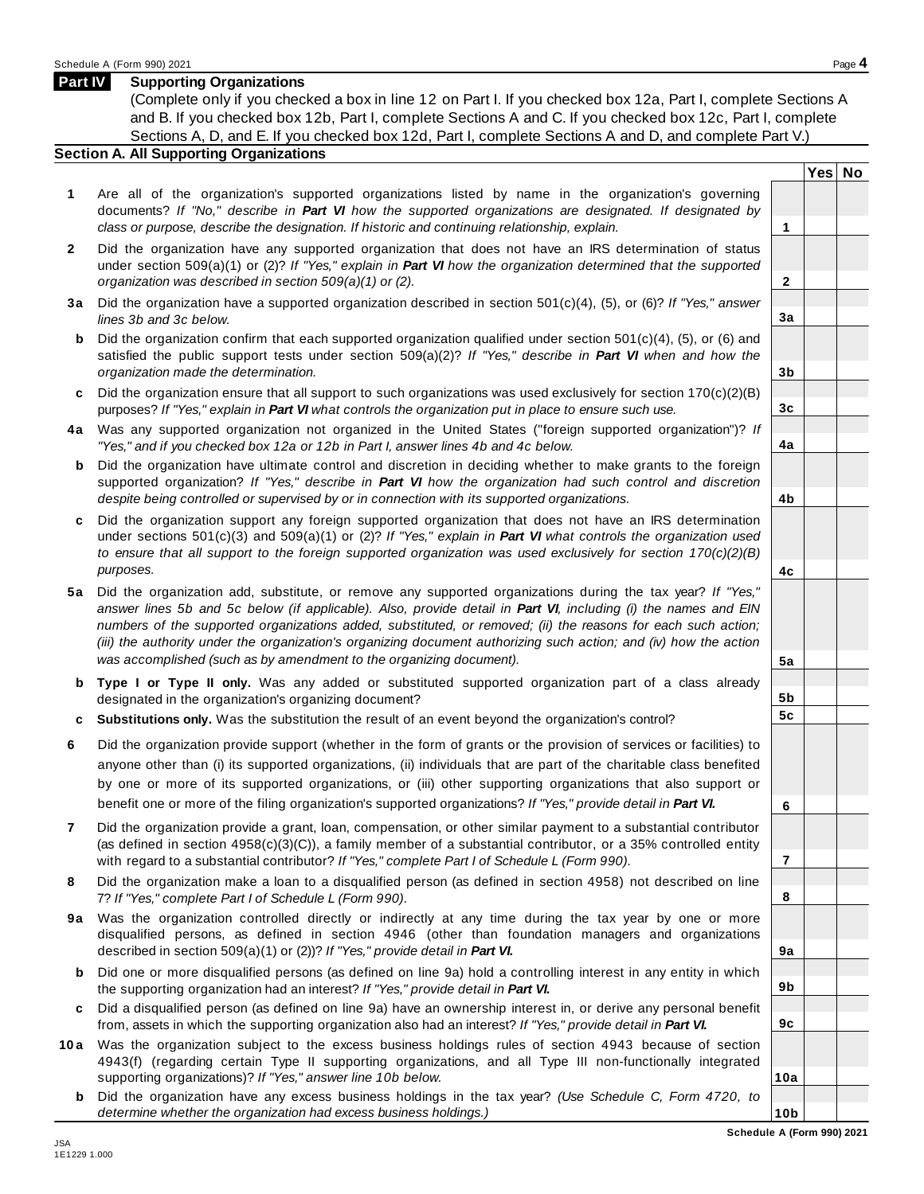## Part IV Supporting Organizations

(Complete only if you checked a box in line 12 on Part I. If you checked box 12a, Part I, complete Sections A and B. If you checked box 12b, Part I, complete Sections A and C. If you checked box 12c, Part I, complete Sections A, D, and E. If you checked box 12d, Part I, complete Sections A and D, and complete Part V.)

### Section A. All Supporting Organizations

| | | | Yes | No |
|---|---|---|---|---|
| **1** | Are all of the organization's supported organizations listed by name in the organization's governing documents? *If "No," describe in* ***Part VI*** *how the supported organizations are designated. If designated by class or purpose, describe the designation. If historic and continuing relationship, explain.* | 1 | | |
| **2** | Did the organization have any supported organization that does not have an IRS determination of status under section 509(a)(1) or (2)? *If "Yes," explain in* ***Part VI*** *how the organization determined that the supported organization was described in section 509(a)(1) or (2).* | 2 | | |
| **3a** | Did the organization have a supported organization described in section 501(c)(4), (5), or (6)? *If "Yes," answer lines 3b and 3c below.* | 3a | | |
| **b** | Did the organization confirm that each supported organization qualified under section 501(c)(4), (5), or (6) and satisfied the public support tests under section 509(a)(2)? *If "Yes," describe in* ***Part VI*** *when and how the organization made the determination.* | 3b | | |
| **c** | Did the organization ensure that all support to such organizations was used exclusively for section 170(c)(2)(B) purposes? *If "Yes," explain in* ***Part VI*** *what controls the organization put in place to ensure such use.* | 3c | | |
| **4a** | Was any supported organization not organized in the United States ("foreign supported organization")? *If "Yes," and if you checked box 12a or 12b in Part I, answer lines 4b and 4c below.* | 4a | | |
| **b** | Did the organization have ultimate control and discretion in deciding whether to make grants to the foreign supported organization? *If "Yes," describe in* ***Part VI*** *how the organization had such control and discretion despite being controlled or supervised by or in connection with its supported organizations.* | 4b | | |
| **c** | Did the organization support any foreign supported organization that does not have an IRS determination under sections 501(c)(3) and 509(a)(1) or (2)? *If "Yes," explain in* ***Part VI*** *what controls the organization used to ensure that all support to the foreign supported organization was used exclusively for section 170(c)(2)(B) purposes.* | 4c | | |
| **5a** | Did the organization add, substitute, or remove any supported organizations during the tax year? *If "Yes," answer lines 5b and 5c below (if applicable). Also, provide detail in* ***Part VI****, including (i) the names and EIN numbers of the supported organizations added, substituted, or removed; (ii) the reasons for each such action; (iii) the authority under the organization's organizing document authorizing such action; and (iv) how the action was accomplished (such as by amendment to the organizing document).* | 5a | | |
| **b** | **Type I or Type II only.** Was any added or substituted supported organization part of a class already designated in the organization's organizing document? | 5b | | |
| **c** | **Substitutions only.** Was the substitution the result of an event beyond the organization's control? | 5c | | |
| **6** | Did the organization provide support (whether in the form of grants or the provision of services or facilities) to anyone other than (i) its supported organizations, (ii) individuals that are part of the charitable class benefited by one or more of its supported organizations, or (iii) other supporting organizations that also support or benefit one or more of the filing organization's supported organizations? *If "Yes," provide detail in* ***Part VI.*** | 6 | | |
| **7** | Did the organization provide a grant, loan, compensation, or other similar payment to a substantial contributor (as defined in section 4958(c)(3)(C)), a family member of a substantial contributor, or a 35% controlled entity with regard to a substantial contributor? *If "Yes," complete Part I of Schedule L (Form 990).* | 7 | | |
| **8** | Did the organization make a loan to a disqualified person (as defined in section 4958) not described on line 7? *If "Yes," complete Part I of Schedule L (Form 990).* | 8 | | |
| **9a** | Was the organization controlled directly or indirectly at any time during the tax year by one or more disqualified persons, as defined in section 4946 (other than foundation managers and organizations described in section 509(a)(1) or (2))? *If "Yes," provide detail in* ***Part VI.*** | 9a | | |
| **b** | Did one or more disqualified persons (as defined on line 9a) hold a controlling interest in any entity in which the supporting organization had an interest? *If "Yes," provide detail in* ***Part VI.*** | 9b | | |
| **c** | Did a disqualified person (as defined on line 9a) have an ownership interest in, or derive any personal benefit from, assets in which the supporting organization also had an interest? *If "Yes," provide detail in* ***Part VI.*** | 9c | | |
| **10a** | Was the organization subject to the excess business holdings rules of section 4943 because of section 4943(f) (regarding certain Type II supporting organizations, and all Type III non-functionally integrated supporting organizations)? *If "Yes," answer line 10b below.* | 10a | | |
| **b** | Did the organization have any excess business holdings in the tax year? *(Use Schedule C, Form 4720, to determine whether the organization had excess business holdings.)* | 10b | | |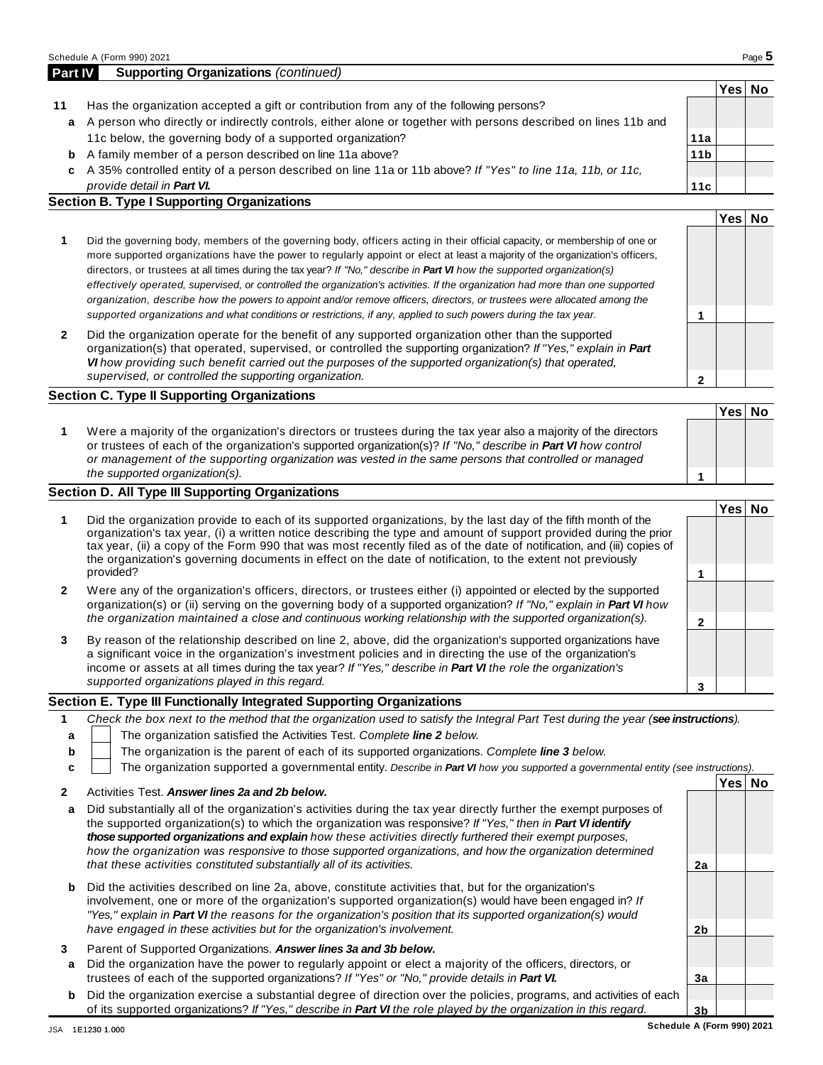## Part IV Supporting Organizations *(continued)*

| | | | Yes | No |
|---|---|---|---|---|
| **11** | Has the organization accepted a gift or contribution from any of the following persons? | | | |
| **a** | A person who directly or indirectly controls, either alone or together with persons described on lines 11b and 11c below, the governing body of a supported organization? | **11a** | | |
| **b** | A family member of a person described on line 11a above? | **11b** | | |
| **c** | A 35% controlled entity of a person described on line 11a or 11b above? *If "Yes" to line 11a, 11b, or 11c, provide detail in **Part VI.*** | **11c** | | |

### Section B. Type I Supporting Organizations

| | | | Yes | No |
|---|---|---|---|---|
| **1** | Did the governing body, members of the governing body, officers acting in their official capacity, or membership of one or more supported organizations have the power to regularly appoint or elect at least a majority of the organization's officers, directors, or trustees at all times during the tax year? *If "No," describe in **Part VI** how the supported organization(s) effectively operated, supervised, or controlled the organization's activities. If the organization had more than one supported organization, describe how the powers to appoint and/or remove officers, directors, or trustees were allocated among the supported organizations and what conditions or restrictions, if any, applied to such powers during the tax year.* | **1** | | |
| **2** | Did the organization operate for the benefit of any supported organization other than the supported organization(s) that operated, supervised, or controlled the supporting organization? *If "Yes," explain in **Part VI** how providing such benefit carried out the purposes of the supported organization(s) that operated, supervised, or controlled the supporting organization.* | **2** | | |

### Section C. Type II Supporting Organizations

| | | | Yes | No |
|---|---|---|---|---|
| **1** | Were a majority of the organization's directors or trustees during the tax year also a majority of the directors or trustees of each of the organization's supported organization(s)? *If "No," describe in **Part VI** how control or management of the supporting organization was vested in the same persons that controlled or managed the supported organization(s).* | **1** | | |

### Section D. All Type III Supporting Organizations

| | | | Yes | No |
|---|---|---|---|---|
| **1** | Did the organization provide to each of its supported organizations, by the last day of the fifth month of the organization's tax year, (i) a written notice describing the type and amount of support provided during the prior tax year, (ii) a copy of the Form 990 that was most recently filed as of the date of notification, and (iii) copies of the organization's governing documents in effect on the date of notification, to the extent not previously provided? | **1** | | |
| **2** | Were any of the organization's officers, directors, or trustees either (i) appointed or elected by the supported organization(s) or (ii) serving on the governing body of a supported organization? *If "No," explain in **Part VI** how the organization maintained a close and continuous working relationship with the supported organization(s).* | **2** | | |
| **3** | By reason of the relationship described on line 2, above, did the organization's supported organizations have a significant voice in the organization's investment policies and in directing the use of the organization's income or assets at all times during the tax year? *If "Yes," describe in **Part VI** the role the organization's supported organizations played in this regard.* | **3** | | |

### Section E. Type III Functionally Integrated Supporting Organizations

**1** *Check the box next to the method that the organization used to satisfy the Integral Part Test during the year (**see instructions**).*

- **a** ☐ The organization satisfied the Activities Test. *Complete **line 2** below.*
- **b** ☐ The organization is the parent of each of its supported organizations. *Complete **line 3** below.*
- **c** ☐ The organization supported a governmental entity. *Describe in **Part VI** how you supported a governmental entity (see instructions).*

| | | | Yes | No |
|---|---|---|---|---|
| **2** | Activities Test. ***Answer lines 2a and 2b below.*** | | | |
| **a** | Did substantially all of the organization's activities during the tax year directly further the exempt purposes of the supported organization(s) to which the organization was responsive? *If "Yes," then in **Part VI identify those supported organizations and explain** how these activities directly furthered their exempt purposes, how the organization was responsive to those supported organizations, and how the organization determined that these activities constituted substantially all of its activities.* | **2a** | | |
| **b** | Did the activities described on line 2a, above, constitute activities that, but for the organization's involvement, one or more of the organization's supported organization(s) would have been engaged in? *If "Yes," explain in **Part VI** the reasons for the organization's position that its supported organization(s) would have engaged in these activities but for the organization's involvement.* | **2b** | | |
| **3** | Parent of Supported Organizations. ***Answer lines 3a and 3b below.*** | | | |
| **a** | Did the organization have the power to regularly appoint or elect a majority of the officers, directors, or trustees of each of the supported organizations? *If "Yes" or "No," provide details in **Part VI.*** | **3a** | | |
| **b** | Did the organization exercise a substantial degree of direction over the policies, programs, and activities of each of its supported organizations? *If "Yes," describe in **Part VI** the role played by the organization in this regard.* | **3b** | | |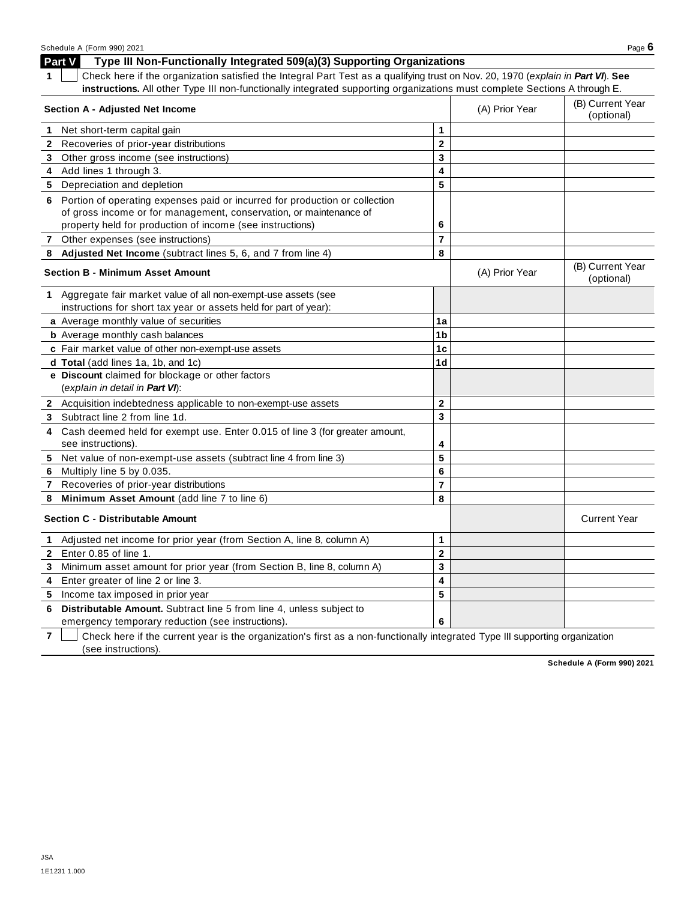## Part V Type III Non-Functionally Integrated 509(a)(3) Supporting Organizations

**1** ☐ Check here if the organization satisfied the Integral Part Test as a qualifying trust on Nov. 20, 1970 (*explain in **Part VI***). **See instructions.** All other Type III non-functionally integrated supporting organizations must complete Sections A through E.

| **Section A - Adjusted Net Income** | | (A) Prior Year | (B) Current Year (optional) |
|---|---|---|---|
| **1** Net short-term capital gain | 1 | | |
| **2** Recoveries of prior-year distributions | 2 | | |
| **3** Other gross income (see instructions) | 3 | | |
| **4** Add lines 1 through 3. | 4 | | |
| **5** Depreciation and depletion | 5 | | |
| **6** Portion of operating expenses paid or incurred for production or collection of gross income or for management, conservation, or maintenance of property held for production of income (see instructions) | 6 | | |
| **7** Other expenses (see instructions) | 7 | | |
| **8** **Adjusted Net Income** (subtract lines 5, 6, and 7 from line 4) | 8 | | |

| **Section B - Minimum Asset Amount** | | (A) Prior Year | (B) Current Year (optional) |
|---|---|---|---|
| **1** Aggregate fair market value of all non-exempt-use assets (see instructions for short tax year or assets held for part of year): | | | |
| **a** Average monthly value of securities | 1a | | |
| **b** Average monthly cash balances | 1b | | |
| **c** Fair market value of other non-exempt-use assets | 1c | | |
| **d** **Total** (add lines 1a, 1b, and 1c) | 1d | | |
| **e** **Discount** claimed for blockage or other factors (*explain in detail in **Part VI***): | | | |
| **2** Acquisition indebtedness applicable to non-exempt-use assets | 2 | | |
| **3** Subtract line 2 from line 1d. | 3 | | |
| **4** Cash deemed held for exempt use. Enter 0.015 of line 3 (for greater amount, see instructions). | 4 | | |
| **5** Net value of non-exempt-use assets (subtract line 4 from line 3) | 5 | | |
| **6** Multiply line 5 by 0.035. | 6 | | |
| **7** Recoveries of prior-year distributions | 7 | | |
| **8** **Minimum Asset Amount** (add line 7 to line 6) | 8 | | |

| **Section C - Distributable Amount** | | | Current Year |
|---|---|---|---|
| **1** Adjusted net income for prior year (from Section A, line 8, column A) | 1 | | |
| **2** Enter 0.85 of line 1. | 2 | | |
| **3** Minimum asset amount for prior year (from Section B, line 8, column A) | 3 | | |
| **4** Enter greater of line 2 or line 3. | 4 | | |
| **5** Income tax imposed in prior year | 5 | | |
| **6** **Distributable Amount.** Subtract line 5 from line 4, unless subject to emergency temporary reduction (see instructions). | 6 | | |

**7** ☐ Check here if the current year is the organization's first as a non-functionally integrated Type III supporting organization (see instructions).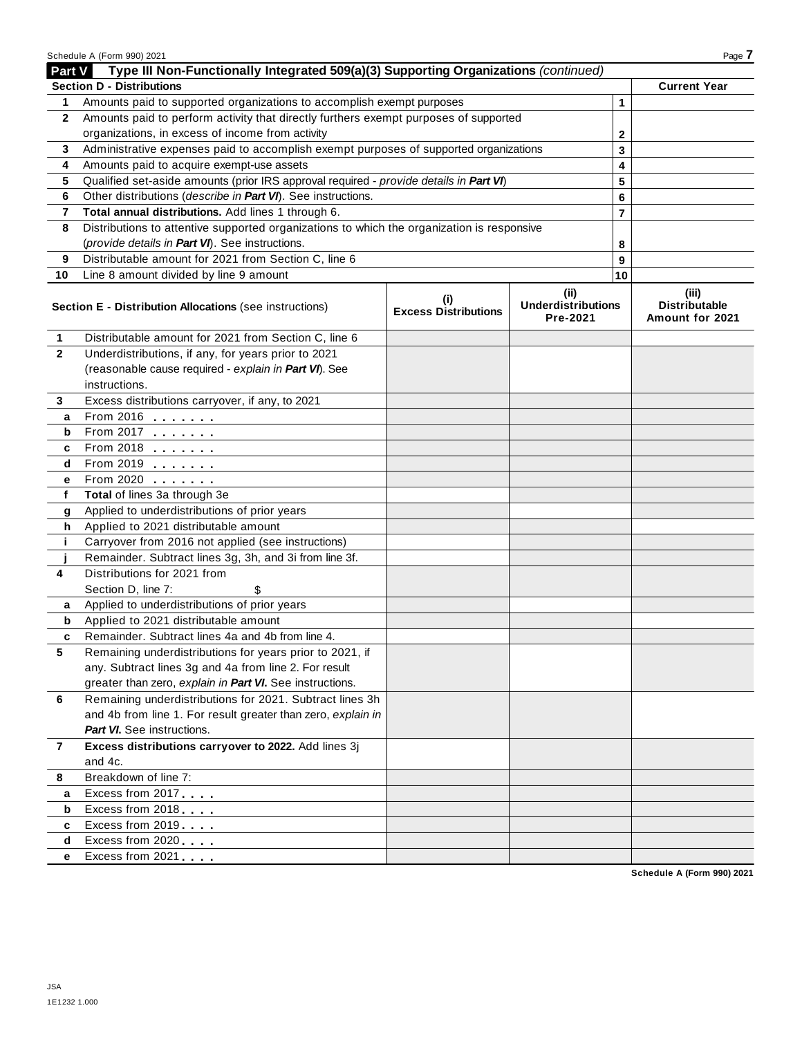**Part V** **Type III Non-Functionally Integrated 509(a)(3) Supporting Organizations** *(continued)*

| **Section D - Distributions** | | | **Current Year** |
|---|---|---|---|
| **1** | Amounts paid to supported organizations to accomplish exempt purposes | 1 | |
| **2** | Amounts paid to perform activity that directly furthers exempt purposes of supported organizations, in excess of income from activity | 2 | |
| **3** | Administrative expenses paid to accomplish exempt purposes of supported organizations | 3 | |
| **4** | Amounts paid to acquire exempt-use assets | 4 | |
| **5** | Qualified set-aside amounts (prior IRS approval required - *provide details in* ***Part VI***) | 5 | |
| **6** | Other distributions (*describe in* ***Part VI***). See instructions. | 6 | |
| **7** | **Total annual distributions.** Add lines 1 through 6. | 7 | |
| **8** | Distributions to attentive supported organizations to which the organization is responsive (*provide details in* ***Part VI***). See instructions. | 8 | |
| **9** | Distributable amount for 2021 from Section C, line 6 | 9 | |
| **10** | Line 8 amount divided by line 9 amount | 10 | |

| **Section E - Distribution Allocations** (see instructions) | | **(i)** **Excess Distributions** | **(ii)** **Underdistributions Pre-2021** | **(iii)** **Distributable Amount for 2021** |
|---|---|---|---|---|
| **1** | Distributable amount for 2021 from Section C, line 6 | | | |
| **2** | Underdistributions, if any, for years prior to 2021 (reasonable cause required - *explain in* ***Part VI***). See instructions. | | | |
| **3** | Excess distributions carryover, if any, to 2021 | | | |
| **a** | From 2016 | | | |
| **b** | From 2017 | | | |
| **c** | From 2018 | | | |
| **d** | From 2019 | | | |
| **e** | From 2020 | | | |
| **f** | **Total** of lines 3a through 3e | | | |
| **g** | Applied to underdistributions of prior years | | | |
| **h** | Applied to 2021 distributable amount | | | |
| **i** | Carryover from 2016 not applied (see instructions) | | | |
| **j** | Remainder. Subtract lines 3g, 3h, and 3i from line 3f. | | | |
| **4** | Distributions for 2021 from Section D, line 7: $ | | | |
| **a** | Applied to underdistributions of prior years | | | |
| **b** | Applied to 2021 distributable amount | | | |
| **c** | Remainder. Subtract lines 4a and 4b from line 4. | | | |
| **5** | Remaining underdistributions for years prior to 2021, if any. Subtract lines 3g and 4a from line 2. For result greater than zero, *explain in* ***Part VI***. See instructions. | | | |
| **6** | Remaining underdistributions for 2021. Subtract lines 3h and 4b from line 1. For result greater than zero, *explain in* ***Part VI***. See instructions. | | | |
| **7** | **Excess distributions carryover to 2022.** Add lines 3j and 4c. | | | |
| **8** | Breakdown of line 7: | | | |
| **a** | Excess from 2017 | | | |
| **b** | Excess from 2018 | | | |
| **c** | Excess from 2019 | | | |
| **d** | Excess from 2020 | | | |
| **e** | Excess from 2021 | | | |

**Schedule A (Form 990) 2021**

JSA
1E1232 1.000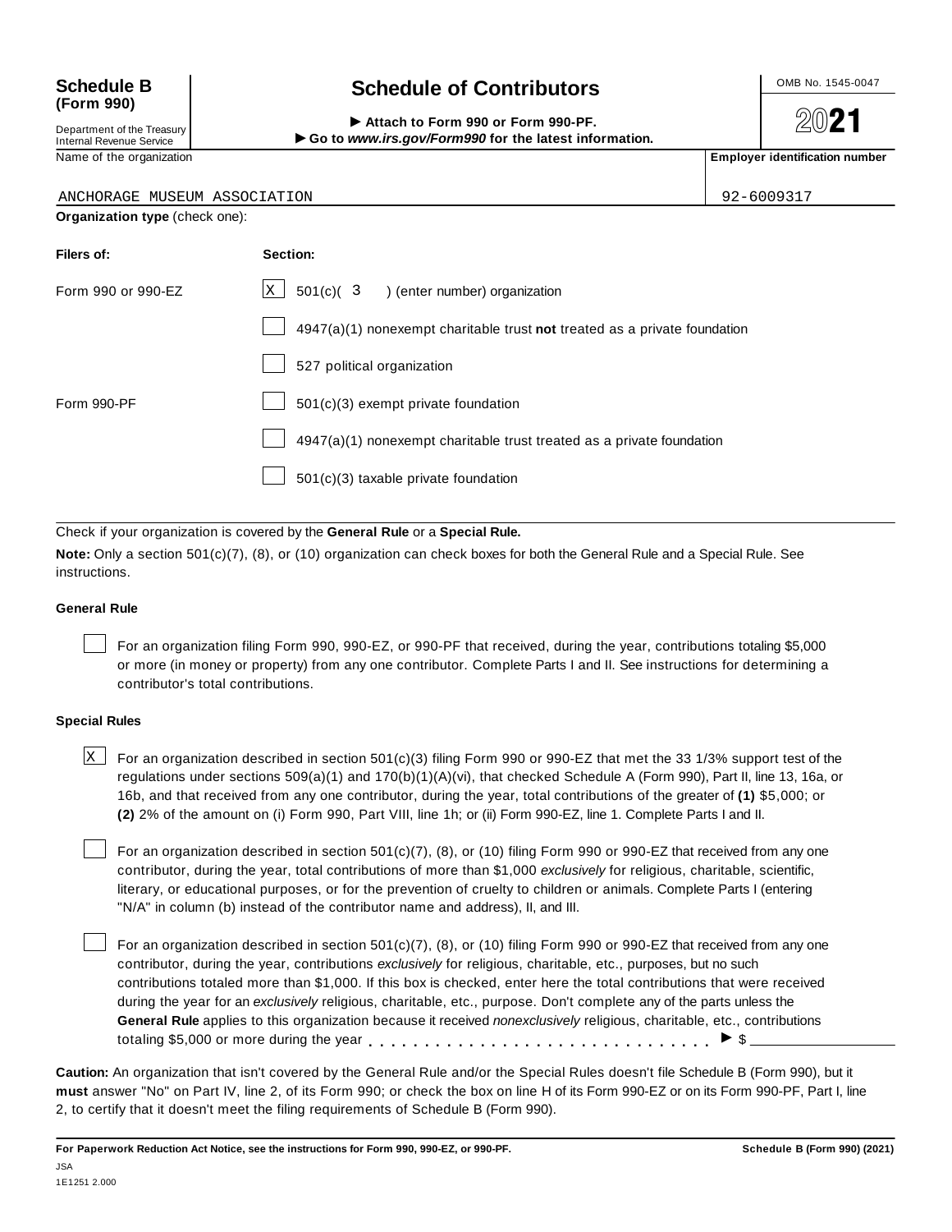**Schedule B (Form 990)**

Department of the Treasury
Internal Revenue Service

# Schedule of Contributors

▶ **Attach to Form 990 or Form 990-PF.**
▶ **Go to *www.irs.gov/Form990* for the latest information.**

OMB No. 1545-0047

**2021**

| Name of the organization | Employer identification number |
|---|---|
| ANCHORAGE MUSEUM ASSOCIATION | 92-6009317 |

**Organization type** (check one):

| Filers of: | Section: |
|---|---|
| Form 990 or 990-EZ | [X] 501(c)( 3 ) (enter number) organization |
| | [ ] 4947(a)(1) nonexempt charitable trust **not** treated as a private foundation |
| | [ ] 527 political organization |
| Form 990-PF | [ ] 501(c)(3) exempt private foundation |
| | [ ] 4947(a)(1) nonexempt charitable trust treated as a private foundation |
| | [ ] 501(c)(3) taxable private foundation |

Check if your organization is covered by the **General Rule** or a **Special Rule.**

**Note:** Only a section 501(c)(7), (8), or (10) organization can check boxes for both the General Rule and a Special Rule. See instructions.

**General Rule**

[ ] For an organization filing Form 990, 990-EZ, or 990-PF that received, during the year, contributions totaling $5,000 or more (in money or property) from any one contributor. Complete Parts I and II. See instructions for determining a contributor's total contributions.

**Special Rules**

[X] For an organization described in section 501(c)(3) filing Form 990 or 990-EZ that met the 33 1/3% support test of the regulations under sections 509(a)(1) and 170(b)(1)(A)(vi), that checked Schedule A (Form 990), Part II, line 13, 16a, or 16b, and that received from any one contributor, during the year, total contributions of the greater of **(1)** $5,000; or **(2)** 2% of the amount on (i) Form 990, Part VIII, line 1h; or (ii) Form 990-EZ, line 1. Complete Parts I and II.

[ ] For an organization described in section 501(c)(7), (8), or (10) filing Form 990 or 990-EZ that received from any one contributor, during the year, total contributions of more than $1,000 *exclusively* for religious, charitable, scientific, literary, or educational purposes, or for the prevention of cruelty to children or animals. Complete Parts I (entering "N/A" in column (b) instead of the contributor name and address), II, and III.

[ ] For an organization described in section 501(c)(7), (8), or (10) filing Form 990 or 990-EZ that received from any one contributor, during the year, contributions *exclusively* for religious, charitable, etc., purposes, but no such contributions totaled more than $1,000. If this box is checked, enter here the total contributions that were received during the year for an *exclusively* religious, charitable, etc., purpose. Don't complete any of the parts unless the **General Rule** applies to this organization because it received *nonexclusively* religious, charitable, etc., contributions totaling $5,000 or more during the year . . . . . . . . . . . . . . . . . . . . . . . . . . . . . ▶ $ ____________

**Caution:** An organization that isn't covered by the General Rule and/or the Special Rules doesn't file Schedule B (Form 990), but it **must** answer "No" on Part IV, line 2, of its Form 990; or check the box on line H of its Form 990-EZ or on its Form 990-PF, Part I, line 2, to certify that it doesn't meet the filing requirements of Schedule B (Form 990).

**For Paperwork Reduction Act Notice, see the instructions for Form 990, 990-EZ, or 990-PF.** **Schedule B (Form 990) (2021)**

JSA
1E1251 2.000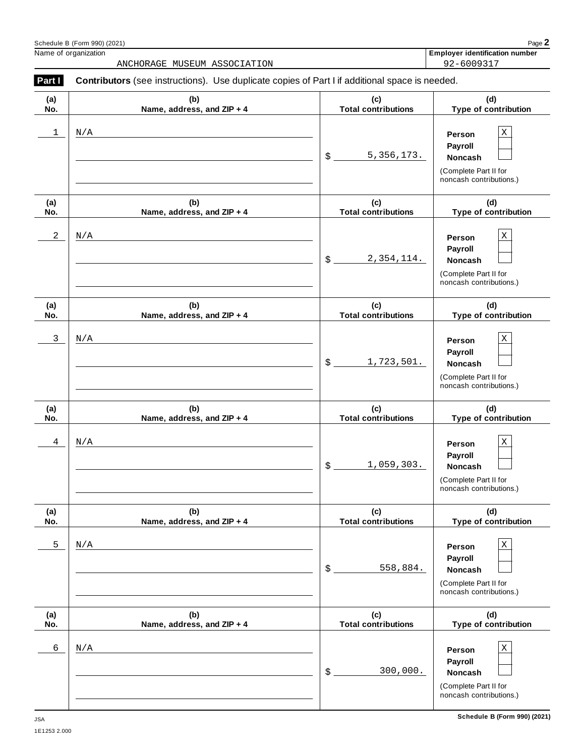Name of organization: ANCHORAGE MUSEUM ASSOCIATION

Employer identification number: 92-6009317

**Part I** **Contributors** (see instructions). Use duplicate copies of Part I if additional space is needed.

| (a) No. | (b) Name, address, and ZIP + 4 | (c) Total contributions | (d) Type of contribution |
|---|---|---|---|
| 1 | N/A | $ 5,356,173. | Person [X] Payroll [ ] Noncash [ ] (Complete Part II for noncash contributions.) |
| 2 | N/A | $ 2,354,114. | Person [X] Payroll [ ] Noncash [ ] (Complete Part II for noncash contributions.) |
| 3 | N/A | $ 1,723,501. | Person [X] Payroll [ ] Noncash [ ] (Complete Part II for noncash contributions.) |
| 4 | N/A | $ 1,059,303. | Person [X] Payroll [ ] Noncash [ ] (Complete Part II for noncash contributions.) |
| 5 | N/A | $ 558,884. | Person [X] Payroll [ ] Noncash [ ] (Complete Part II for noncash contributions.) |
| 6 | N/A | $ 300,000. | Person [X] Payroll [ ] Noncash [ ] (Complete Part II for noncash contributions.) |

JSA
1E1253 2.000

Schedule B (Form 990) (2021)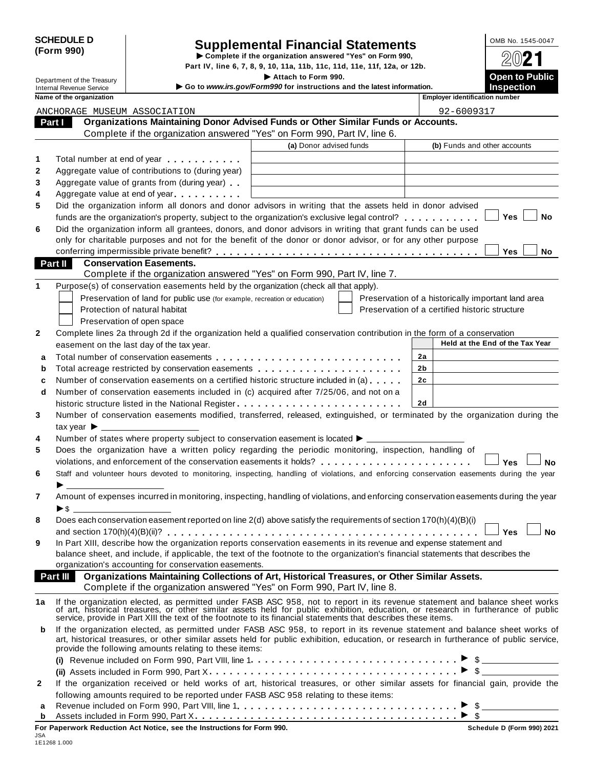**SCHEDULE D (Form 990)**

Department of the Treasury
Internal Revenue Service

# Supplemental Financial Statements

▶ **Complete if the organization answered "Yes" on Form 990, Part IV, line 6, 7, 8, 9, 10, 11a, 11b, 11c, 11d, 11e, 11f, 12a, or 12b.**

▶ **Attach to Form 990.**

▶ **Go to *www.irs.gov/Form990* for instructions and the latest information.**

OMB No. 1545-0047

**2021**

**Open to Public Inspection**

| Name of the organization | Employer identification number |
|---|---|
| ANCHORAGE MUSEUM ASSOCIATION | 92-6009317 |

## Part I Organizations Maintaining Donor Advised Funds or Other Similar Funds or Accounts.

Complete if the organization answered "Yes" on Form 990, Part IV, line 6.

| | | (a) Donor advised funds | (b) Funds and other accounts |
|---|---|---|---|
| 1 | Total number at end of year | | |
| 2 | Aggregate value of contributions to (during year) | | |
| 3 | Aggregate value of grants from (during year) | | |
| 4 | Aggregate value at end of year | | |

5 Did the organization inform all donors and donor advisors in writing that the assets held in donor advised funds are the organization's property, subject to the organization's exclusive legal control? ☐ Yes ☐ No

6 Did the organization inform all grantees, donors, and donor advisors in writing that grant funds can be used only for charitable purposes and not for the benefit of the donor or donor advisor, or for any other purpose conferring impermissible private benefit? ☐ Yes ☐ No

## Part II Conservation Easements.

Complete if the organization answered "Yes" on Form 990, Part IV, line 7.

1 Purpose(s) of conservation easements held by the organization (check all that apply).

- ☐ Preservation of land for public use (for example, recreation or education)
- ☐ Protection of natural habitat
- ☐ Preservation of open space
- ☐ Preservation of a historically important land area
- ☐ Preservation of a certified historic structure

2 Complete lines 2a through 2d if the organization held a qualified conservation contribution in the form of a conservation easement on the last day of the tax year.

| | | | Held at the End of the Tax Year |
|---|---|---|---|
| a | Total number of conservation easements | 2a | |
| b | Total acreage restricted by conservation easements | 2b | |
| c | Number of conservation easements on a certified historic structure included in (a) | 2c | |
| d | Number of conservation easements included in (c) acquired after 7/25/06, and not on a historic structure listed in the National Register | 2d | |

3 Number of conservation easements modified, transferred, released, extinguished, or terminated by the organization during the tax year ▶ ____________

4 Number of states where property subject to conservation easement is located ▶ ____________

5 Does the organization have a written policy regarding the periodic monitoring, inspection, handling of violations, and enforcement of the conservation easements it holds? ☐ Yes ☐ No

6 Staff and volunteer hours devoted to monitoring, inspecting, handling of violations, and enforcing conservation easements during the year ▶ ____________

7 Amount of expenses incurred in monitoring, inspecting, handling of violations, and enforcing conservation easements during the year ▶ $ ____________

8 Does each conservation easement reported on line 2(d) above satisfy the requirements of section 170(h)(4)(B)(i) and section 170(h)(4)(B)(ii)? ☐ Yes ☐ No

9 In Part XIII, describe how the organization reports conservation easements in its revenue and expense statement and balance sheet, and include, if applicable, the text of the footnote to the organization's financial statements that describes the organization's accounting for conservation easements.

## Part III Organizations Maintaining Collections of Art, Historical Treasures, or Other Similar Assets.

Complete if the organization answered "Yes" on Form 990, Part IV, line 8.

1a If the organization elected, as permitted under FASB ASC 958, not to report in its revenue statement and balance sheet works of art, historical treasures, or other similar assets held for public exhibition, education, or research in furtherance of public service, provide in Part XIII the text of the footnote to its financial statements that describes these items.

b If the organization elected, as permitted under FASB ASC 958, to report in its revenue statement and balance sheet works of art, historical treasures, or other similar assets held for public exhibition, education, or research in furtherance of public service, provide the following amounts relating to these items:

(i) Revenue included on Form 990, Part VIII, line 1 ▶ $ ____________

(ii) Assets included in Form 990, Part X ▶ $ ____________

2 If the organization received or held works of art, historical treasures, or other similar assets for financial gain, provide the following amounts required to be reported under FASB ASC 958 relating to these items:

a Revenue included on Form 990, Part VIII, line 1 ▶ $ ____________

b Assets included in Form 990, Part X ▶ $ ____________

**For Paperwork Reduction Act Notice, see the Instructions for Form 990.** **Schedule D (Form 990) 2021**

JSA
1E1268 1.000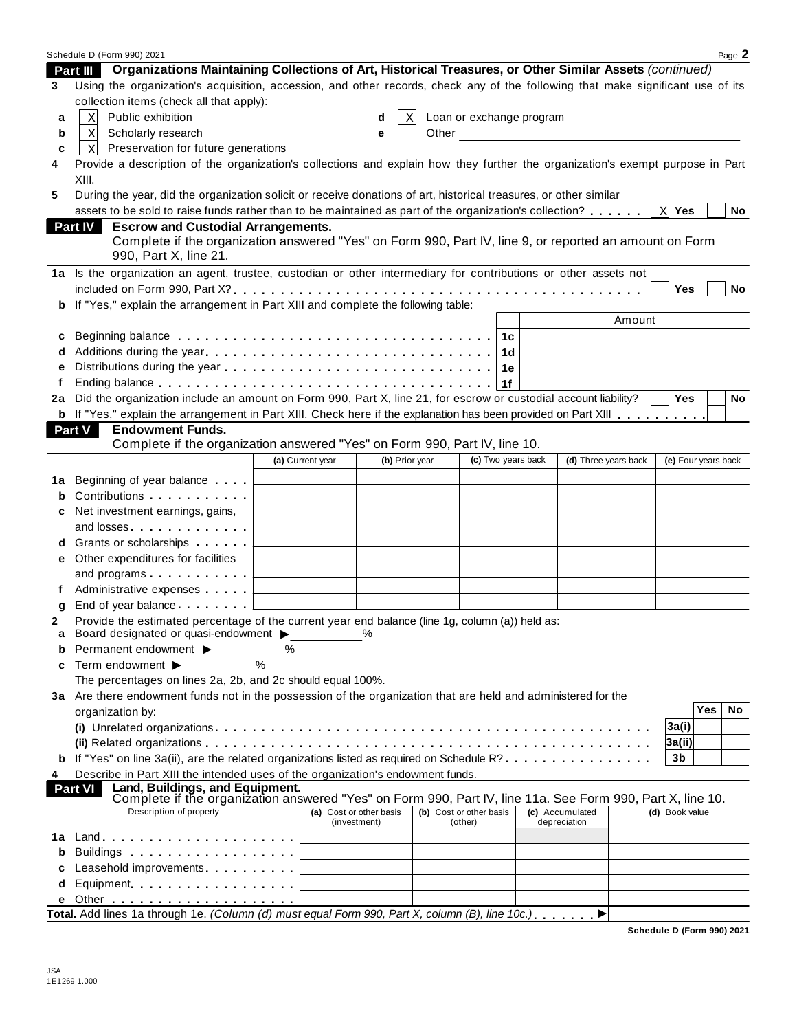Schedule D (Form 990) 2021

## Part III Organizations Maintaining Collections of Art, Historical Treasures, or Other Similar Assets *(continued)*

**3** Using the organization's acquisition, accession, and other records, check any of the following that make significant use of its collection items (check all that apply):

- **a** [X] Public exhibition
- **b** [X] Scholarly research
- **c** [X] Preservation for future generations
- **d** [X] Loan or exchange program
- **e** [ ] Other

**4** Provide a description of the organization's collections and explain how they further the organization's exempt purpose in Part XIII.

**5** During the year, did the organization solicit or receive donations of art, historical treasures, or other similar assets to be sold to raise funds rather than to be maintained as part of the organization's collection? . . . . . . [X] Yes [ ] No

## Part IV Escrow and Custodial Arrangements.

Complete if the organization answered "Yes" on Form 990, Part IV, line 9, or reported an amount on Form 990, Part X, line 21.

**1a** Is the organization an agent, trustee, custodian or other intermediary for contributions or other assets not included on Form 990, Part X? . . . [ ] Yes [ ] No

**b** If "Yes," explain the arrangement in Part XIII and complete the following table:

| | | | Amount |
|---|---|---|---|
| **c** | Beginning balance | 1c | |
| **d** | Additions during the year | 1d | |
| **e** | Distributions during the year | 1e | |
| **f** | Ending balance | 1f | |

**2a** Did the organization include an amount on Form 990, Part X, line 21, for escrow or custodial account liability? [ ] Yes [ ] No

**b** If "Yes," explain the arrangement in Part XIII. Check here if the explanation has been provided on Part XIII . . . . . . . . . [ ]

## Part V Endowment Funds.

Complete if the organization answered "Yes" on Form 990, Part IV, line 10.

| | | (a) Current year | (b) Prior year | (c) Two years back | (d) Three years back | (e) Four years back |
|---|---|---|---|---|---|---|
| **1a** | Beginning of year balance | | | | | |
| **b** | Contributions | | | | | |
| **c** | Net investment earnings, gains, and losses | | | | | |
| **d** | Grants or scholarships | | | | | |
| **e** | Other expenditures for facilities and programs | | | | | |
| **f** | Administrative expenses | | | | | |
| **g** | End of year balance | | | | | |

**2** Provide the estimated percentage of the current year end balance (line 1g, column (a)) held as:

- **a** Board designated or quasi-endowment ▶ ______ %
- **b** Permanent endowment ▶ ______ %
- **c** Term endowment ▶ ______ %

The percentages on lines 2a, 2b, and 2c should equal 100%.

**3a** Are there endowment funds not in the possession of the organization that are held and administered for the organization by:

| | | | Yes | No |
|---|---|---|---|---|
| | (i) Unrelated organizations | 3a(i) | | |
| | (ii) Related organizations | 3a(ii) | | |
| **b** | If "Yes" on line 3a(ii), are the related organizations listed as required on Schedule R? | 3b | | |

**4** Describe in Part XIII the intended uses of the organization's endowment funds.

## Part VI Land, Buildings, and Equipment.

Complete if the organization answered "Yes" on Form 990, Part IV, line 11a. See Form 990, Part X, line 10.

| | Description of property | (a) Cost or other basis (investment) | (b) Cost or other basis (other) | (c) Accumulated depreciation | (d) Book value |
|---|---|---|---|---|---|
| **1a** | Land | | | | |
| **b** | Buildings | | | | |
| **c** | Leasehold improvements | | | | |
| **d** | Equipment | | | | |
| **e** | Other | | | | |

**Total.** Add lines 1a through 1e. *(Column (d) must equal Form 990, Part X, column (B), line 10c.)* . . . . . . . ▶

Schedule D (Form 990) 2021

JSA
1E1269 1.000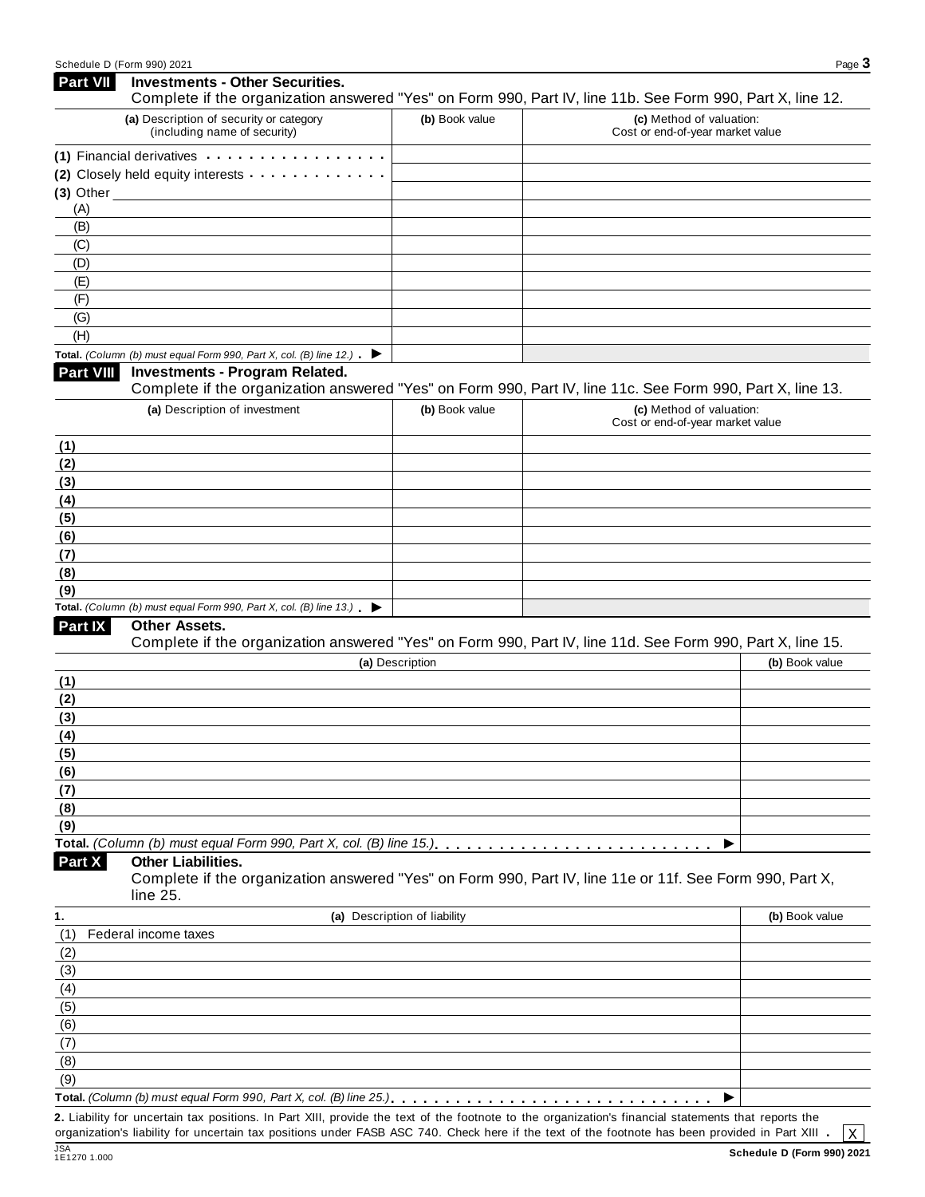## Part VII Investments - Other Securities.

Complete if the organization answered "Yes" on Form 990, Part IV, line 11b. See Form 990, Part X, line 12.

| (a) Description of security or category (including name of security) | (b) Book value | (c) Method of valuation: Cost or end-of-year market value |
|---|---|---|
| (1) Financial derivatives | | |
| (2) Closely held equity interests | | |
| (3) Other | | |
| (A) | | |
| (B) | | |
| (C) | | |
| (D) | | |
| (E) | | |
| (F) | | |
| (G) | | |
| (H) | | |
| **Total.** *(Column (b) must equal Form 990, Part X, col. (B) line 12.)* ▶ | | |

## Part VIII Investments - Program Related.

Complete if the organization answered "Yes" on Form 990, Part IV, line 11c. See Form 990, Part X, line 13.

| (a) Description of investment | (b) Book value | (c) Method of valuation: Cost or end-of-year market value |
|---|---|---|
| (1) | | |
| (2) | | |
| (3) | | |
| (4) | | |
| (5) | | |
| (6) | | |
| (7) | | |
| (8) | | |
| (9) | | |
| **Total.** *(Column (b) must equal Form 990, Part X, col. (B) line 13.)* ▶ | | |

## Part IX Other Assets.

Complete if the organization answered "Yes" on Form 990, Part IV, line 11d. See Form 990, Part X, line 15.

| (a) Description | (b) Book value |
|---|---|
| (1) | |
| (2) | |
| (3) | |
| (4) | |
| (5) | |
| (6) | |
| (7) | |
| (8) | |
| (9) | |
| **Total.** *(Column (b) must equal Form 990, Part X, col. (B) line 15.)* ▶ | |

## Part X Other Liabilities.

Complete if the organization answered "Yes" on Form 990, Part IV, line 11e or 11f. See Form 990, Part X, line 25.

| 1. (a) Description of liability | (b) Book value |
|---|---|
| (1) Federal income taxes | |
| (2) | |
| (3) | |
| (4) | |
| (5) | |
| (6) | |
| (7) | |
| (8) | |
| (9) | |
| **Total.** *(Column (b) must equal Form 990, Part X, col. (B) line 25.)* ▶ | |

**2.** Liability for uncertain tax positions. In Part XIII, provide the text of the footnote to the organization's financial statements that reports the organization's liability for uncertain tax positions under FASB ASC 740. Check here if the text of the footnote has been provided in Part XIII . [X]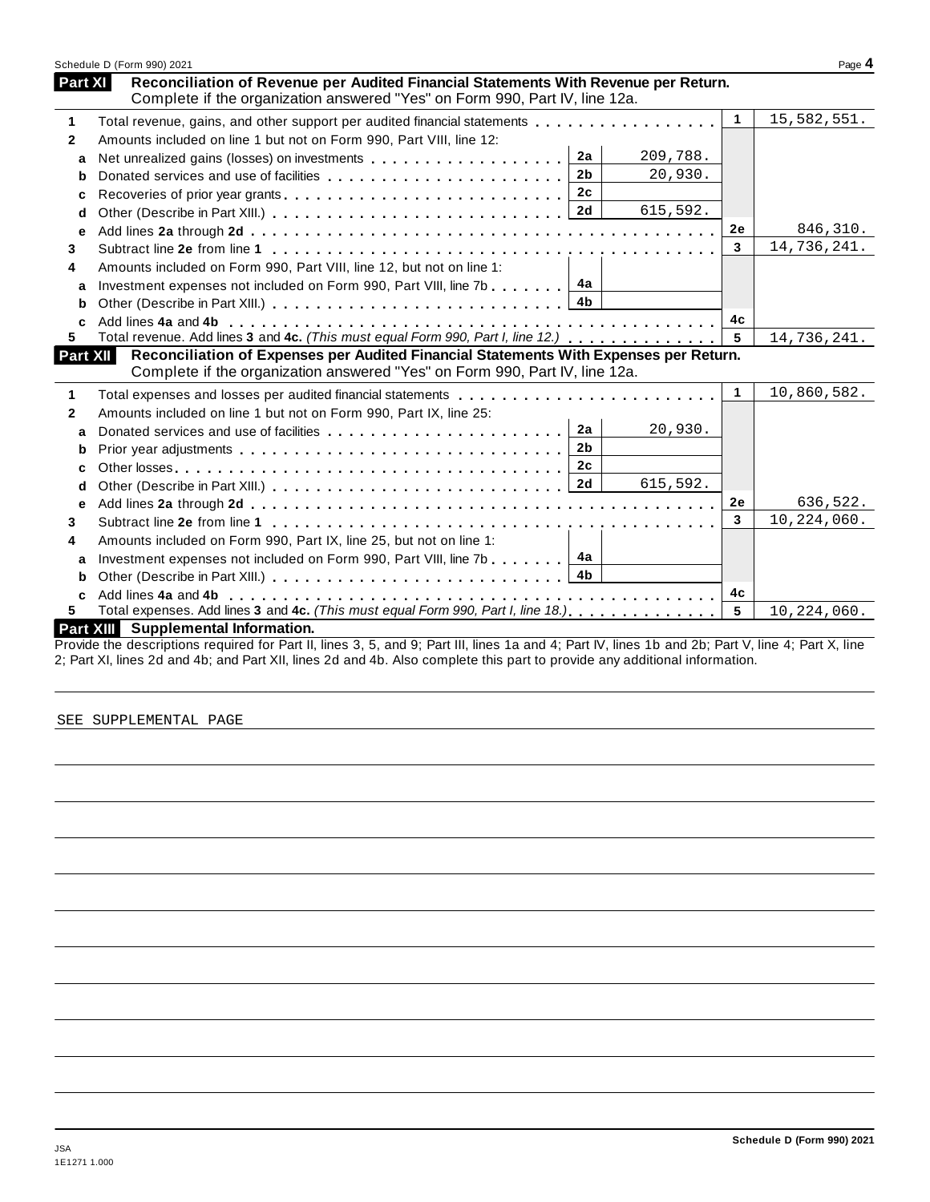Schedule D (Form 990) 2021 Page **4**

## Part XI Reconciliation of Revenue per Audited Financial Statements With Revenue per Return.

Complete if the organization answered "Yes" on Form 990, Part IV, line 12a.

| | | | | | |
|---|---|---|---|---|---|
| **1** | Total revenue, gains, and other support per audited financial statements | | | 1 | 15,582,551. |
| **2** | Amounts included on line 1 but not on Form 990, Part VIII, line 12: | | | | |
| **a** | Net unrealized gains (losses) on investments | 2a | 209,788. | | |
| **b** | Donated services and use of facilities | 2b | 20,930. | | |
| **c** | Recoveries of prior year grants | 2c | | | |
| **d** | Other (Describe in Part XIII.) | 2d | 615,592. | | |
| **e** | Add lines **2a** through **2d** | | | 2e | 846,310. |
| **3** | Subtract line **2e** from line **1** | | | 3 | 14,736,241. |
| **4** | Amounts included on Form 990, Part VIII, line 12, but not on line 1: | | | | |
| **a** | Investment expenses not included on Form 990, Part VIII, line 7b | 4a | | | |
| **b** | Other (Describe in Part XIII.) | 4b | | | |
| **c** | Add lines **4a** and **4b** | | | 4c | |
| **5** | Total revenue. Add lines **3** and **4c.** *(This must equal Form 990, Part I, line 12.)* | | | 5 | 14,736,241. |

## Part XII Reconciliation of Expenses per Audited Financial Statements With Expenses per Return.

Complete if the organization answered "Yes" on Form 990, Part IV, line 12a.

| | | | | | |
|---|---|---|---|---|---|
| **1** | Total expenses and losses per audited financial statements | | | 1 | 10,860,582. |
| **2** | Amounts included on line 1 but not on Form 990, Part IX, line 25: | | | | |
| **a** | Donated services and use of facilities | 2a | 20,930. | | |
| **b** | Prior year adjustments | 2b | | | |
| **c** | Other losses | 2c | | | |
| **d** | Other (Describe in Part XIII.) | 2d | 615,592. | | |
| **e** | Add lines **2a** through **2d** | | | 2e | 636,522. |
| **3** | Subtract line **2e** from line **1** | | | 3 | 10,224,060. |
| **4** | Amounts included on Form 990, Part IX, line 25, but not on line 1: | | | | |
| **a** | Investment expenses not included on Form 990, Part VIII, line 7b | 4a | | | |
| **b** | Other (Describe in Part XIII.) | 4b | | | |
| **c** | Add lines **4a** and **4b** | | | 4c | |
| **5** | Total expenses. Add lines **3** and **4c.** *(This must equal Form 990, Part I, line 18.)* | | | 5 | 10,224,060. |

## Part XIII Supplemental Information.

Provide the descriptions required for Part II, lines 3, 5, and 9; Part III, lines 1a and 4; Part IV, lines 1b and 2b; Part V, line 4; Part X, line 2; Part XI, lines 2d and 4b; and Part XII, lines 2d and 4b. Also complete this part to provide any additional information.

SEE SUPPLEMENTAL PAGE

Schedule D (Form 990) 2021

JSA
1E1271 1.000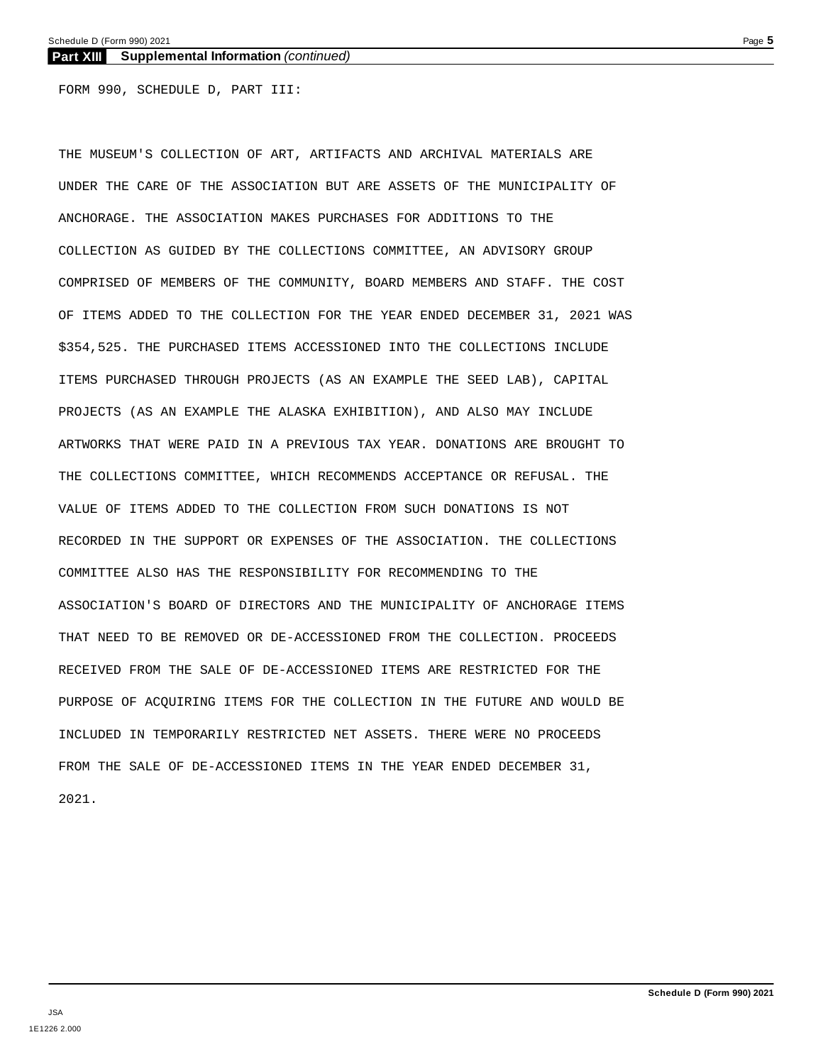**Part XIII Supplemental Information** *(continued)*

FORM 990, SCHEDULE D, PART III:

THE MUSEUM'S COLLECTION OF ART, ARTIFACTS AND ARCHIVAL MATERIALS ARE UNDER THE CARE OF THE ASSOCIATION BUT ARE ASSETS OF THE MUNICIPALITY OF ANCHORAGE. THE ASSOCIATION MAKES PURCHASES FOR ADDITIONS TO THE COLLECTION AS GUIDED BY THE COLLECTIONS COMMITTEE, AN ADVISORY GROUP COMPRISED OF MEMBERS OF THE COMMUNITY, BOARD MEMBERS AND STAFF. THE COST OF ITEMS ADDED TO THE COLLECTION FOR THE YEAR ENDED DECEMBER 31, 2021 WAS $354,525. THE PURCHASED ITEMS ACCESSIONED INTO THE COLLECTIONS INCLUDE ITEMS PURCHASED THROUGH PROJECTS (AS AN EXAMPLE THE SEED LAB), CAPITAL PROJECTS (AS AN EXAMPLE THE ALASKA EXHIBITION), AND ALSO MAY INCLUDE ARTWORKS THAT WERE PAID IN A PREVIOUS TAX YEAR. DONATIONS ARE BROUGHT TO THE COLLECTIONS COMMITTEE, WHICH RECOMMENDS ACCEPTANCE OR REFUSAL. THE VALUE OF ITEMS ADDED TO THE COLLECTION FROM SUCH DONATIONS IS NOT RECORDED IN THE SUPPORT OR EXPENSES OF THE ASSOCIATION. THE COLLECTIONS COMMITTEE ALSO HAS THE RESPONSIBILITY FOR RECOMMENDING TO THE ASSOCIATION'S BOARD OF DIRECTORS AND THE MUNICIPALITY OF ANCHORAGE ITEMS THAT NEED TO BE REMOVED OR DE-ACCESSIONED FROM THE COLLECTION. PROCEEDS RECEIVED FROM THE SALE OF DE-ACCESSIONED ITEMS ARE RESTRICTED FOR THE PURPOSE OF ACQUIRING ITEMS FOR THE COLLECTION IN THE FUTURE AND WOULD BE INCLUDED IN TEMPORARILY RESTRICTED NET ASSETS. THERE WERE NO PROCEEDS FROM THE SALE OF DE-ACCESSIONED ITEMS IN THE YEAR ENDED DECEMBER 31, 2021.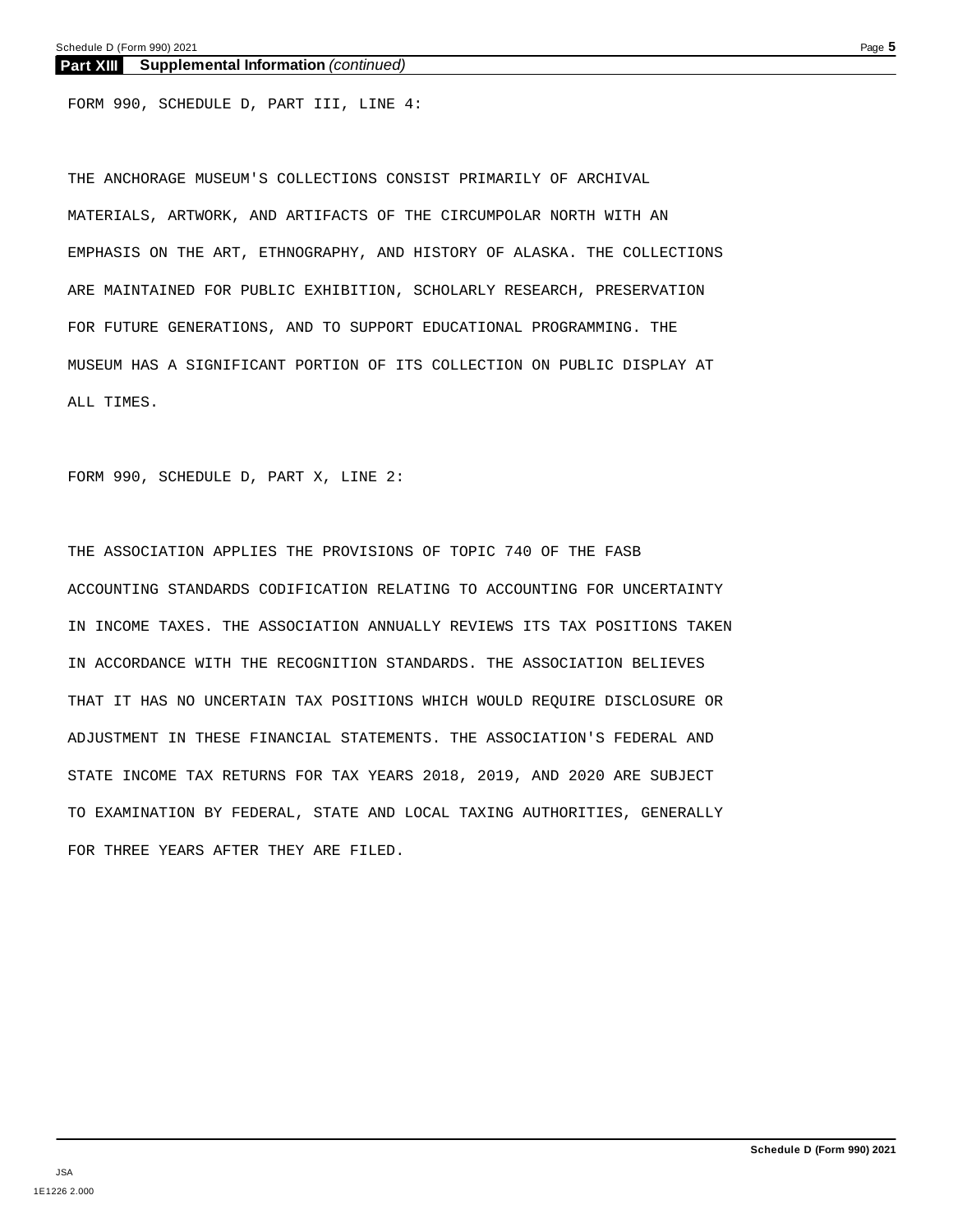## Part XIII Supplemental Information *(continued)*

FORM 990, SCHEDULE D, PART III, LINE 4:

THE ANCHORAGE MUSEUM'S COLLECTIONS CONSIST PRIMARILY OF ARCHIVAL MATERIALS, ARTWORK, AND ARTIFACTS OF THE CIRCUMPOLAR NORTH WITH AN EMPHASIS ON THE ART, ETHNOGRAPHY, AND HISTORY OF ALASKA. THE COLLECTIONS ARE MAINTAINED FOR PUBLIC EXHIBITION, SCHOLARLY RESEARCH, PRESERVATION FOR FUTURE GENERATIONS, AND TO SUPPORT EDUCATIONAL PROGRAMMING. THE MUSEUM HAS A SIGNIFICANT PORTION OF ITS COLLECTION ON PUBLIC DISPLAY AT ALL TIMES.

FORM 990, SCHEDULE D, PART X, LINE 2:

THE ASSOCIATION APPLIES THE PROVISIONS OF TOPIC 740 OF THE FASB ACCOUNTING STANDARDS CODIFICATION RELATING TO ACCOUNTING FOR UNCERTAINTY IN INCOME TAXES. THE ASSOCIATION ANNUALLY REVIEWS ITS TAX POSITIONS TAKEN IN ACCORDANCE WITH THE RECOGNITION STANDARDS. THE ASSOCIATION BELIEVES THAT IT HAS NO UNCERTAIN TAX POSITIONS WHICH WOULD REQUIRE DISCLOSURE OR ADJUSTMENT IN THESE FINANCIAL STATEMENTS. THE ASSOCIATION'S FEDERAL AND STATE INCOME TAX RETURNS FOR TAX YEARS 2018, 2019, AND 2020 ARE SUBJECT TO EXAMINATION BY FEDERAL, STATE AND LOCAL TAXING AUTHORITIES, GENERALLY FOR THREE YEARS AFTER THEY ARE FILED.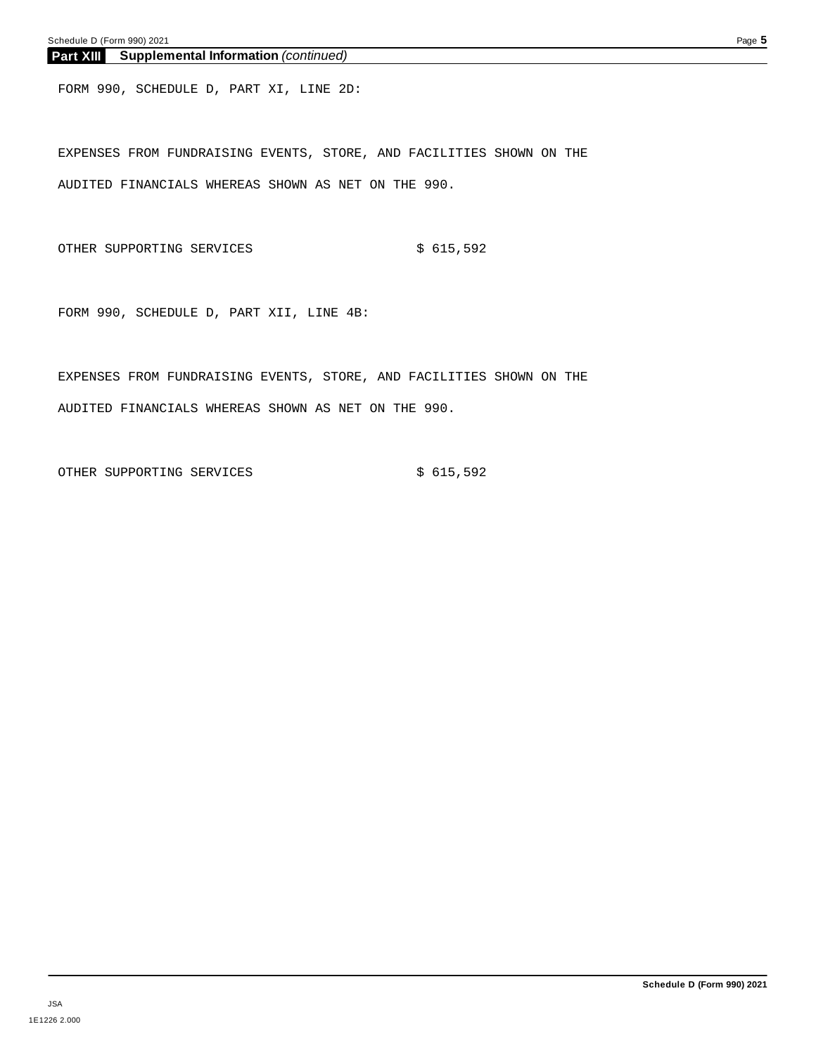## Part XIII Supplemental Information *(continued)*

FORM 990, SCHEDULE D, PART XI, LINE 2D:

EXPENSES FROM FUNDRAISING EVENTS, STORE, AND FACILITIES SHOWN ON THE AUDITED FINANCIALS WHEREAS SHOWN AS NET ON THE 990.

| | |
|---|---|
| OTHER SUPPORTING SERVICES | $ 615,592 |

FORM 990, SCHEDULE D, PART XII, LINE 4B:

EXPENSES FROM FUNDRAISING EVENTS, STORE, AND FACILITIES SHOWN ON THE AUDITED FINANCIALS WHEREAS SHOWN AS NET ON THE 990.

| | |
|---|---|
| OTHER SUPPORTING SERVICES | $ 615,592 |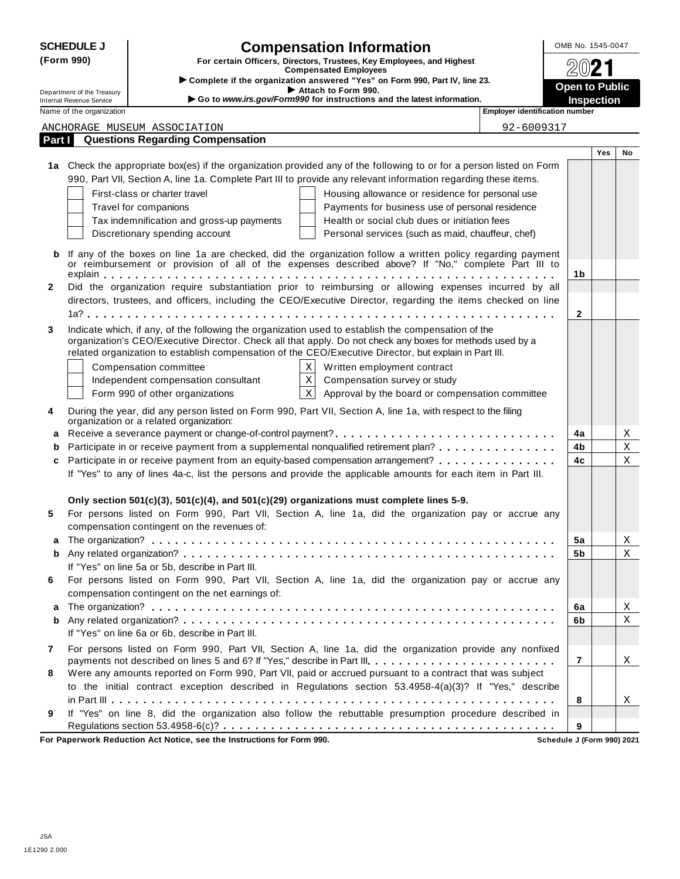**SCHEDULE J (Form 990)**

# Compensation Information

**For certain Officers, Directors, Trustees, Key Employees, and Highest Compensated Employees**

▶ **Complete if the organization answered "Yes" on Form 990, Part IV, line 23.**

▶ **Attach to Form 990.**

▶ **Go to *www.irs.gov/Form990* for instructions and the latest information.**

Department of the Treasury
Internal Revenue Service

OMB No. 1545-0047

**2021**

**Open to Public Inspection**

| Name of the organization | Employer identification number |
|---|---|
| ANCHORAGE MUSEUM ASSOCIATION | 92-6009317 |

## Part I Questions Regarding Compensation

| | | | Yes | No |
|---|---|---|---|---|
| **1a** | Check the appropriate box(es) if the organization provided any of the following to or for a person listed on Form 990, Part VII, Section A, line 1a. Complete Part III to provide any relevant information regarding these items.<br>☐ First-class or charter travel ☐ Housing allowance or residence for personal use<br>☐ Travel for companions ☐ Payments for business use of personal residence<br>☐ Tax indemnification and gross-up payments ☐ Health or social club dues or initiation fees<br>☐ Discretionary spending account ☐ Personal services (such as maid, chauffeur, chef) | | | |
| **b** | If any of the boxes on line 1a are checked, did the organization follow a written policy regarding payment or reimbursement or provision of all of the expenses described above? If "No," complete Part III to explain | **1b** | | |
| **2** | Did the organization require substantiation prior to reimbursing or allowing expenses incurred by all directors, trustees, and officers, including the CEO/Executive Director, regarding the items checked on line 1a? | **2** | | |
| **3** | Indicate which, if any, of the following the organization used to establish the compensation of the organization's CEO/Executive Director. Check all that apply. Do not check any boxes for methods used by a related organization to establish compensation of the CEO/Executive Director, but explain in Part III.<br>☐ Compensation committee ☒ Written employment contract<br>☐ Independent compensation consultant ☒ Compensation survey or study<br>☐ Form 990 of other organizations ☒ Approval by the board or compensation committee | | | |
| **4** | During the year, did any person listed on Form 990, Part VII, Section A, line 1a, with respect to the filing organization or a related organization: | | | |
| **a** | Receive a severance payment or change-of-control payment? | **4a** | | X |
| **b** | Participate in or receive payment from a supplemental nonqualified retirement plan? | **4b** | | X |
| **c** | Participate in or receive payment from an equity-based compensation arrangement? | **4c** | | X |
| | If "Yes" to any of lines 4a-c, list the persons and provide the applicable amounts for each item in Part III. | | | |
| | **Only section 501(c)(3), 501(c)(4), and 501(c)(29) organizations must complete lines 5-9.** | | | |
| **5** | For persons listed on Form 990, Part VII, Section A, line 1a, did the organization pay or accrue any compensation contingent on the revenues of: | | | |
| **a** | The organization? | **5a** | | X |
| **b** | Any related organization? | **5b** | | X |
| | If "Yes" on line 5a or 5b, describe in Part III. | | | |
| **6** | For persons listed on Form 990, Part VII, Section A, line 1a, did the organization pay or accrue any compensation contingent on the net earnings of: | | | |
| **a** | The organization? | **6a** | | X |
| **b** | Any related organization? | **6b** | | X |
| | If "Yes" on line 6a or 6b, describe in Part III. | | | |
| **7** | For persons listed on Form 990, Part VII, Section A, line 1a, did the organization provide any nonfixed payments not described on lines 5 and 6? If "Yes," describe in Part III | **7** | | X |
| **8** | Were any amounts reported on Form 990, Part VII, paid or accrued pursuant to a contract that was subject to the initial contract exception described in Regulations section 53.4958-4(a)(3)? If "Yes," describe in Part III | **8** | | X |
| **9** | If "Yes" on line 8, did the organization also follow the rebuttable presumption procedure described in Regulations section 53.4958-6(c)? | **9** | | |

**For Paperwork Reduction Act Notice, see the Instructions for Form 990.** **Schedule J (Form 990) 2021**

JSA
1E1290 2.000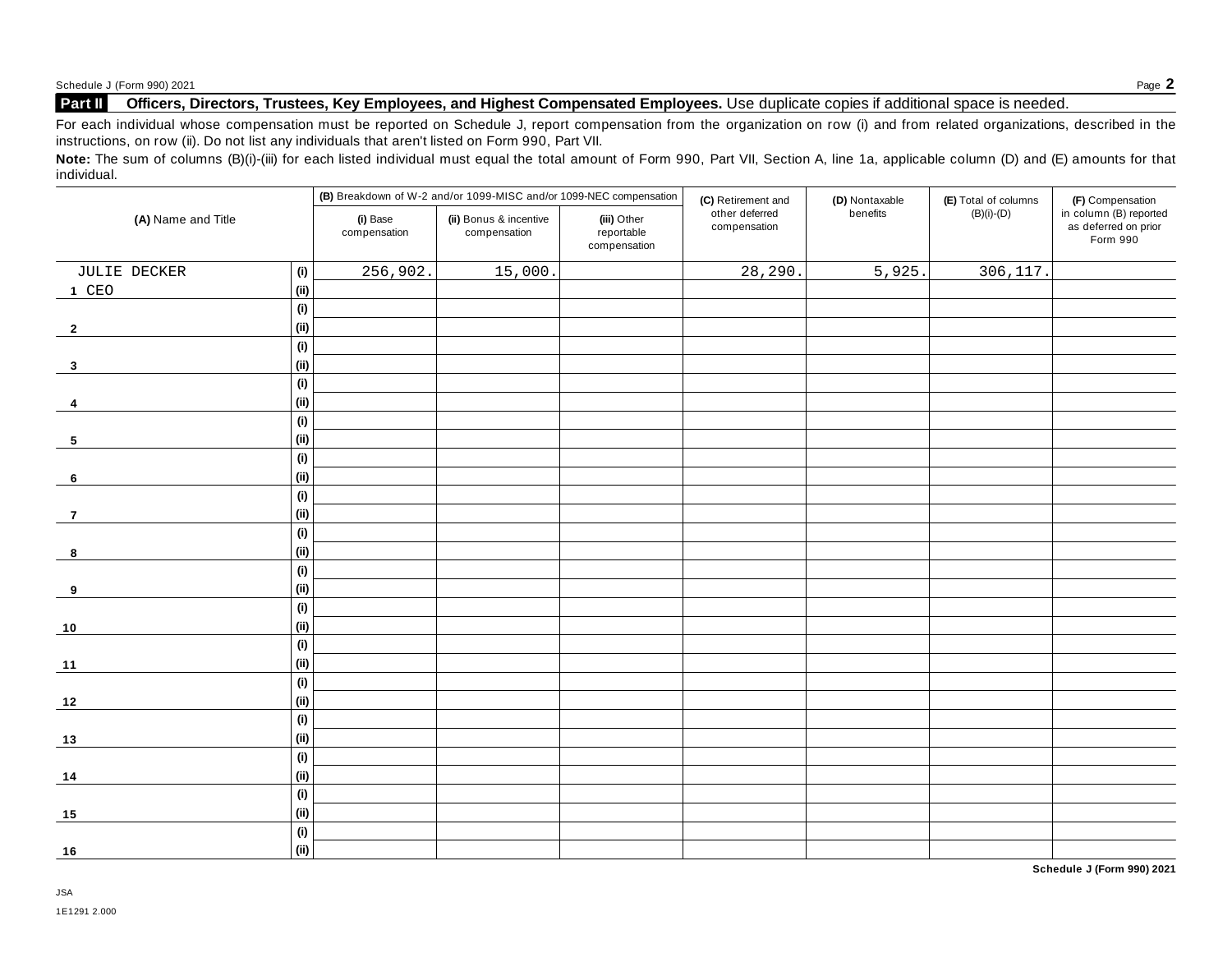## Part II Officers, Directors, Trustees, Key Employees, and Highest Compensated Employees.

Use duplicate copies if additional space is needed.

For each individual whose compensation must be reported on Schedule J, report compensation from the organization on row (i) and from related organizations, described in the instructions, on row (ii). Do not list any individuals that aren't listed on Form 990, Part VII.

**Note:** The sum of columns (B)(i)-(iii) for each listed individual must equal the total amount of Form 990, Part VII, Section A, line 1a, applicable column (D) and (E) amounts for that individual.

| (A) Name and Title | | (B) Breakdown of W-2 and/or 1099-MISC and/or 1099-NEC compensation | | | (C) Retirement and other deferred compensation | (D) Nontaxable benefits | (E) Total of columns (B)(i)-(D) | (F) Compensation in column (B) reported as deferred on prior Form 990 |
|---|---|---|---|---|---|---|---|---|
| | | (i) Base compensation | (ii) Bonus & incentive compensation | (iii) Other reportable compensation | | | | |
| JULIE DECKER | (i) | 256,902. | 15,000. | | 28,290. | 5,925. | 306,117. | |
| 1 CEO | (ii) | | | | | | | |
| | (i) | | | | | | | |
| 2 | (ii) | | | | | | | |
| | (i) | | | | | | | |
| 3 | (ii) | | | | | | | |
| | (i) | | | | | | | |
| 4 | (ii) | | | | | | | |
| | (i) | | | | | | | |
| 5 | (ii) | | | | | | | |
| | (i) | | | | | | | |
| 6 | (ii) | | | | | | | |
| | (i) | | | | | | | |
| 7 | (ii) | | | | | | | |
| | (i) | | | | | | | |
| 8 | (ii) | | | | | | | |
| | (i) | | | | | | | |
| 9 | (ii) | | | | | | | |
| | (i) | | | | | | | |
| 10 | (ii) | | | | | | | |
| | (i) | | | | | | | |
| 11 | (ii) | | | | | | | |
| | (i) | | | | | | | |
| 12 | (ii) | | | | | | | |
| | (i) | | | | | | | |
| 13 | (ii) | | | | | | | |
| | (i) | | | | | | | |
| 14 | (ii) | | | | | | | |
| | (i) | | | | | | | |
| 15 | (ii) | | | | | | | |
| | (i) | | | | | | | |
| 16 | (ii) | | | | | | | |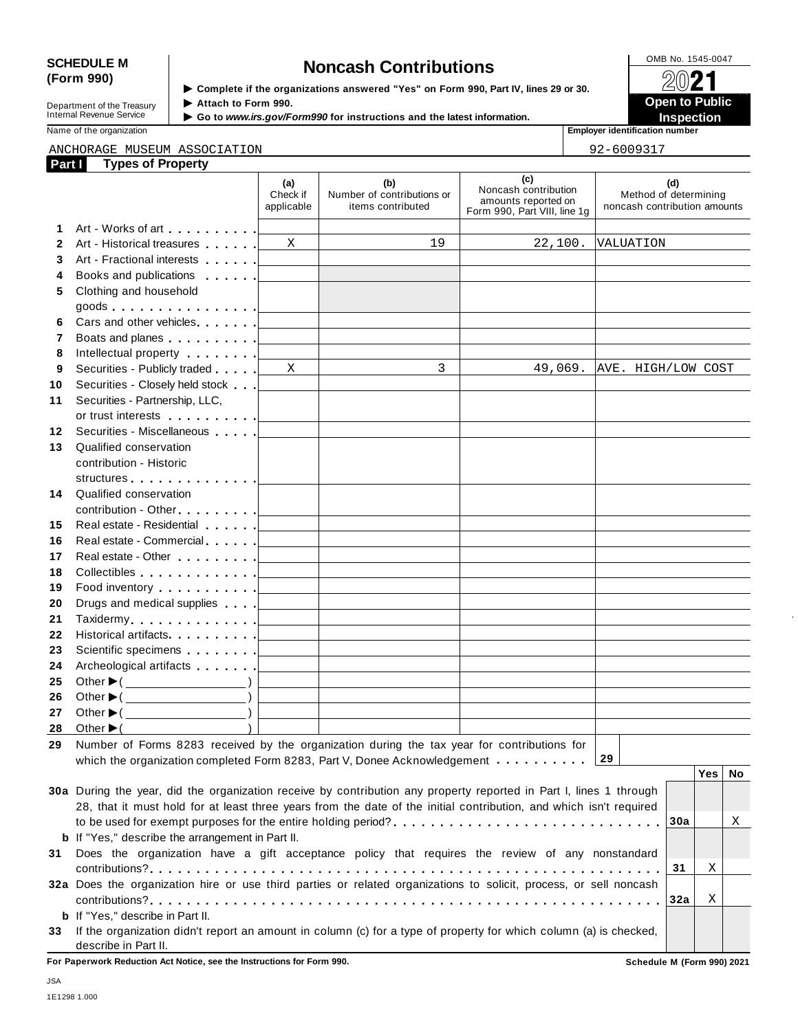**SCHEDULE M (Form 990)**

Department of the Treasury
Internal Revenue Service

# Noncash Contributions

▶ Complete if the organizations answered "Yes" on Form 990, Part IV, lines 29 or 30.
▶ Attach to Form 990.
▶ Go to *www.irs.gov/Form990* for instructions and the latest information.

OMB No. 1545-0047

**2021**

**Open to Public Inspection**

Name of the organization: ANCHORAGE MUSEUM ASSOCIATION

Employer identification number: 92-6009317

## Part I Types of Property

| | | (a) Check if applicable | (b) Number of contributions or items contributed | (c) Noncash contribution amounts reported on Form 990, Part VIII, line 1g | (d) Method of determining noncash contribution amounts |
|---|---|---|---|---|---|
| 1 | Art - Works of art | | | | |
| 2 | Art - Historical treasures | X | 19 | 22,100. | VALUATION |
| 3 | Art - Fractional interests | | | | |
| 4 | Books and publications | | | | |
| 5 | Clothing and household goods | | | | |
| 6 | Cars and other vehicles | | | | |
| 7 | Boats and planes | | | | |
| 8 | Intellectual property | | | | |
| 9 | Securities - Publicly traded | X | 3 | 49,069. | AVE. HIGH/LOW COST |
| 10 | Securities - Closely held stock | | | | |
| 11 | Securities - Partnership, LLC, or trust interests | | | | |
| 12 | Securities - Miscellaneous | | | | |
| 13 | Qualified conservation contribution - Historic structures | | | | |
| 14 | Qualified conservation contribution - Other | | | | |
| 15 | Real estate - Residential | | | | |
| 16 | Real estate - Commercial | | | | |
| 17 | Real estate - Other | | | | |
| 18 | Collectibles | | | | |
| 19 | Food inventory | | | | |
| 20 | Drugs and medical supplies | | | | |
| 21 | Taxidermy | | | | |
| 22 | Historical artifacts | | | | |
| 23 | Scientific specimens | | | | |
| 24 | Archeological artifacts | | | | |
| 25 | Other ▶ ( ) | | | | |
| 26 | Other ▶ ( ) | | | | |
| 27 | Other ▶ ( ) | | | | |
| 28 | Other ▶ ( ) | | | | |

**29** Number of Forms 8283 received by the organization during the tax year for contributions for which the organization completed Form 8283, Part V, Donee Acknowledgement . . . **29**

| | | | Yes | No |
|---|---|---|---|---|
| **30a** | During the year, did the organization receive by contribution any property reported in Part I, lines 1 through 28, that it must hold for at least three years from the date of the initial contribution, and which isn't required to be used for exempt purposes for the entire holding period? | 30a | | X |
| **b** | If "Yes," describe the arrangement in Part II. | | | |
| **31** | Does the organization have a gift acceptance policy that requires the review of any nonstandard contributions? | 31 | X | |
| **32a** | Does the organization hire or use third parties or related organizations to solicit, process, or sell noncash contributions? | 32a | X | |
| **b** | If "Yes," describe in Part II. | | | |
| **33** | If the organization didn't report an amount in column (c) for a type of property for which column (a) is checked, describe in Part II. | | | |

**For Paperwork Reduction Act Notice, see the Instructions for Form 990.** **Schedule M (Form 990) 2021**

JSA
1E1298 1.000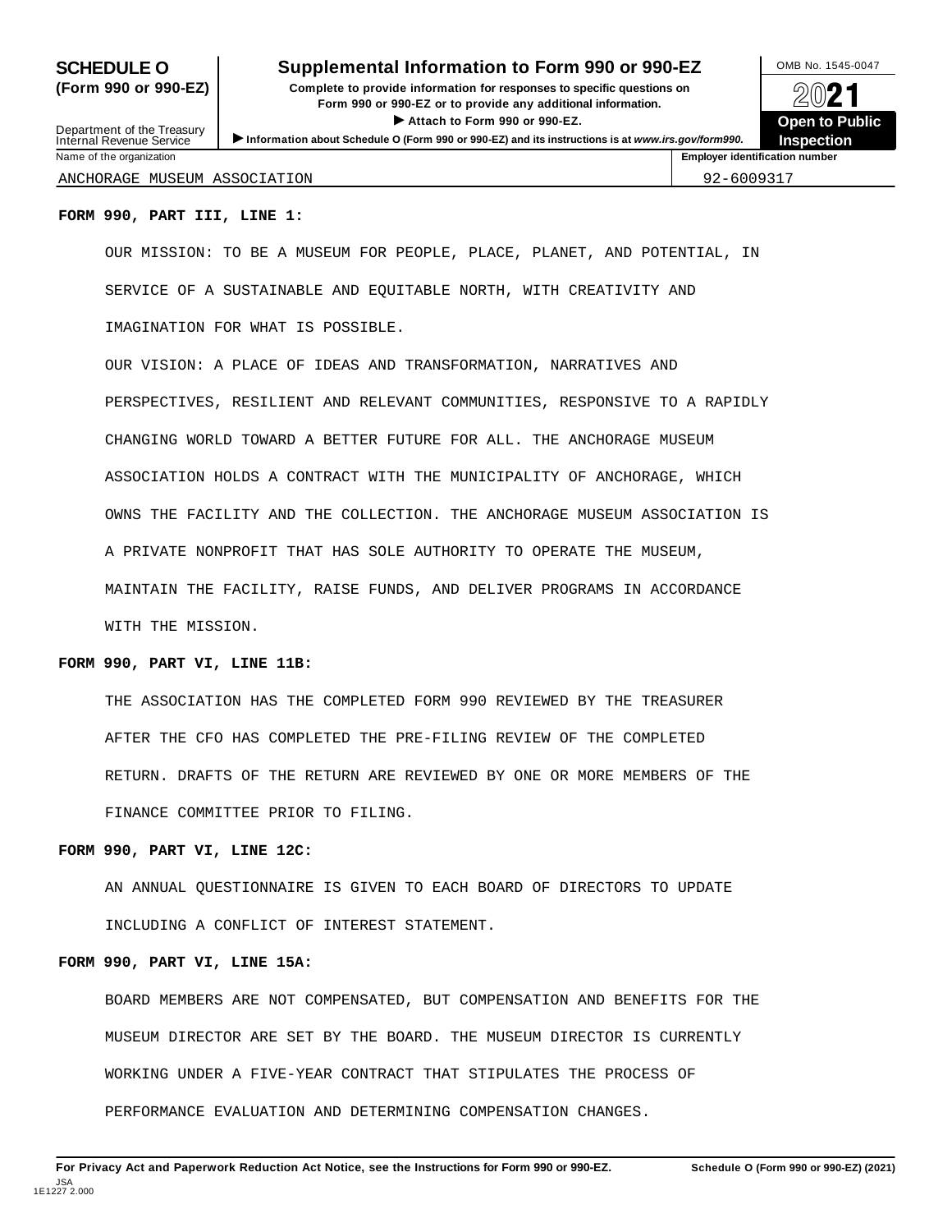**SCHEDULE O (Form 990 or 990-EZ)**

Department of the Treasury
Internal Revenue Service

# Supplemental Information to Form 990 or 990-EZ

**Complete to provide information for responses to specific questions on Form 990 or 990-EZ or to provide any additional information.**

▶ **Attach to Form 990 or 990-EZ.**

▶ **Information about Schedule O (Form 990 or 990-EZ) and its instructions is at www.irs.gov/form990.**

OMB No. 1545-0047

**2021**

**Open to Public Inspection**

| Name of the organization | Employer identification number |
|---|---|
| ANCHORAGE MUSEUM ASSOCIATION | 92-6009317 |

**FORM 990, PART III, LINE 1:**

OUR MISSION: TO BE A MUSEUM FOR PEOPLE, PLACE, PLANET, AND POTENTIAL, IN SERVICE OF A SUSTAINABLE AND EQUITABLE NORTH, WITH CREATIVITY AND IMAGINATION FOR WHAT IS POSSIBLE.

OUR VISION: A PLACE OF IDEAS AND TRANSFORMATION, NARRATIVES AND PERSPECTIVES, RESILIENT AND RELEVANT COMMUNITIES, RESPONSIVE TO A RAPIDLY CHANGING WORLD TOWARD A BETTER FUTURE FOR ALL. THE ANCHORAGE MUSEUM ASSOCIATION HOLDS A CONTRACT WITH THE MUNICIPALITY OF ANCHORAGE, WHICH OWNS THE FACILITY AND THE COLLECTION. THE ANCHORAGE MUSEUM ASSOCIATION IS A PRIVATE NONPROFIT THAT HAS SOLE AUTHORITY TO OPERATE THE MUSEUM, MAINTAIN THE FACILITY, RAISE FUNDS, AND DELIVER PROGRAMS IN ACCORDANCE WITH THE MISSION.

**FORM 990, PART VI, LINE 11B:**

THE ASSOCIATION HAS THE COMPLETED FORM 990 REVIEWED BY THE TREASURER AFTER THE CFO HAS COMPLETED THE PRE-FILING REVIEW OF THE COMPLETED RETURN. DRAFTS OF THE RETURN ARE REVIEWED BY ONE OR MORE MEMBERS OF THE FINANCE COMMITTEE PRIOR TO FILING.

**FORM 990, PART VI, LINE 12C:**

AN ANNUAL QUESTIONNAIRE IS GIVEN TO EACH BOARD OF DIRECTORS TO UPDATE INCLUDING A CONFLICT OF INTEREST STATEMENT.

**FORM 990, PART VI, LINE 15A:**

BOARD MEMBERS ARE NOT COMPENSATED, BUT COMPENSATION AND BENEFITS FOR THE MUSEUM DIRECTOR ARE SET BY THE BOARD. THE MUSEUM DIRECTOR IS CURRENTLY WORKING UNDER A FIVE-YEAR CONTRACT THAT STIPULATES THE PROCESS OF PERFORMANCE EVALUATION AND DETERMINING COMPENSATION CHANGES.

**For Privacy Act and Paperwork Reduction Act Notice, see the Instructions for Form 990 or 990-EZ.** **Schedule O (Form 990 or 990-EZ) (2021)**

JSA
1E1227 2.000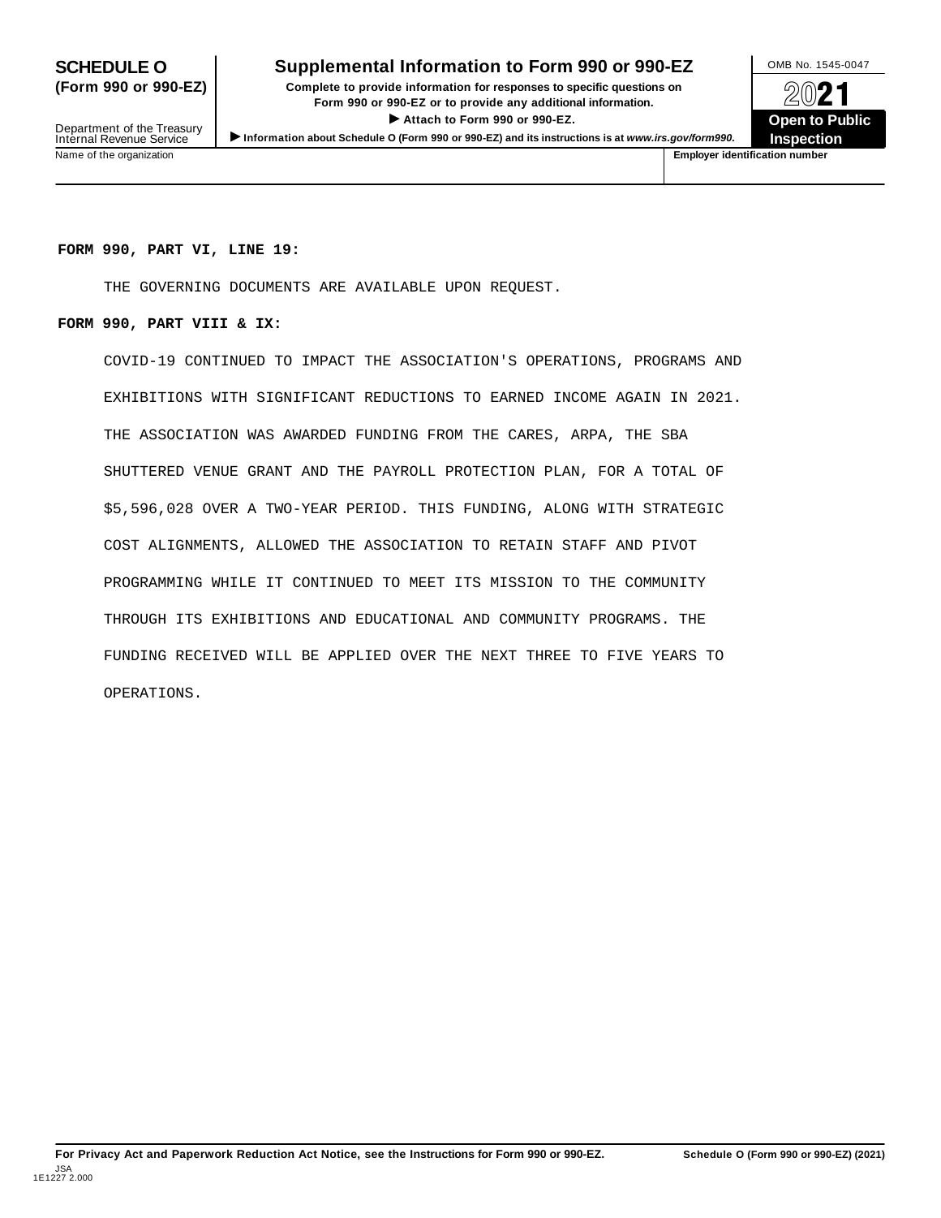**SCHEDULE O (Form 990 or 990-EZ)**

Department of the Treasury
Internal Revenue Service

# Supplemental Information to Form 990 or 990-EZ

**Complete to provide information for responses to specific questions on Form 990 or 990-EZ or to provide any additional information.**

**▶ Attach to Form 990 or 990-EZ.**

**▶ Information about Schedule O (Form 990 or 990-EZ) and its instructions is at *www.irs.gov/form990.***

OMB No. 1545-0047

**2021**

**Open to Public Inspection**

| Name of the organization | Employer identification number |
|---|---|
| | |

**FORM 990, PART VI, LINE 19:**

THE GOVERNING DOCUMENTS ARE AVAILABLE UPON REQUEST.

**FORM 990, PART VIII & IX:**

COVID-19 CONTINUED TO IMPACT THE ASSOCIATION'S OPERATIONS, PROGRAMS AND EXHIBITIONS WITH SIGNIFICANT REDUCTIONS TO EARNED INCOME AGAIN IN 2021. THE ASSOCIATION WAS AWARDED FUNDING FROM THE CARES, ARPA, THE SBA SHUTTERED VENUE GRANT AND THE PAYROLL PROTECTION PLAN, FOR A TOTAL OF $5,596,028 OVER A TWO-YEAR PERIOD. THIS FUNDING, ALONG WITH STRATEGIC COST ALIGNMENTS, ALLOWED THE ASSOCIATION TO RETAIN STAFF AND PIVOT PROGRAMMING WHILE IT CONTINUED TO MEET ITS MISSION TO THE COMMUNITY THROUGH ITS EXHIBITIONS AND EDUCATIONAL AND COMMUNITY PROGRAMS. THE FUNDING RECEIVED WILL BE APPLIED OVER THE NEXT THREE TO FIVE YEARS TO OPERATIONS.

**For Privacy Act and Paperwork Reduction Act Notice, see the Instructions for Form 990 or 990-EZ.** **Schedule O (Form 990 or 990-EZ) (2021)**

JSA
1E1227 2.000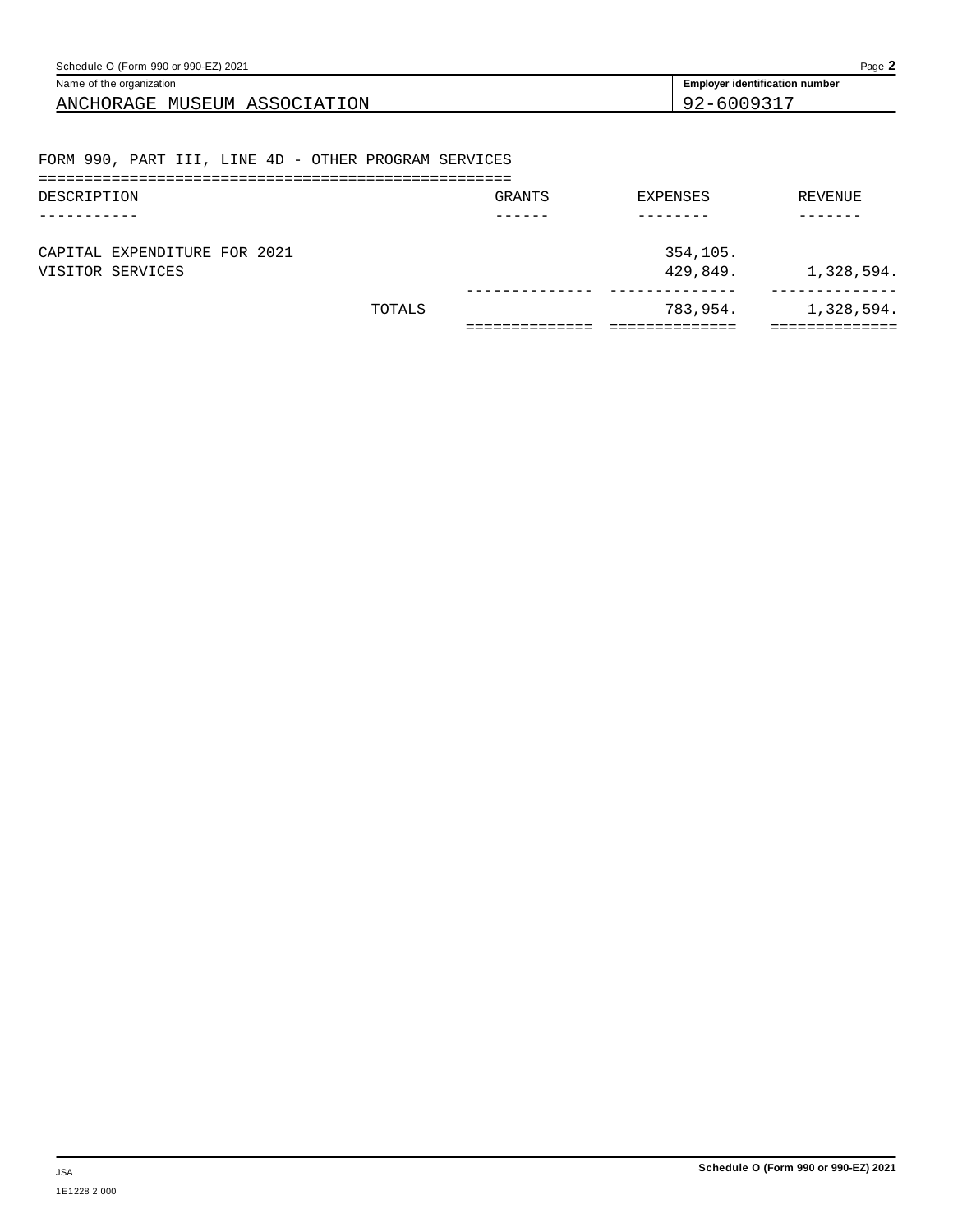Name of the organization: ANCHORAGE MUSEUM ASSOCIATION

Employer identification number: 92-6009317

## FORM 990, PART III, LINE 4D - OTHER PROGRAM SERVICES

| DESCRIPTION | GRANTS | EXPENSES | REVENUE |
|---|---|---|---|
| CAPITAL EXPENDITURE FOR 2021 | | 354,105. | |
| VISITOR SERVICES | | 429,849. | 1,328,594. |
| TOTALS | | 783,954. | 1,328,594. |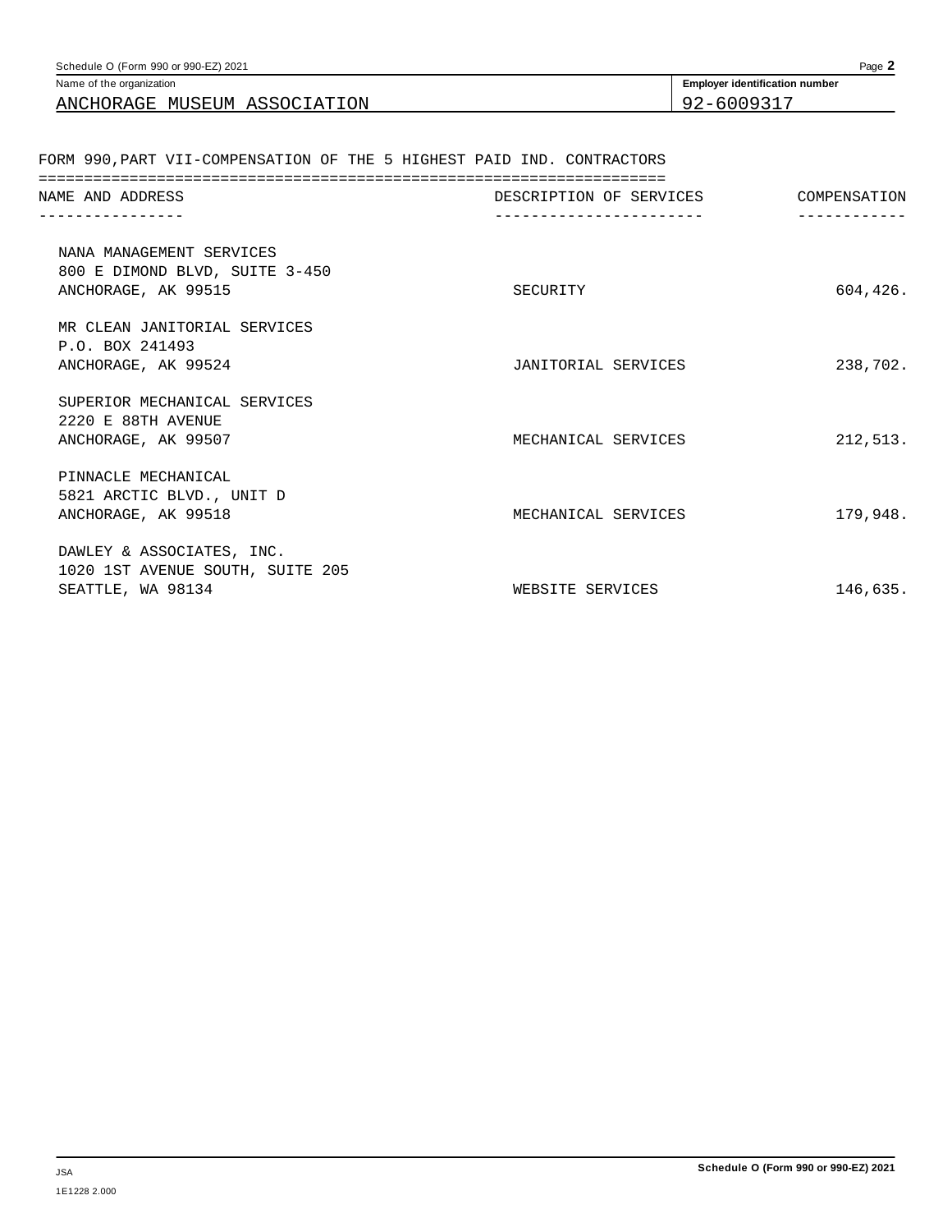Name of the organization: ANCHORAGE MUSEUM ASSOCIATION

Employer identification number: 92-6009317

## FORM 990, PART VII-COMPENSATION OF THE 5 HIGHEST PAID IND. CONTRACTORS

| NAME AND ADDRESS | DESCRIPTION OF SERVICES | COMPENSATION |
|---|---|---|
| NANA MANAGEMENT SERVICES<br>800 E DIMOND BLVD, SUITE 3-450<br>ANCHORAGE, AK 99515 | SECURITY | 604,426. |
| MR CLEAN JANITORIAL SERVICES<br>P.O. BOX 241493<br>ANCHORAGE, AK 99524 | JANITORIAL SERVICES | 238,702. |
| SUPERIOR MECHANICAL SERVICES<br>2220 E 88TH AVENUE<br>ANCHORAGE, AK 99507 | MECHANICAL SERVICES | 212,513. |
| PINNACLE MECHANICAL<br>5821 ARCTIC BLVD., UNIT D<br>ANCHORAGE, AK 99518 | MECHANICAL SERVICES | 179,948. |
| DAWLEY & ASSOCIATES, INC.<br>1020 1ST AVENUE SOUTH, SUITE 205<br>SEATTLE, WA 98134 | WEBSITE SERVICES | 146,635. |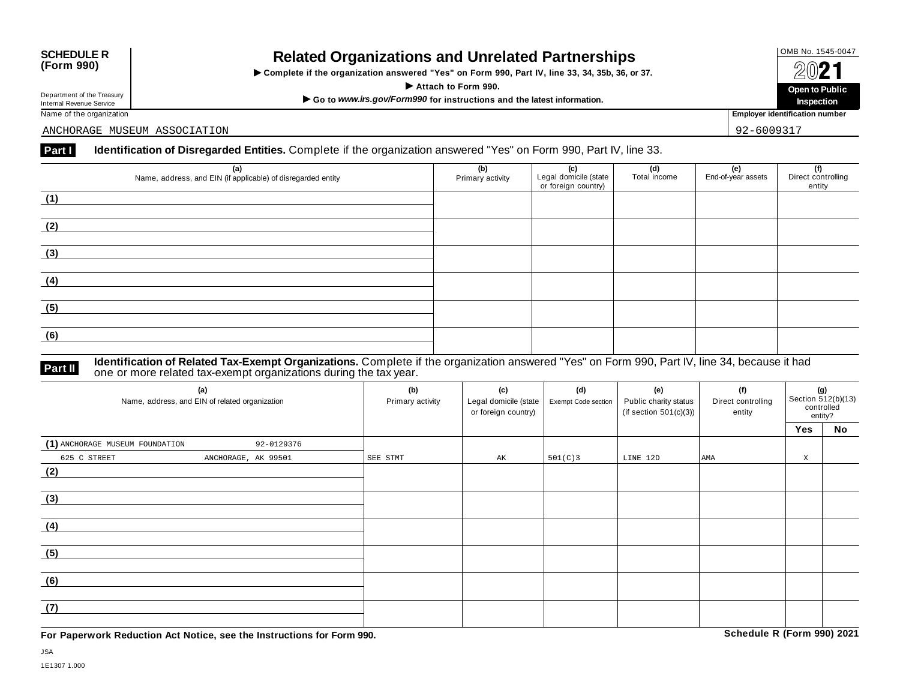**SCHEDULE R (Form 990)**

Department of the Treasury
Internal Revenue Service

# Related Organizations and Unrelated Partnerships

▶ **Complete if the organization answered "Yes" on Form 990, Part IV, line 33, 34, 35b, 36, or 37.**
▶ **Attach to Form 990.**
▶ **Go to *www.irs.gov/Form990* for instructions and the latest information.**

OMB No. 1545-0047

**2021**

**Open to Public Inspection**

Name of the organization: ANCHORAGE MUSEUM ASSOCIATION

**Employer identification number:** 92-6009317

## Part I Identification of Disregarded Entities. 
Complete if the organization answered "Yes" on Form 990, Part IV, line 33.

| (a) Name, address, and EIN (if applicable) of disregarded entity | (b) Primary activity | (c) Legal domicile (state or foreign country) | (d) Total income | (e) End-of-year assets | (f) Direct controlling entity |
|---|---|---|---|---|---|
| (1) | | | | | |
| (2) | | | | | |
| (3) | | | | | |
| (4) | | | | | |
| (5) | | | | | |
| (6) | | | | | |

## Part II Identification of Related Tax-Exempt Organizations. 
Complete if the organization answered "Yes" on Form 990, Part IV, line 34, because it had one or more related tax-exempt organizations during the tax year.

| (a) Name, address, and EIN of related organization | (b) Primary activity | (c) Legal domicile (state or foreign country) | (d) Exempt Code section | (e) Public charity status (if section 501(c)(3)) | (f) Direct controlling entity | (g) Section 512(b)(13) controlled entity? Yes | No |
|---|---|---|---|---|---|---|---|
| (1) ANCHORAGE MUSEUM FOUNDATION 92-0129376<br>625 C STREET ANCHORAGE, AK 99501 | SEE STMT | AK | 501(C)3 | LINE 12D | AMA | X | |
| (2) | | | | | | | |
| (3) | | | | | | | |
| (4) | | | | | | | |
| (5) | | | | | | | |
| (6) | | | | | | | |
| (7) | | | | | | | |

**For Paperwork Reduction Act Notice, see the Instructions for Form 990.** **Schedule R (Form 990) 2021**

JSA
1E1307 1.000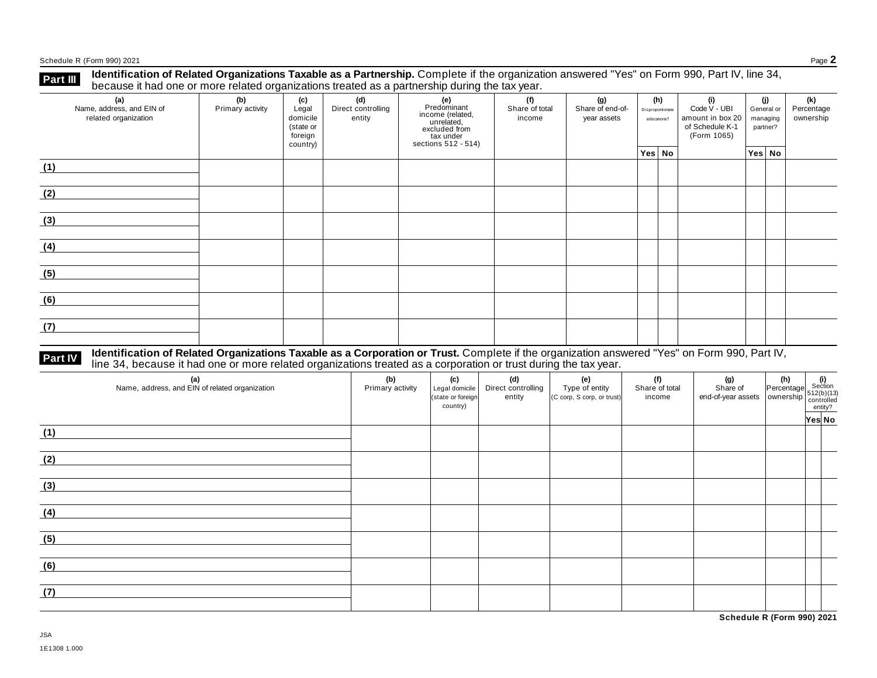## Part III Identification of Related Organizations Taxable as a Partnership.

Complete if the organization answered "Yes" on Form 990, Part IV, line 34, because it had one or more related organizations treated as a partnership during the tax year.

| (a) Name, address, and EIN of related organization | (b) Primary activity | (c) Legal domicile (state or foreign country) | (d) Direct controlling entity | (e) Predominant income (related, unrelated, excluded from tax under sections 512 - 514) | (f) Share of total income | (g) Share of end-of-year assets | (h) Disproportionate allocations? | | (i) Code V - UBI amount in box 20 of Schedule K-1 (Form 1065) | (j) General or managing partner? | | (k) Percentage ownership |
|---|---|---|---|---|---|---|---|---|---|---|---|---|
| | | | | | | | Yes | No | | Yes | No | |
| (1) | | | | | | | | | | | | |
| (2) | | | | | | | | | | | | |
| (3) | | | | | | | | | | | | |
| (4) | | | | | | | | | | | | |
| (5) | | | | | | | | | | | | |
| (6) | | | | | | | | | | | | |
| (7) | | | | | | | | | | | | |

## Part IV Identification of Related Organizations Taxable as a Corporation or Trust.

Complete if the organization answered "Yes" on Form 990, Part IV, line 34, because it had one or more related organizations treated as a corporation or trust during the tax year.

| (a) Name, address, and EIN of related organization | (b) Primary activity | (c) Legal domicile (state or foreign country) | (d) Direct controlling entity | (e) Type of entity (C corp, S corp, or trust) | (f) Share of total income | (g) Share of end-of-year assets | (h) Percentage ownership | (i) Section 512(b)(13) controlled entity? | |
|---|---|---|---|---|---|---|---|---|---|
| | | | | | | | | Yes | No |
| (1) | | | | | | | | | |
| (2) | | | | | | | | | |
| (3) | | | | | | | | | |
| (4) | | | | | | | | | |
| (5) | | | | | | | | | |
| (6) | | | | | | | | | |
| (7) | | | | | | | | | |

**Schedule R (Form 990) 2021**

JSA
1E1308 1.000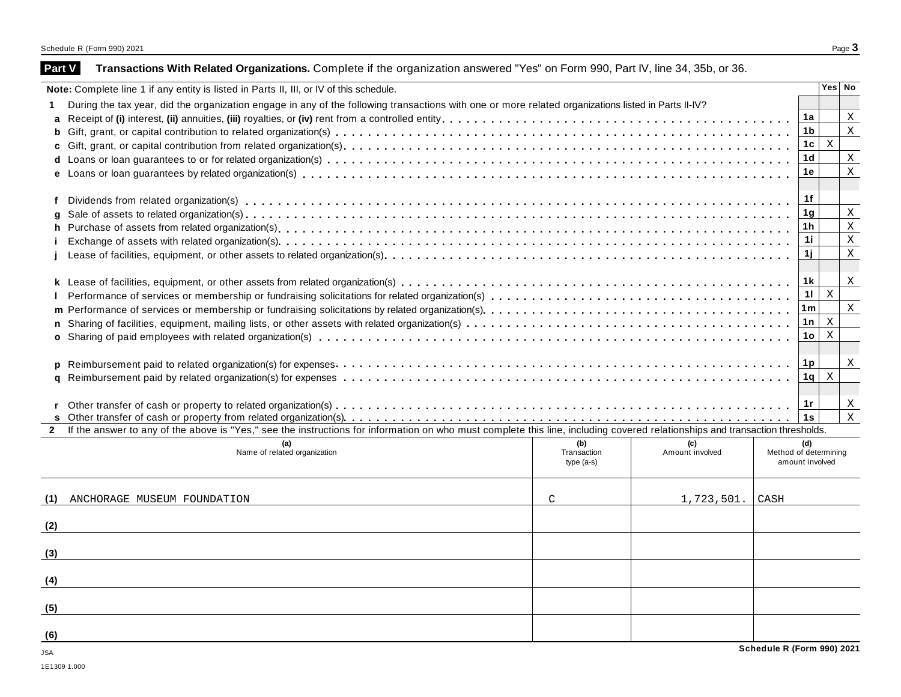## Part V Transactions With Related Organizations. Complete if the organization answered "Yes" on Form 990, Part IV, line 34, 35b, or 36.

**Note:** Complete line 1 if any entity is listed in Parts II, III, or IV of this schedule.

| | | | Yes | No |
|---|---|---|---|---|
| **1** | During the tax year, did the organization engage in any of the following transactions with one or more related organizations listed in Parts II-IV? | | | |
| **a** | Receipt of **(i)** interest, **(ii)** annuities, **(iii)** royalties, or **(iv)** rent from a controlled entity | 1a | | X |
| **b** | Gift, grant, or capital contribution to related organization(s) | 1b | | X |
| **c** | Gift, grant, or capital contribution from related organization(s) | 1c | X | |
| **d** | Loans or loan guarantees to or for related organization(s) | 1d | | X |
| **e** | Loans or loan guarantees by related organization(s) | 1e | | X |
| **f** | Dividends from related organization(s) | 1f | | |
| **g** | Sale of assets to related organization(s) | 1g | | X |
| **h** | Purchase of assets from related organization(s) | 1h | | X |
| **i** | Exchange of assets with related organization(s) | 1i | | X |
| **j** | Lease of facilities, equipment, or other assets to related organization(s) | 1j | | X |
| **k** | Lease of facilities, equipment, or other assets from related organization(s) | 1k | | X |
| **l** | Performance of services or membership or fundraising solicitations for related organization(s) | 1l | X | |
| **m** | Performance of services or membership or fundraising solicitations by related organization(s) | 1m | | X |
| **n** | Sharing of facilities, equipment, mailing lists, or other assets with related organization(s) | 1n | X | |
| **o** | Sharing of paid employees with related organization(s) | 1o | X | |
| **p** | Reimbursement paid to related organization(s) for expenses | 1p | | X |
| **q** | Reimbursement paid by related organization(s) for expenses | 1q | X | |
| **r** | Other transfer of cash or property to related organization(s) | 1r | | X |
| **s** | Other transfer of cash or property from related organization(s) | 1s | | X |

**2** If the answer to any of the above is "Yes," see the instructions for information on who must complete this line, including covered relationships and transaction thresholds.

| | (a) Name of related organization | (b) Transaction type (a-s) | (c) Amount involved | (d) Method of determining amount involved |
|---|---|---|---|---|
| (1) | ANCHORAGE MUSEUM FOUNDATION | C | 1,723,501. | CASH |
| (2) | | | | |
| (3) | | | | |
| (4) | | | | |
| (5) | | | | |
| (6) | | | | |

JSA

1E1309 1.000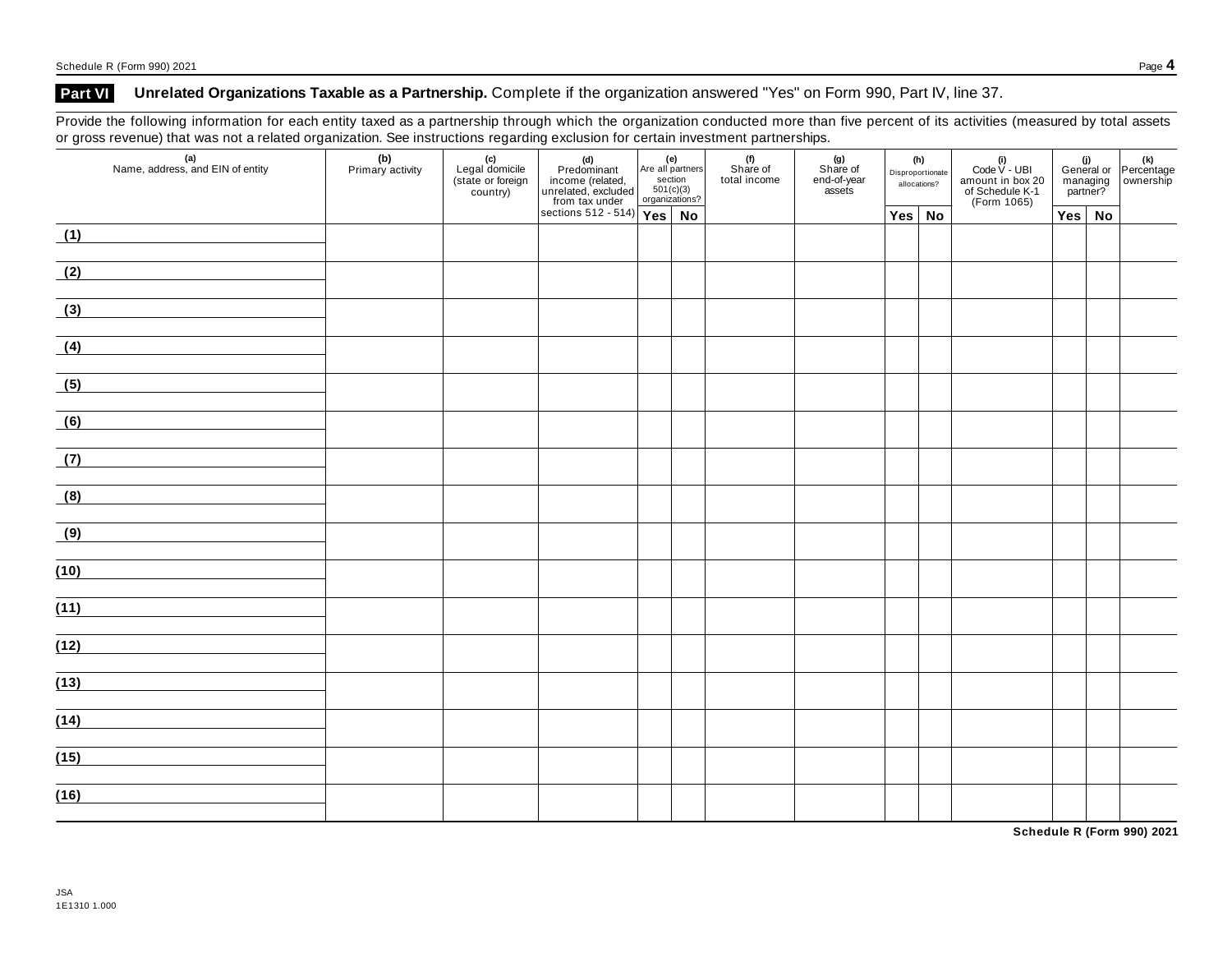## Part VI Unrelated Organizations Taxable as a Partnership. Complete if the organization answered "Yes" on Form 990, Part IV, line 37.

Provide the following information for each entity taxed as a partnership through which the organization conducted more than five percent of its activities (measured by total assets or gross revenue) that was not a related organization. See instructions regarding exclusion for certain investment partnerships.

| (a) Name, address, and EIN of entity | (b) Primary activity | (c) Legal domicile (state or foreign country) | (d) Predominant income (related, unrelated, excluded from tax under sections 512 - 514) | (e) Are all partners section 501(c)(3) organizations? | | (f) Share of total income | (g) Share of end-of-year assets | (h) Disproportionate allocations? | | (i) Code V - UBI amount in box 20 of Schedule K-1 (Form 1065) | (j) General or managing partner? | | (k) Percentage ownership |
|---|---|---|---|---|---|---|---|---|---|---|---|---|---|
| | | | | Yes | No | | | Yes | No | | Yes | No | |
| (1) | | | | | | | | | | | | | |
| (2) | | | | | | | | | | | | | |
| (3) | | | | | | | | | | | | | |
| (4) | | | | | | | | | | | | | |
| (5) | | | | | | | | | | | | | |
| (6) | | | | | | | | | | | | | |
| (7) | | | | | | | | | | | | | |
| (8) | | | | | | | | | | | | | |
| (9) | | | | | | | | | | | | | |
| (10) | | | | | | | | | | | | | |
| (11) | | | | | | | | | | | | | |
| (12) | | | | | | | | | | | | | |
| (13) | | | | | | | | | | | | | |
| (14) | | | | | | | | | | | | | |
| (15) | | | | | | | | | | | | | |
| (16) | | | | | | | | | | | | | |

**Schedule R (Form 990) 2021**

JSA
1E1310 1.000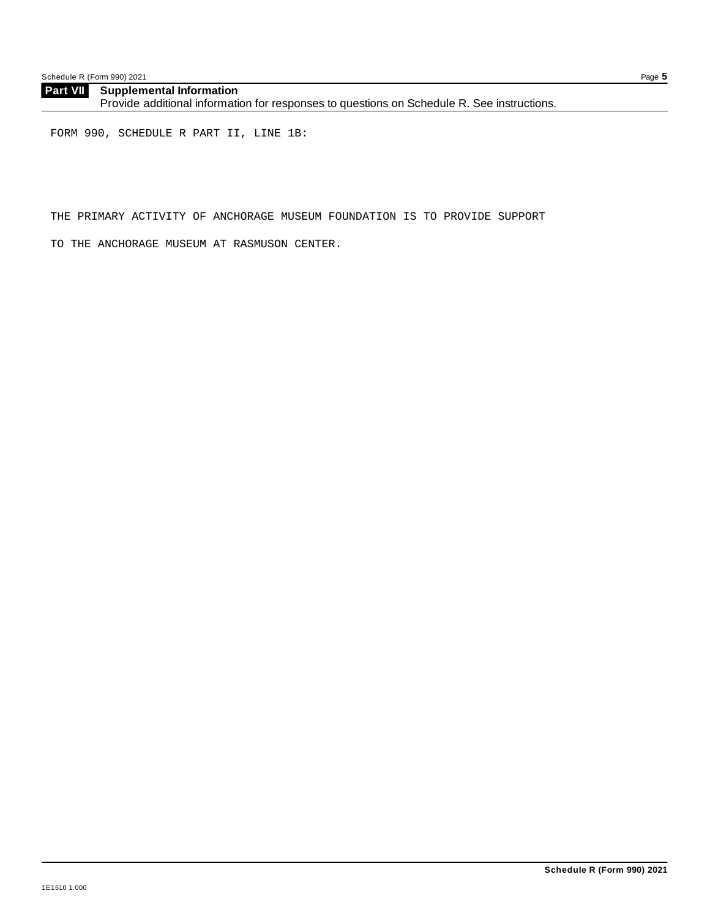## Part VII Supplemental Information

Provide additional information for responses to questions on Schedule R. See instructions.

FORM 990, SCHEDULE R PART II, LINE 1B:

THE PRIMARY ACTIVITY OF ANCHORAGE MUSEUM FOUNDATION IS TO PROVIDE SUPPORT TO THE ANCHORAGE MUSEUM AT RASMUSON CENTER.